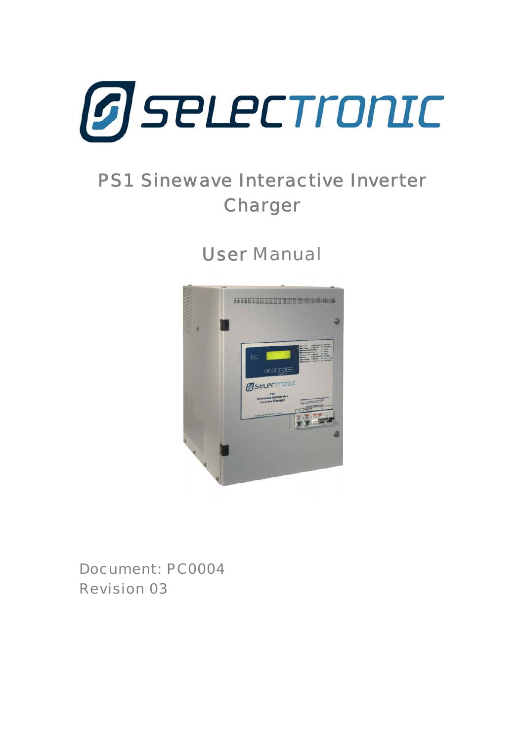# PS1 Sinewave Interactive Inverter Charger

## User Manual

Document: PC0004

Revision 03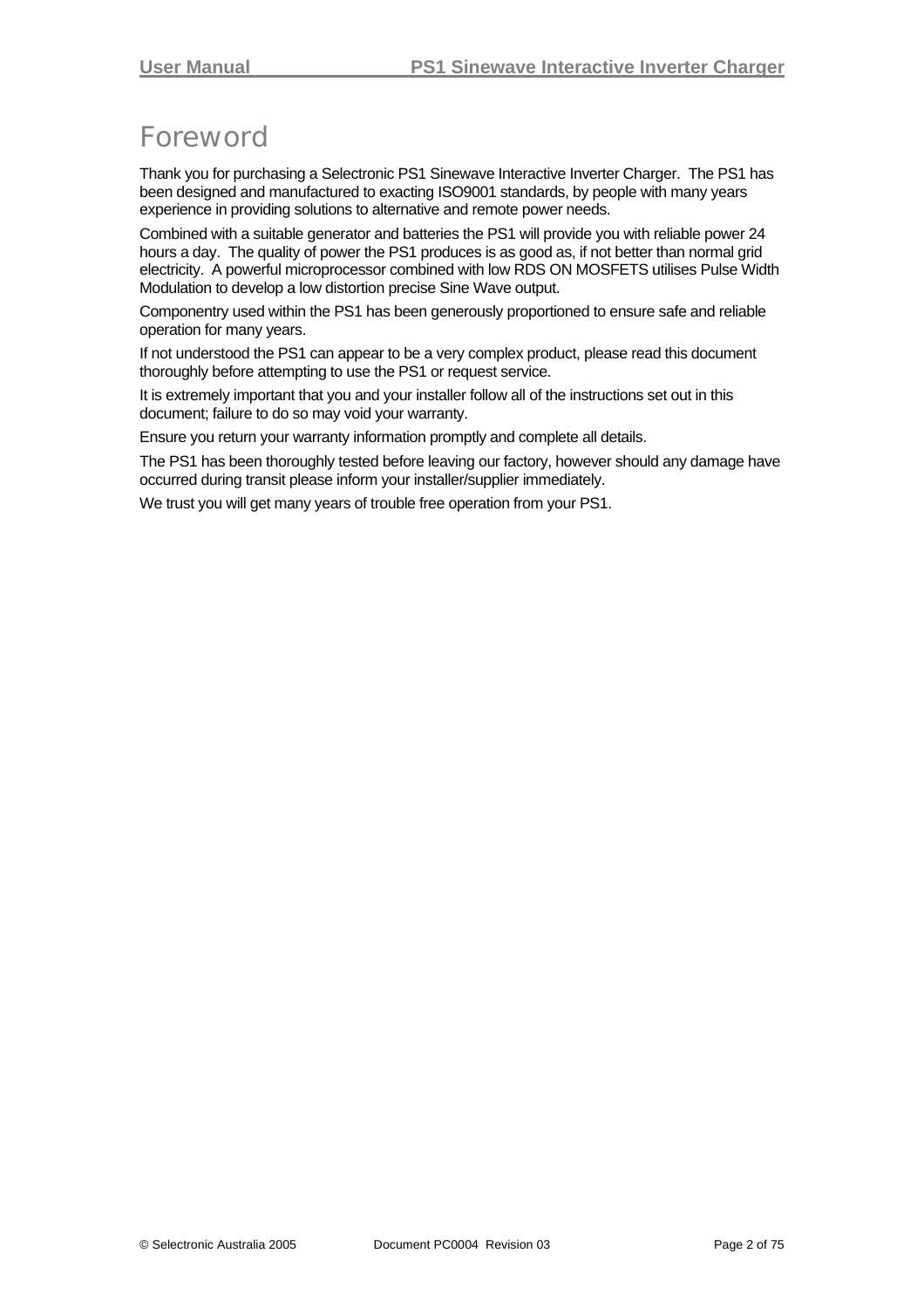# Foreword

Thank you for purchasing a Selectronic PS1 Sinewave Interactive Inverter Charger. The PS1 has been designed and manufactured to exacting ISO9001 standards, by people with many years experience in providing solutions to alternative and remote power needs.

Combined with a suitable generator and batteries the PS1 will provide you with reliable power 24 hours a day. The quality of power the PS1 produces is as good as, if not better than normal grid electricity. A powerful microprocessor combined with low RDS ON MOSFETS utilises Pulse Width Modulation to develop a low distortion precise Sine Wave output.

Componentry used within the PS1 has been generously proportioned to ensure safe and reliable operation for many years.

If not understood the PS1 can appear to be a very complex product, please read this document thoroughly before attempting to use the PS1 or request service.

It is extremely important that you and your installer follow all of the instructions set out in this document; failure to do so may void your warranty.

Ensure you return your warranty information promptly and complete all details.

The PS1 has been thoroughly tested before leaving our factory, however should any damage have occurred during transit please inform your installer/supplier immediately.

We trust you will get many years of trouble free operation from your PS1.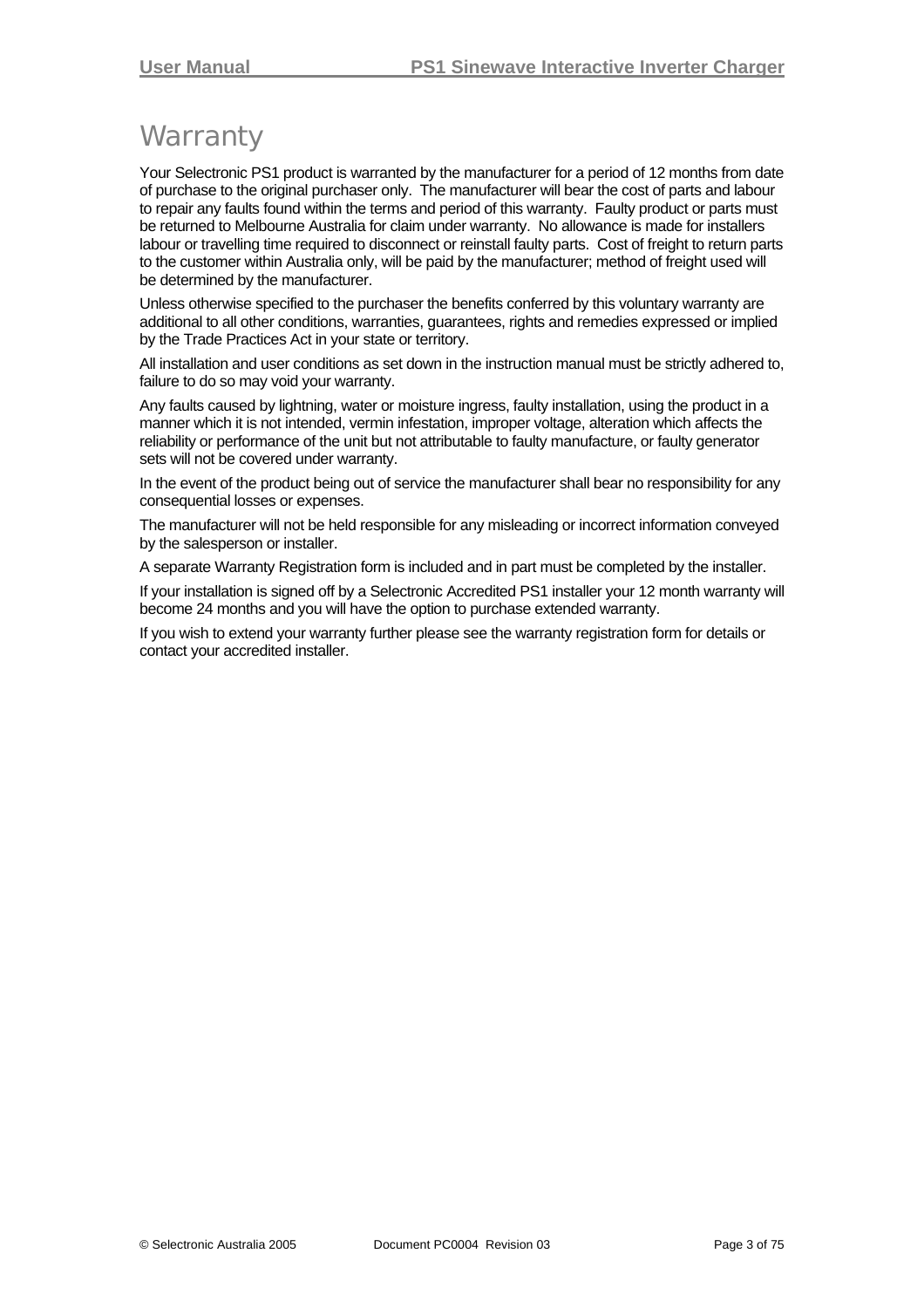# Warranty

Your Selectronic PS1 product is warranted by the manufacturer for a period of 12 months from date of purchase to the original purchaser only. The manufacturer will bear the cost of parts and labour to repair any faults found within the terms and period of this warranty. Faulty product or parts must be returned to Melbourne Australia for claim under warranty. No allowance is made for installers labour or travelling time required to disconnect or reinstall faulty parts. Cost of freight to return parts to the customer within Australia only, will be paid by the manufacturer; method of freight used will be determined by the manufacturer.

Unless otherwise specified to the purchaser the benefits conferred by this voluntary warranty are additional to all other conditions, warranties, guarantees, rights and remedies expressed or implied by the Trade Practices Act in your state or territory.

All installation and user conditions as set down in the instruction manual must be strictly adhered to, failure to do so may void your warranty.

Any faults caused by lightning, water or moisture ingress, faulty installation, using the product in a manner which it is not intended, vermin infestation, improper voltage, alteration which affects the reliability or performance of the unit but not attributable to faulty manufacture, or faulty generator sets will not be covered under warranty.

In the event of the product being out of service the manufacturer shall bear no responsibility for any consequential losses or expenses.

The manufacturer will not be held responsible for any misleading or incorrect information conveyed by the salesperson or installer.

A separate Warranty Registration form is included and in part must be completed by the installer.

If your installation is signed off by a Selectronic Accredited PS1 installer your 12 month warranty will become 24 months and you will have the option to purchase extended warranty.

If you wish to extend your warranty further please see the warranty registration form for details or contact your accredited installer.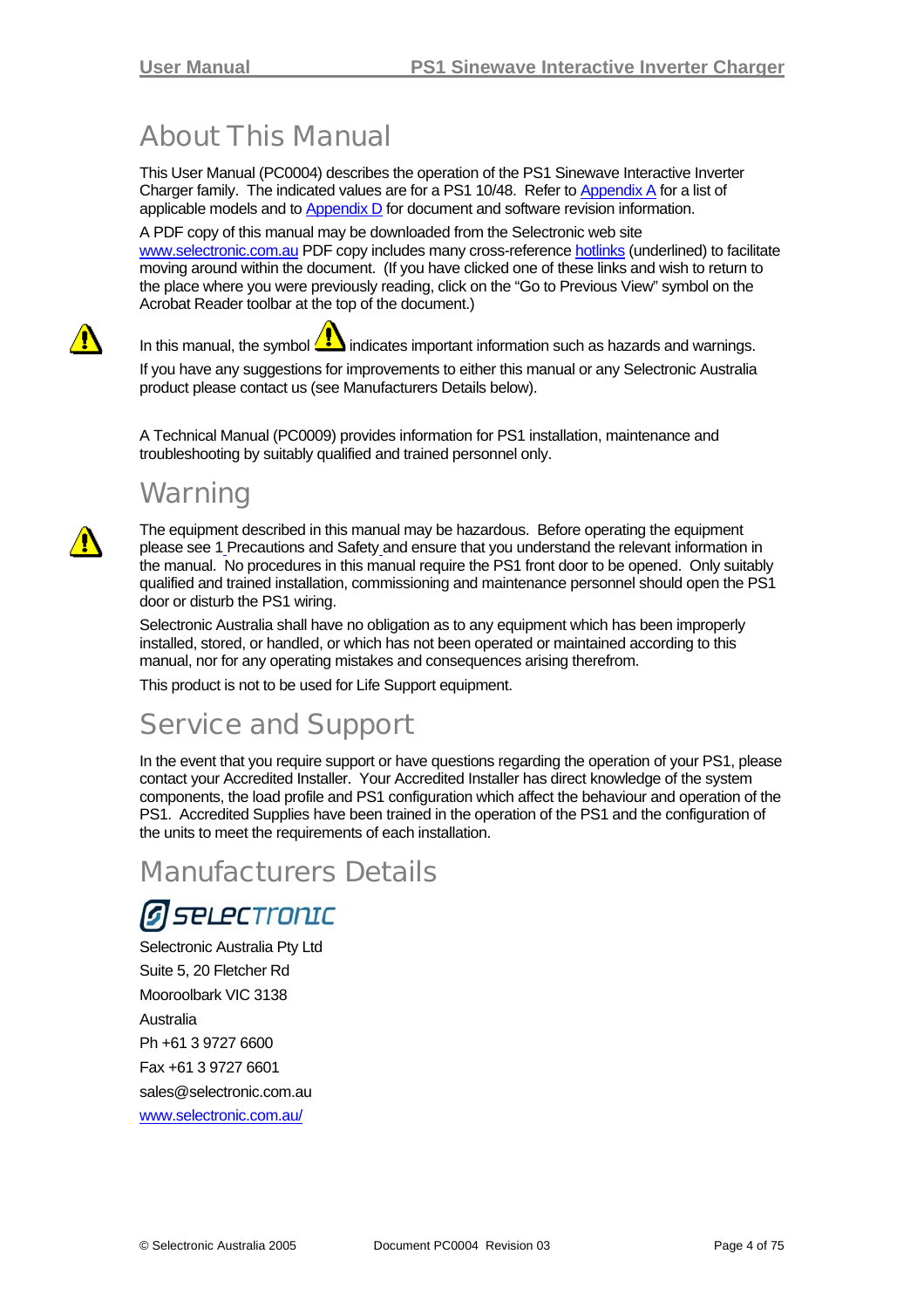# About This Manual

This User Manual (PC0004) describes the operation of the PS1 Sinewave Interactive Inverter Charger family. The indicated values are for a PS1 10/48. Refer to Appendix A for a list of applicable models and to Appendix D for document and software revision information.

A PDF copy of this manual may be downloaded from the Selectronic web site www.selectronic.com.au PDF copy includes many cross-reference hotlinks (underlined) to facilitate moving around within the document. (If you have clicked one of these links and wish to return to the place where you were previously reading, click on the "Go to Previous View" symbol on the Acrobat Reader toolbar at the top of the document.)

In this manual, the symbol ⚠ indicates important information such as hazards and warnings.

If you have any suggestions for improvements to either this manual or any Selectronic Australia product please contact us (see Manufacturers Details below).

A Technical Manual (PC0009) provides information for PS1 installation, maintenance and troubleshooting by suitably qualified and trained personnel only.

# Warning

The equipment described in this manual may be hazardous. Before operating the equipment please see 1 Precautions and Safety and ensure that you understand the relevant information in the manual. No procedures in this manual require the PS1 front door to be opened. Only suitably qualified and trained installation, commissioning and maintenance personnel should open the PS1 door or disturb the PS1 wiring.

Selectronic Australia shall have no obligation as to any equipment which has been improperly installed, stored, or handled, or which has not been operated or maintained according to this manual, nor for any operating mistakes and consequences arising therefrom.

This product is not to be used for Life Support equipment.

# Service and Support

In the event that you require support or have questions regarding the operation of your PS1, please contact your Accredited Installer. Your Accredited Installer has direct knowledge of the system components, the load profile and PS1 configuration which affect the behaviour and operation of the PS1. Accredited Supplies have been trained in the operation of the PS1 and the configuration of the units to meet the requirements of each installation.

# Manufacturers Details

SELECTRONIC

Selectronic Australia Pty Ltd

Suite 5, 20 Fletcher Rd

Mooroolbark VIC 3138

Australia

Ph +61 3 9727 6600

Fax +61 3 9727 6601

sales@selectronic.com.au

www.selectronic.com.au/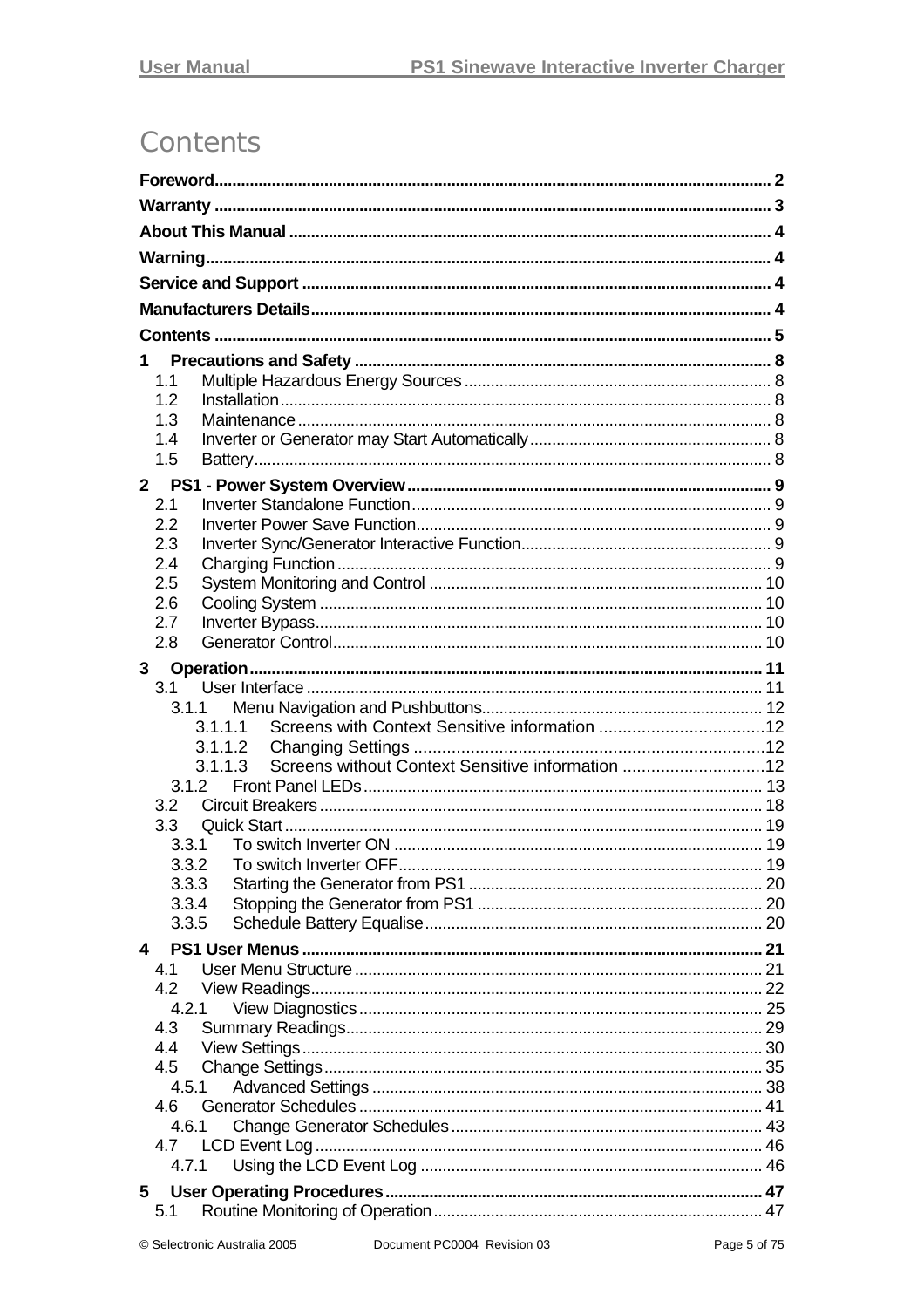# Contents

**Foreword** ..... 2

**Warranty** ..... 3

**About This Manual** ..... 4

**Warning** ..... 4

**Service and Support** ..... 4

**Manufacturers Details** ..... 4

**Contents** ..... 5

**1 Precautions and Safety** ..... 8
- 1.1 Multiple Hazardous Energy Sources ..... 8
- 1.2 Installation ..... 8
- 1.3 Maintenance ..... 8
- 1.4 Inverter or Generator may Start Automatically ..... 8
- 1.5 Battery ..... 8

**2 PS1 - Power System Overview** ..... 9
- 2.1 Inverter Standalone Function ..... 9
- 2.2 Inverter Power Save Function ..... 9
- 2.3 Inverter Sync/Generator Interactive Function ..... 9
- 2.4 Charging Function ..... 9
- 2.5 System Monitoring and Control ..... 10
- 2.6 Cooling System ..... 10
- 2.7 Inverter Bypass ..... 10
- 2.8 Generator Control ..... 10

**3 Operation** ..... 11
- 3.1 User Interface ..... 11
  - 3.1.1 Menu Navigation and Pushbuttons ..... 12
    - 3.1.1.1 Screens with Context Sensitive information ..... 12
    - 3.1.1.2 Changing Settings ..... 12
    - 3.1.1.3 Screens without Context Sensitive information ..... 12
  - 3.1.2 Front Panel LEDs ..... 13
- 3.2 Circuit Breakers ..... 18
- 3.3 Quick Start ..... 19
  - 3.3.1 To switch Inverter ON ..... 19
  - 3.3.2 To switch Inverter OFF ..... 19
  - 3.3.3 Starting the Generator from PS1 ..... 20
  - 3.3.4 Stopping the Generator from PS1 ..... 20
  - 3.3.5 Schedule Battery Equalise ..... 20

**4 PS1 User Menus** ..... 21
- 4.1 User Menu Structure ..... 21
- 4.2 View Readings ..... 22
  - 4.2.1 View Diagnostics ..... 25
- 4.3 Summary Readings ..... 29
- 4.4 View Settings ..... 30
- 4.5 Change Settings ..... 35
  - 4.5.1 Advanced Settings ..... 38
- 4.6 Generator Schedules ..... 41
  - 4.6.1 Change Generator Schedules ..... 43
- 4.7 LCD Event Log ..... 46
  - 4.7.1 Using the LCD Event Log ..... 46

**5 User Operating Procedures** ..... 47
- 5.1 Routine Monitoring of Operation ..... 47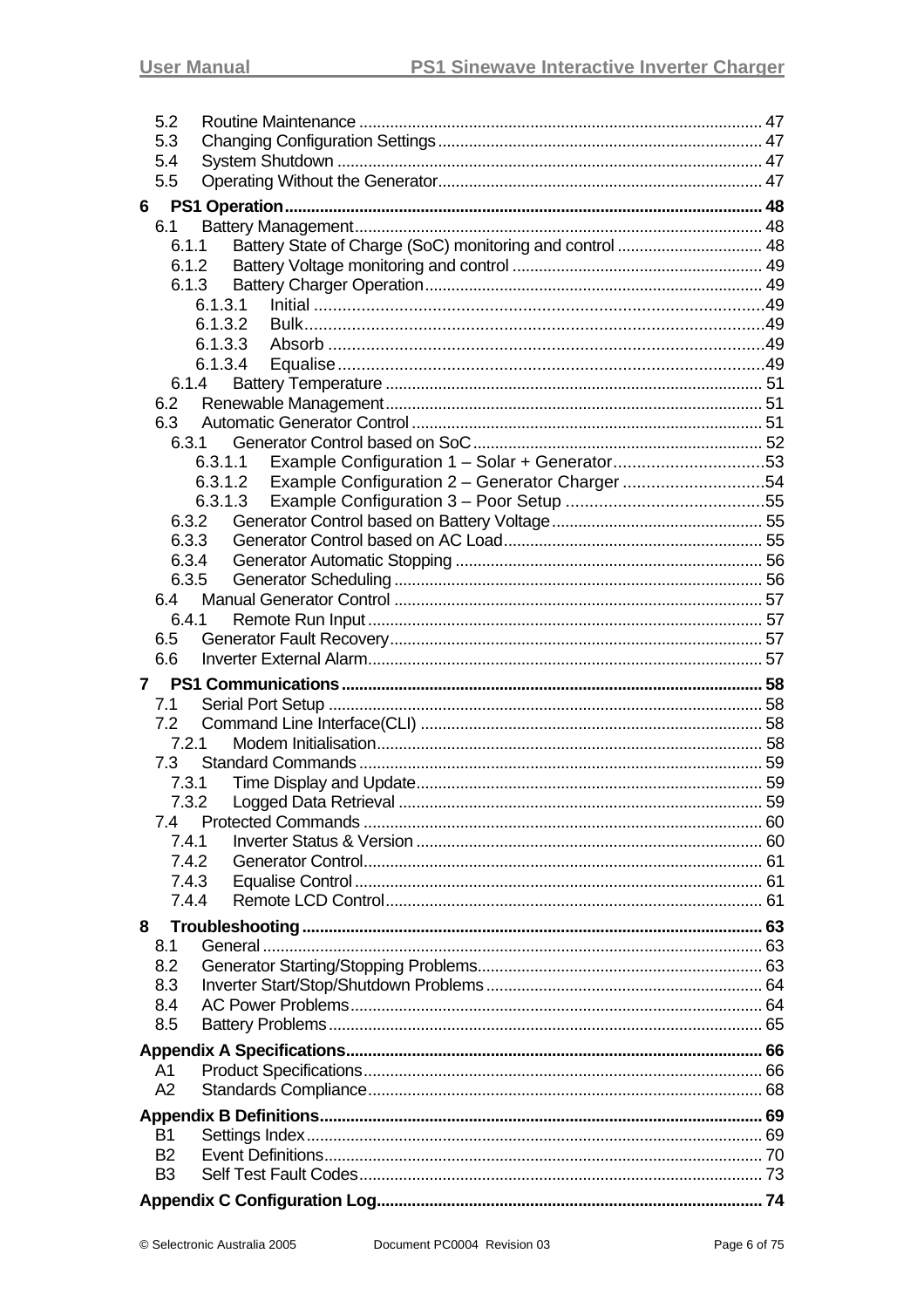- 5.2 Routine Maintenance ... 47
- 5.3 Changing Configuration Settings ... 47
- 5.4 System Shutdown ... 47
- 5.5 Operating Without the Generator ... 47

**6 PS1 Operation ... 48**

- 6.1 Battery Management ... 48
  - 6.1.1 Battery State of Charge (SoC) monitoring and control ... 48
  - 6.1.2 Battery Voltage monitoring and control ... 49
  - 6.1.3 Battery Charger Operation ... 49
    - 6.1.3.1 Initial ... 49
    - 6.1.3.2 Bulk ... 49
    - 6.1.3.3 Absorb ... 49
    - 6.1.3.4 Equalise ... 49
  - 6.1.4 Battery Temperature ... 51
- 6.2 Renewable Management ... 51
- 6.3 Automatic Generator Control ... 51
  - 6.3.1 Generator Control based on SoC ... 52
    - 6.3.1.1 Example Configuration 1 – Solar + Generator ... 53
    - 6.3.1.2 Example Configuration 2 – Generator Charger ... 54
    - 6.3.1.3 Example Configuration 3 – Poor Setup ... 55
  - 6.3.2 Generator Control based on Battery Voltage ... 55
  - 6.3.3 Generator Control based on AC Load ... 55
  - 6.3.4 Generator Automatic Stopping ... 56
  - 6.3.5 Generator Scheduling ... 56
- 6.4 Manual Generator Control ... 57
  - 6.4.1 Remote Run Input ... 57
- 6.5 Generator Fault Recovery ... 57
- 6.6 Inverter External Alarm ... 57

**7 PS1 Communications ... 58**

- 7.1 Serial Port Setup ... 58
- 7.2 Command Line Interface(CLI) ... 58
  - 7.2.1 Modem Initialisation ... 58
- 7.3 Standard Commands ... 59
  - 7.3.1 Time Display and Update ... 59
  - 7.3.2 Logged Data Retrieval ... 59
- 7.4 Protected Commands ... 60
  - 7.4.1 Inverter Status & Version ... 60
  - 7.4.2 Generator Control ... 61
  - 7.4.3 Equalise Control ... 61
  - 7.4.4 Remote LCD Control ... 61

**8 Troubleshooting ... 63**

- 8.1 General ... 63
- 8.2 Generator Starting/Stopping Problems ... 63
- 8.3 Inverter Start/Stop/Shutdown Problems ... 64
- 8.4 AC Power Problems ... 64
- 8.5 Battery Problems ... 65

**Appendix A Specifications ... 66**

- A1 Product Specifications ... 66
- A2 Standards Compliance ... 68

**Appendix B Definitions ... 69**

- B1 Settings Index ... 69
- B2 Event Definitions ... 70
- B3 Self Test Fault Codes ... 73

**Appendix C Configuration Log ... 74**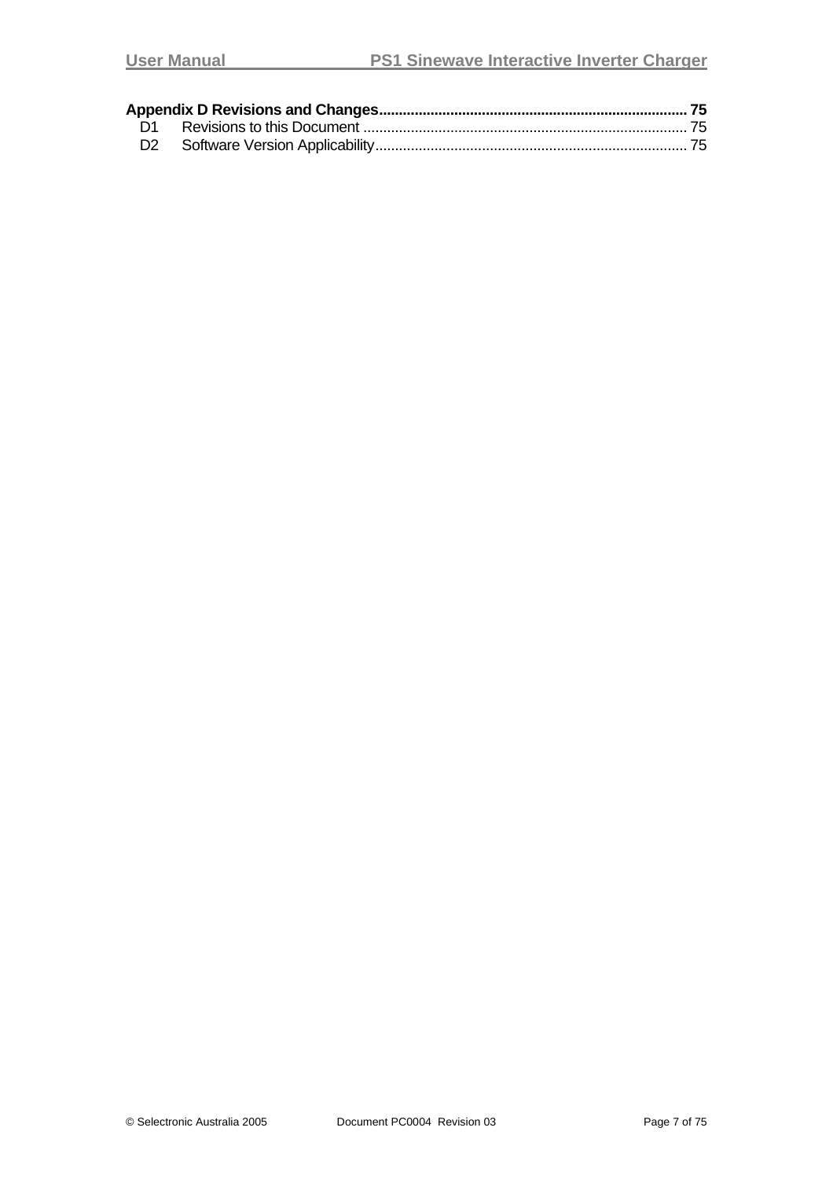**Appendix D Revisions and Changes** ........................................................................ **75**

D1 Revisions to this Document ................................................................................. 75

D2 Software Version Applicability .............................................................................. 75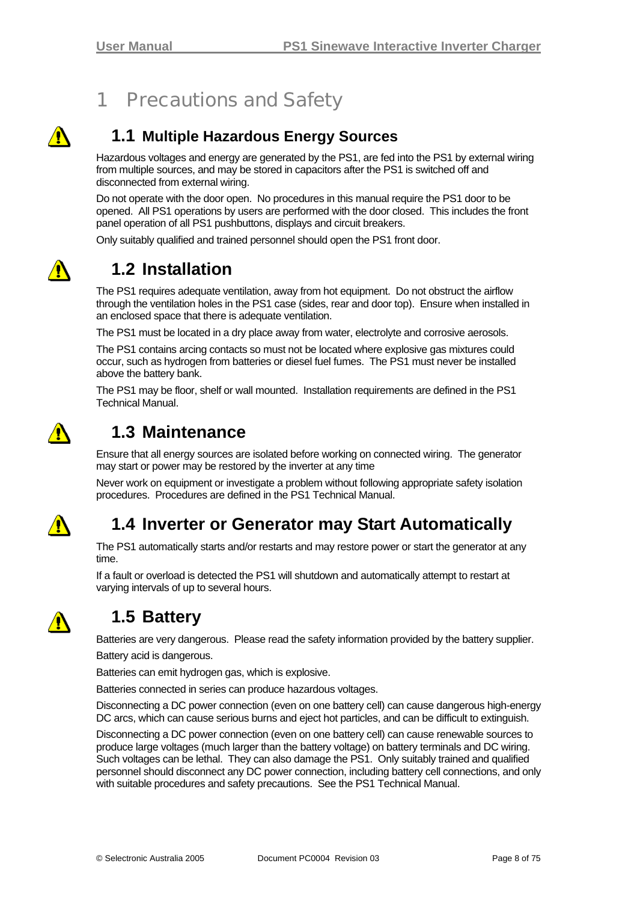# 1 Precautions and Safety

## 1.1 Multiple Hazardous Energy Sources

Hazardous voltages and energy are generated by the PS1, are fed into the PS1 by external wiring from multiple sources, and may be stored in capacitors after the PS1 is switched off and disconnected from external wiring.

Do not operate with the door open. No procedures in this manual require the PS1 door to be opened. All PS1 operations by users are performed with the door closed. This includes the front panel operation of all PS1 pushbuttons, displays and circuit breakers.

Only suitably qualified and trained personnel should open the PS1 front door.

## 1.2 Installation

The PS1 requires adequate ventilation, away from hot equipment. Do not obstruct the airflow through the ventilation holes in the PS1 case (sides, rear and door top). Ensure when installed in an enclosed space that there is adequate ventilation.

The PS1 must be located in a dry place away from water, electrolyte and corrosive aerosols.

The PS1 contains arcing contacts so must not be located where explosive gas mixtures could occur, such as hydrogen from batteries or diesel fuel fumes. The PS1 must never be installed above the battery bank.

The PS1 may be floor, shelf or wall mounted. Installation requirements are defined in the PS1 Technical Manual.

## 1.3 Maintenance

Ensure that all energy sources are isolated before working on connected wiring. The generator may start or power may be restored by the inverter at any time

Never work on equipment or investigate a problem without following appropriate safety isolation procedures. Procedures are defined in the PS1 Technical Manual.

## 1.4 Inverter or Generator may Start Automatically

The PS1 automatically starts and/or restarts and may restore power or start the generator at any time.

If a fault or overload is detected the PS1 will shutdown and automatically attempt to restart at varying intervals of up to several hours.

## 1.5 Battery

Batteries are very dangerous. Please read the safety information provided by the battery supplier.

Battery acid is dangerous.

Batteries can emit hydrogen gas, which is explosive.

Batteries connected in series can produce hazardous voltages.

Disconnecting a DC power connection (even on one battery cell) can cause dangerous high-energy DC arcs, which can cause serious burns and eject hot particles, and can be difficult to extinguish.

Disconnecting a DC power connection (even on one battery cell) can cause renewable sources to produce large voltages (much larger than the battery voltage) on battery terminals and DC wiring. Such voltages can be lethal. They can also damage the PS1. Only suitably trained and qualified personnel should disconnect any DC power connection, including battery cell connections, and only with suitable procedures and safety precautions. See the PS1 Technical Manual.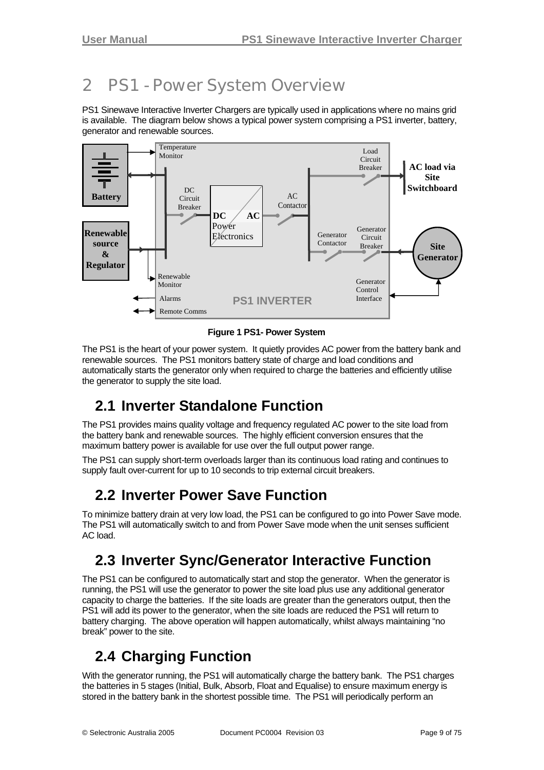# 2 PS1 - Power System Overview

PS1 Sinewave Interactive Inverter Chargers are typically used in applications where no mains grid is available. The diagram below shows a typical power system comprising a PS1 inverter, battery, generator and renewable sources.

Figure 1 PS1- Power System

The PS1 is the heart of your power system. It quietly provides AC power from the battery bank and renewable sources. The PS1 monitors battery state of charge and load conditions and automatically starts the generator only when required to charge the batteries and efficiently utilise the generator to supply the site load.

## 2.1 Inverter Standalone Function

The PS1 provides mains quality voltage and frequency regulated AC power to the site load from the battery bank and renewable sources. The highly efficient conversion ensures that the maximum battery power is available for use over the full output power range.

The PS1 can supply short-term overloads larger than its continuous load rating and continues to supply fault over-current for up to 10 seconds to trip external circuit breakers.

## 2.2 Inverter Power Save Function

To minimize battery drain at very low load, the PS1 can be configured to go into Power Save mode. The PS1 will automatically switch to and from Power Save mode when the unit senses sufficient AC load.

## 2.3 Inverter Sync/Generator Interactive Function

The PS1 can be configured to automatically start and stop the generator. When the generator is running, the PS1 will use the generator to power the site load plus use any additional generator capacity to charge the batteries. If the site loads are greater than the generators output, then the PS1 will add its power to the generator, when the site loads are reduced the PS1 will return to battery charging. The above operation will happen automatically, whilst always maintaining "no break" power to the site.

## 2.4 Charging Function

With the generator running, the PS1 will automatically charge the battery bank. The PS1 charges the batteries in 5 stages (Initial, Bulk, Absorb, Float and Equalise) to ensure maximum energy is stored in the battery bank in the shortest possible time. The PS1 will periodically perform an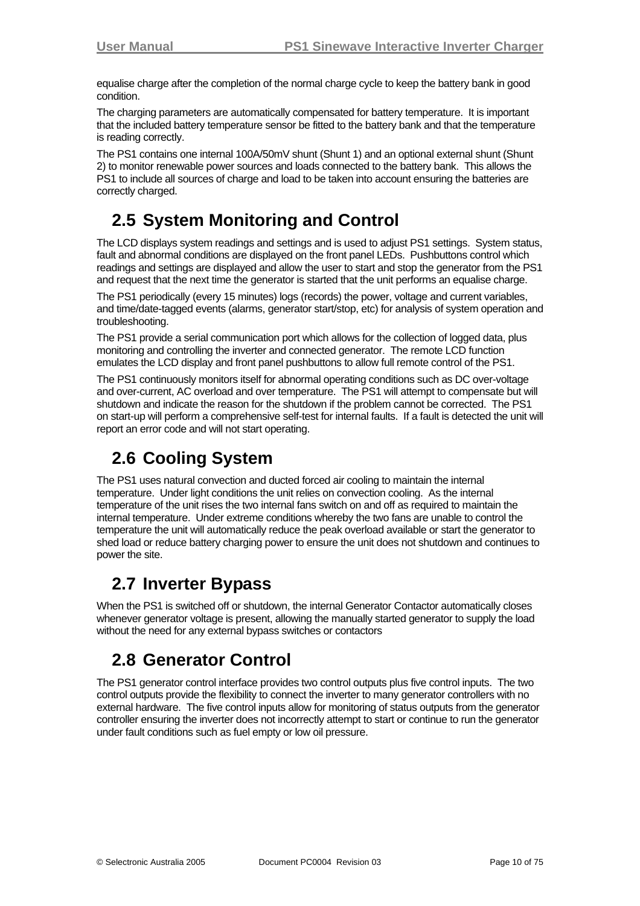equalise charge after the completion of the normal charge cycle to keep the battery bank in good condition.

The charging parameters are automatically compensated for battery temperature. It is important that the included battery temperature sensor be fitted to the battery bank and that the temperature is reading correctly.

The PS1 contains one internal 100A/50mV shunt (Shunt 1) and an optional external shunt (Shunt 2) to monitor renewable power sources and loads connected to the battery bank. This allows the PS1 to include all sources of charge and load to be taken into account ensuring the batteries are correctly charged.

## 2.5 System Monitoring and Control

The LCD displays system readings and settings and is used to adjust PS1 settings. System status, fault and abnormal conditions are displayed on the front panel LEDs. Pushbuttons control which readings and settings are displayed and allow the user to start and stop the generator from the PS1 and request that the next time the generator is started that the unit performs an equalise charge.

The PS1 periodically (every 15 minutes) logs (records) the power, voltage and current variables, and time/date-tagged events (alarms, generator start/stop, etc) for analysis of system operation and troubleshooting.

The PS1 provide a serial communication port which allows for the collection of logged data, plus monitoring and controlling the inverter and connected generator. The remote LCD function emulates the LCD display and front panel pushbuttons to allow full remote control of the PS1.

The PS1 continuously monitors itself for abnormal operating conditions such as DC over-voltage and over-current, AC overload and over temperature. The PS1 will attempt to compensate but will shutdown and indicate the reason for the shutdown if the problem cannot be corrected. The PS1 on start-up will perform a comprehensive self-test for internal faults. If a fault is detected the unit will report an error code and will not start operating.

## 2.6 Cooling System

The PS1 uses natural convection and ducted forced air cooling to maintain the internal temperature. Under light conditions the unit relies on convection cooling. As the internal temperature of the unit rises the two internal fans switch on and off as required to maintain the internal temperature. Under extreme conditions whereby the two fans are unable to control the temperature the unit will automatically reduce the peak overload available or start the generator to shed load or reduce battery charging power to ensure the unit does not shutdown and continues to power the site.

## 2.7 Inverter Bypass

When the PS1 is switched off or shutdown, the internal Generator Contactor automatically closes whenever generator voltage is present, allowing the manually started generator to supply the load without the need for any external bypass switches or contactors

## 2.8 Generator Control

The PS1 generator control interface provides two control outputs plus five control inputs. The two control outputs provide the flexibility to connect the inverter to many generator controllers with no external hardware. The five control inputs allow for monitoring of status outputs from the generator controller ensuring the inverter does not incorrectly attempt to start or continue to run the generator under fault conditions such as fuel empty or low oil pressure.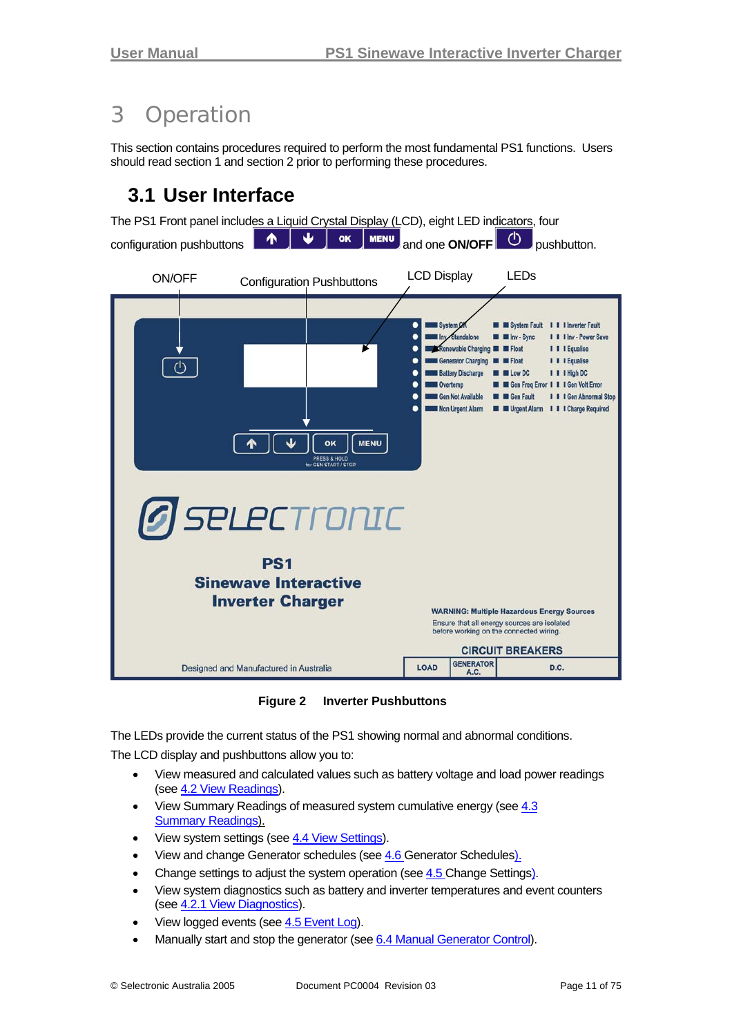# 3 Operation

This section contains procedures required to perform the most fundamental PS1 functions. Users should read section 1 and section 2 prior to performing these procedures.

## 3.1 User Interface

The PS1 Front panel includes a Liquid Crystal Display (LCD), eight LED indicators, four configuration pushbuttons ↑ ↓ OK MENU and one **ON/OFF** ⏻ pushbutton.

**Figure 2 Inverter Pushbuttons**

The LEDs provide the current status of the PS1 showing normal and abnormal conditions.

The LCD display and pushbuttons allow you to:

- View measured and calculated values such as battery voltage and load power readings (see 4.2 View Readings).
- View Summary Readings of measured system cumulative energy (see 4.3 Summary Readings).
- View system settings (see 4.4 View Settings).
- View and change Generator schedules (see 4.6 Generator Schedules).
- Change settings to adjust the system operation (see 4.5 Change Settings).
- View system diagnostics such as battery and inverter temperatures and event counters (see 4.2.1 View Diagnostics).
- View logged events (see 4.5 Event Log).
- Manually start and stop the generator (see 6.4 Manual Generator Control).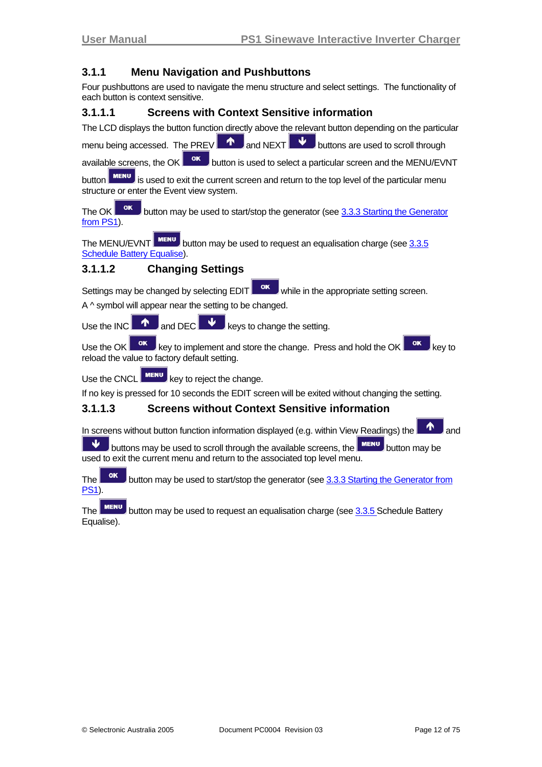## 3.1.1 Menu Navigation and Pushbuttons

Four pushbuttons are used to navigate the menu structure and select settings. The functionality of each button is context sensitive.

### 3.1.1.1 Screens with Context Sensitive information

The LCD displays the button function directly above the relevant button depending on the particular menu being accessed. The PREV ↑ and NEXT ↓ buttons are used to scroll through available screens, the OK button is used to select a particular screen and the MENU/EVNT button MENU is used to exit the current screen and return to the top level of the particular menu structure or enter the Event view system.

The OK button may be used to start/stop the generator (see 3.3.3 Starting the Generator from PS1).

The MENU/EVNT MENU button may be used to request an equalisation charge (see 3.3.5 Schedule Battery Equalise).

### 3.1.1.2 Changing Settings

Settings may be changed by selecting EDIT OK while in the appropriate setting screen.

A ^ symbol will appear near the setting to be changed.

Use the INC ↑ and DEC ↓ keys to change the setting.

Use the OK key to implement and store the change. Press and hold the OK key to reload the value to factory default setting.

Use the CNCL MENU key to reject the change.

If no key is pressed for 10 seconds the EDIT screen will be exited without changing the setting.

### 3.1.1.3 Screens without Context Sensitive information

In screens without button function information displayed (e.g. within View Readings) the ↑ and ↓ buttons may be used to scroll through the available screens, the MENU button may be used to exit the current menu and return to the associated top level menu.

The OK button may be used to start/stop the generator (see 3.3.3 Starting the Generator from PS1).

The MENU button may be used to request an equalisation charge (see 3.3.5 Schedule Battery Equalise).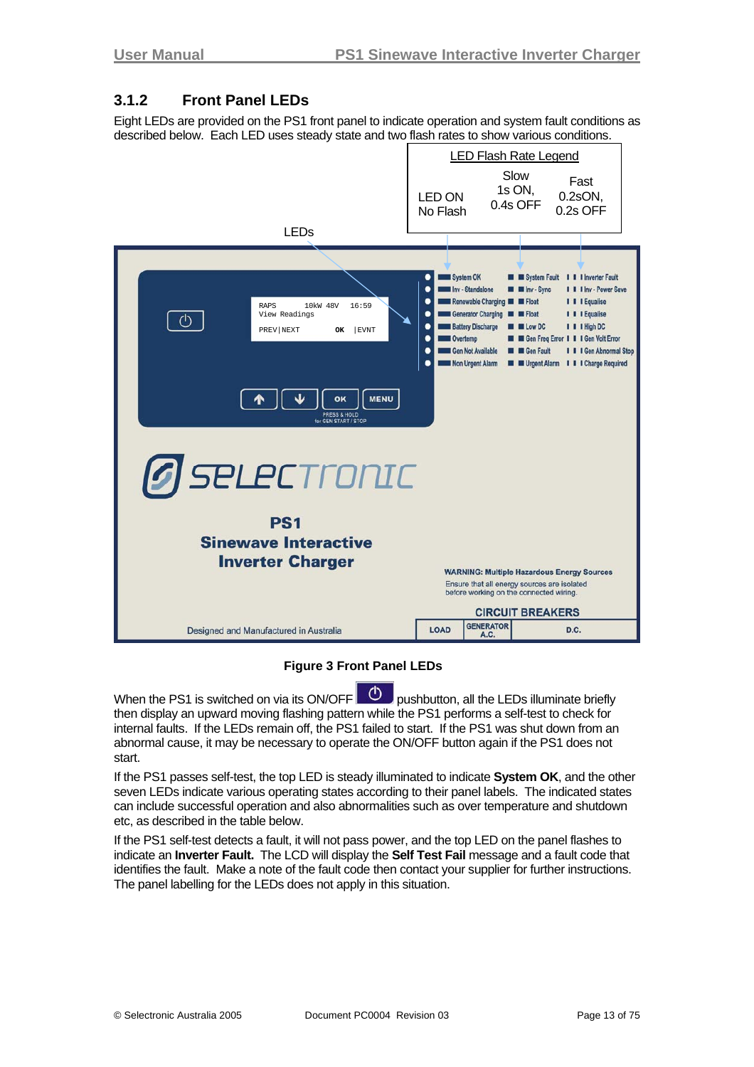### 3.1.2 Front Panel LEDs

Eight LEDs are provided on the PS1 front panel to indicate operation and system fault conditions as described below. Each LED uses steady state and two flash rates to show various conditions.

| LED Flash Rate Legend | | |
|---|---|---|
| LED ON No Flash | Slow 1s ON, 0.4s OFF | Fast 0.2sON, 0.2s OFF |

LEDs

| LED ON No Flash | Slow | Fast |
|---|---|---|
| System OK | System Fault | Inverter Fault |
| Inv - Standalone | Inv - Sync | Inv - Power Save |
| Renewable Charging | Float | Equalise |
| Generator Charging | Float | Equalise |
| Battery Discharge | Low DC | High DC |
| Overtemp | Gen Freq Error | Gen Volt Error |
| Gen Not Available | Gen Fault | Gen Abnormal Stop |
| Non Urgent Alarm | Urgent Alarm | Charge Required |

```
RAPS        10kW 48V    16:59
View Readings

PREV|NEXT         OK   |EVNT
```

OK MENU
PRESS & HOLD for GEN START / STOP

selectronic

**PS1**
**Sinewave Interactive Inverter Charger**

**WARNING: Multiple Hazardous Energy Sources**
Ensure that all energy sources are isolated before working on the connected wiring.

**CIRCUIT BREAKERS**
LOAD | GENERATOR A.C. | D.C.

Designed and Manufactured in Australia

**Figure 3 Front Panel LEDs**

When the PS1 is switched on via its ON/OFF ⏻ pushbutton, all the LEDs illuminate briefly then display an upward moving flashing pattern while the PS1 performs a self-test to check for internal faults. If the LEDs remain off, the PS1 failed to start. If the PS1 was shut down from an abnormal cause, it may be necessary to operate the ON/OFF button again if the PS1 does not start.

If the PS1 passes self-test, the top LED is steady illuminated to indicate **System OK**, and the other seven LEDs indicate various operating states according to their panel labels. The indicated states can include successful operation and also abnormalities such as over temperature and shutdown etc, as described in the table below.

If the PS1 self-test detects a fault, it will not pass power, and the top LED on the panel flashes to indicate an **Inverter Fault.** The LCD will display the **Self Test Fail** message and a fault code that identifies the fault. Make a note of the fault code then contact your supplier for further instructions. The panel labelling for the LEDs does not apply in this situation.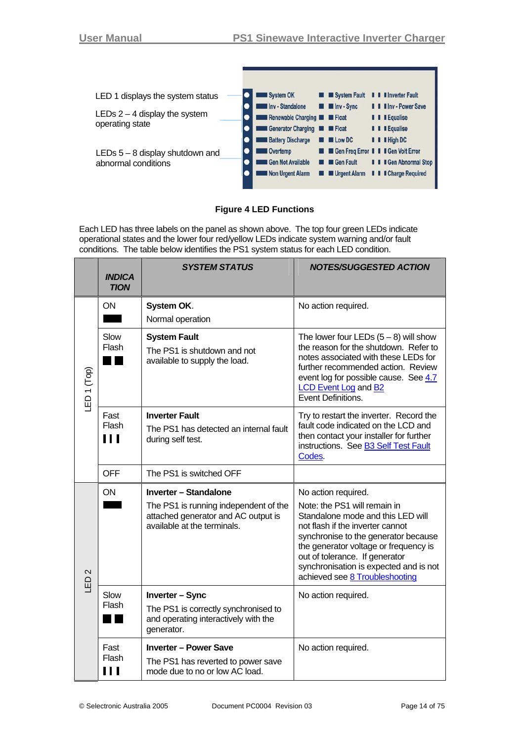LED 1 displays the system status

LEDs 2 – 4 display the system operating state

LEDs 5 – 8 display shutdown and abnormal conditions

| | ON | Slow Flash | Fast Flash |
|---|---|---|---|
| LED 1 | System OK | System Fault | Inverter Fault |
| LED 2 | Inv - Standalone | Inv - Sync | Inv - Power Save |
| LED 3 | Renewable Charging | Float | Equalise |
| LED 4 | Generator Charging | Float | Equalise |
| LED 5 | Battery Discharge | Low DC | High DC |
| LED 6 | Overtemp | Gen Freq Error | Gen Volt Error |
| LED 7 | Gen Not Available | Gen Fault | Gen Abnormal Stop |
| LED 8 | Non Urgent Alarm | Urgent Alarm | Charge Required |

**Figure 4 LED Functions**

Each LED has three labels on the panel as shown above. The top four green LEDs indicate operational states and the lower four red/yellow LEDs indicate system warning and/or fault conditions. The table below identifies the PS1 system status for each LED condition.

| | *INDICATION* | *SYSTEM STATUS* | *NOTES/SUGGESTED ACTION* |
|---|---|---|---|
| LED 1 (Top) | ON ▬ | **System OK**. Normal operation | No action required. |
| | Slow Flash ■ ■ | **System Fault** The PS1 is shutdown and not available to supply the load. | The lower four LEDs (5 – 8) will show the reason for the shutdown. Refer to notes associated with these LEDs for further recommended action. Review event log for possible cause. See 4.7 LCD Event Log and B2 Event Definitions. |
| | Fast Flash ▌▌▌ | **Inverter Fault** The PS1 has detected an internal fault during self test. | Try to restart the inverter. Record the fault code indicated on the LCD and then contact your installer for further instructions. See B3 Self Test Fault Codes. |
| | OFF | The PS1 is switched OFF | |
| LED 2 | ON ▬ | **Inverter – Standalone** The PS1 is running independent of the attached generator and AC output is available at the terminals. | No action required. Note: the PS1 will remain in Standalone mode and this LED will not flash if the inverter cannot synchronise to the generator because the generator voltage or frequency is out of tolerance. If generator synchronisation is expected and is not achieved see 8 Troubleshooting |
| | Slow Flash ■ ■ | **Inverter – Sync** The PS1 is correctly synchronised to and operating interactively with the generator. | No action required. |
| | Fast Flash ▌▌▌ | **Inverter – Power Save** The PS1 has reverted to power save mode due to no or low AC load. | No action required. |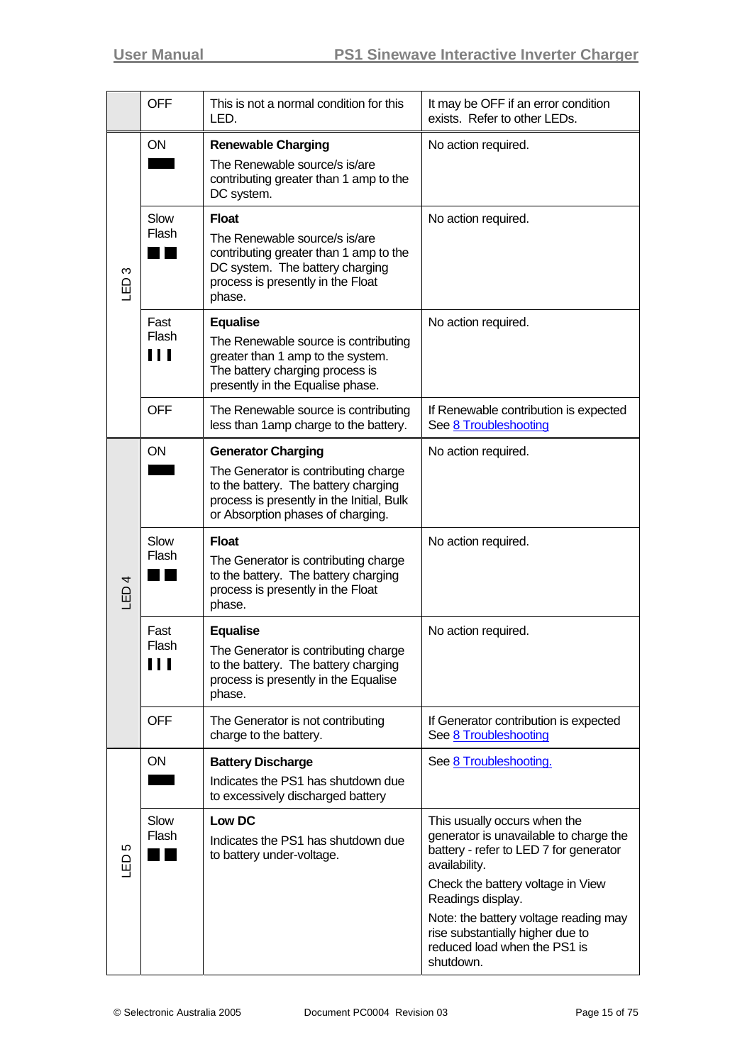| | | | |
|---|---|---|---|
| | OFF | This is not a normal condition for this LED. | It may be OFF if an error condition exists. Refer to other LEDs. |
| LED 3 | ON ▬ | **Renewable Charging**<br>The Renewable source/s is/are contributing greater than 1 amp to the DC system. | No action required. |
| | Slow Flash ■ ■ | **Float**<br>The Renewable source/s is/are contributing greater than 1 amp to the DC system. The battery charging process is presently in the Float phase. | No action required. |
| | Fast Flash ❙❙❙ | **Equalise**<br>The Renewable source is contributing greater than 1 amp to the system. The battery charging process is presently in the Equalise phase. | No action required. |
| | OFF | The Renewable source is contributing less than 1amp charge to the battery. | If Renewable contribution is expected See 8 Troubleshooting |
| LED 4 | ON ▬ | **Generator Charging**<br>The Generator is contributing charge to the battery. The battery charging process is presently in the Initial, Bulk or Absorption phases of charging. | No action required. |
| | Slow Flash ■ ■ | **Float**<br>The Generator is contributing charge to the battery. The battery charging process is presently in the Float phase. | No action required. |
| | Fast Flash ❙❙❙ | **Equalise**<br>The Generator is contributing charge to the battery. The battery charging process is presently in the Equalise phase. | No action required. |
| | OFF | The Generator is not contributing charge to the battery. | If Generator contribution is expected See 8 Troubleshooting |
| LED 5 | ON ▬ | **Battery Discharge**<br>Indicates the PS1 has shutdown due to excessively discharged battery | See 8 Troubleshooting. |
| | Slow Flash ■ ■ | **Low DC**<br>Indicates the PS1 has shutdown due to battery under-voltage. | This usually occurs when the generator is unavailable to charge the battery - refer to LED 7 for generator availability.<br>Check the battery voltage in View Readings display.<br>Note: the battery voltage reading may rise substantially higher due to reduced load when the PS1 is shutdown. |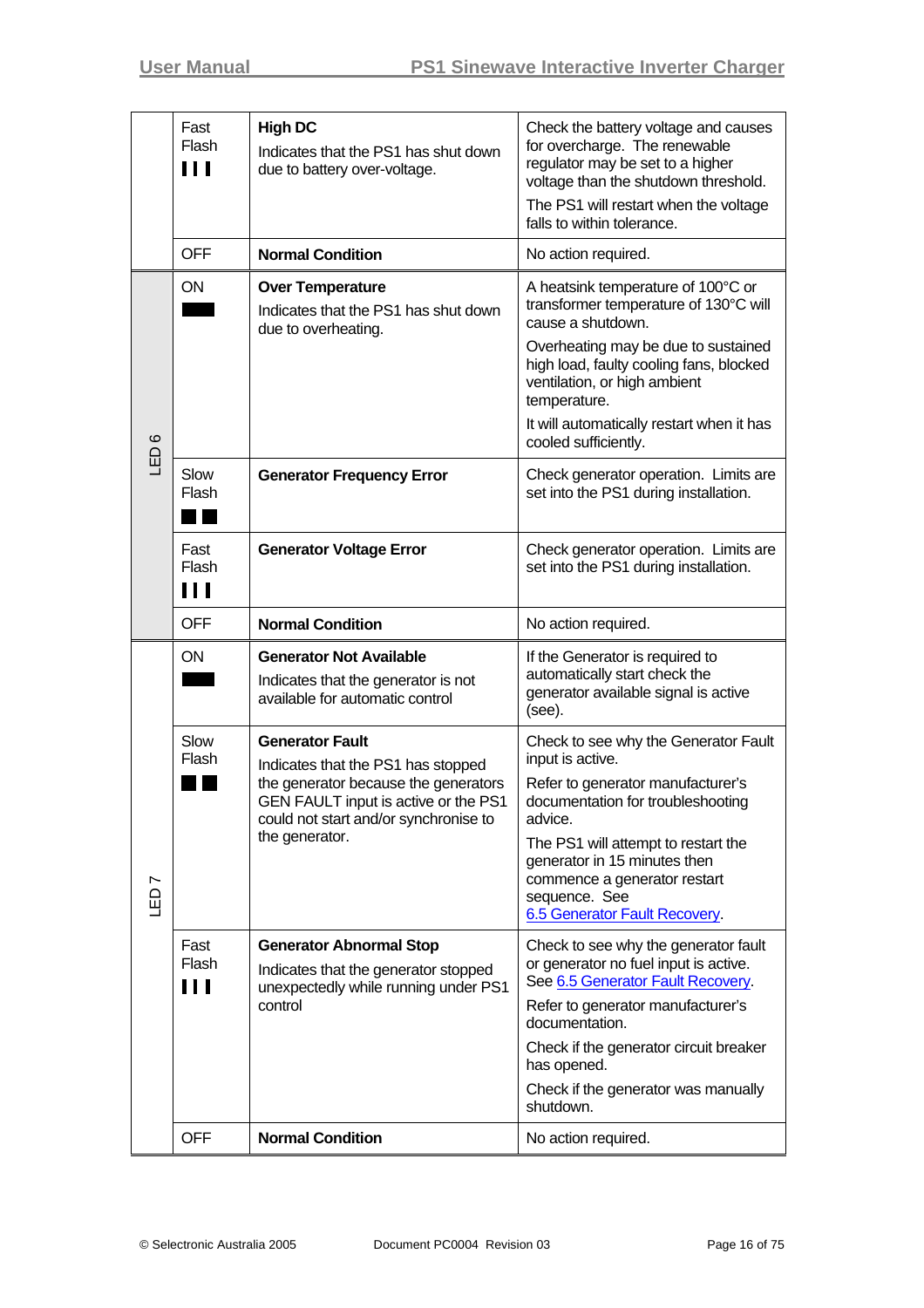| | | | |
|---|---|---|---|
| | Fast Flash ▌▌▌ | **High DC**<br>Indicates that the PS1 has shut down due to battery over-voltage. | Check the battery voltage and causes for overcharge. The renewable regulator may be set to a higher voltage than the shutdown threshold.<br>The PS1 will restart when the voltage falls to within tolerance. |
| | OFF | **Normal Condition** | No action required. |
| LED 6 | ON ▬ | **Over Temperature**<br>Indicates that the PS1 has shut down due to overheating. | A heatsink temperature of 100°C or transformer temperature of 130°C will cause a shutdown.<br>Overheating may be due to sustained high load, faulty cooling fans, blocked ventilation, or high ambient temperature.<br>It will automatically restart when it has cooled sufficiently. |
| LED 6 | Slow Flash ■ ■ | **Generator Frequency Error** | Check generator operation. Limits are set into the PS1 during installation. |
| LED 6 | Fast Flash ▌▌▌ | **Generator Voltage Error** | Check generator operation. Limits are set into the PS1 during installation. |
| LED 6 | OFF | **Normal Condition** | No action required. |
| LED 7 | ON ▬ | **Generator Not Available**<br>Indicates that the generator is not available for automatic control | If the Generator is required to automatically start check the generator available signal is active (see). |
| LED 7 | Slow Flash ■ ■ | **Generator Fault**<br>Indicates that the PS1 has stopped the generator because the generators GEN FAULT input is active or the PS1 could not start and/or synchronise to the generator. | Check to see why the Generator Fault input is active.<br>Refer to generator manufacturer's documentation for troubleshooting advice.<br>The PS1 will attempt to restart the generator in 15 minutes then commence a generator restart sequence. See 6.5 Generator Fault Recovery. |
| LED 7 | Fast Flash ▌▌▌ | **Generator Abnormal Stop**<br>Indicates that the generator stopped unexpectedly while running under PS1 control | Check to see why the generator fault or generator no fuel input is active. See 6.5 Generator Fault Recovery.<br>Refer to generator manufacturer's documentation.<br>Check if the generator circuit breaker has opened.<br>Check if the generator was manually shutdown. |
| LED 7 | OFF | **Normal Condition** | No action required. |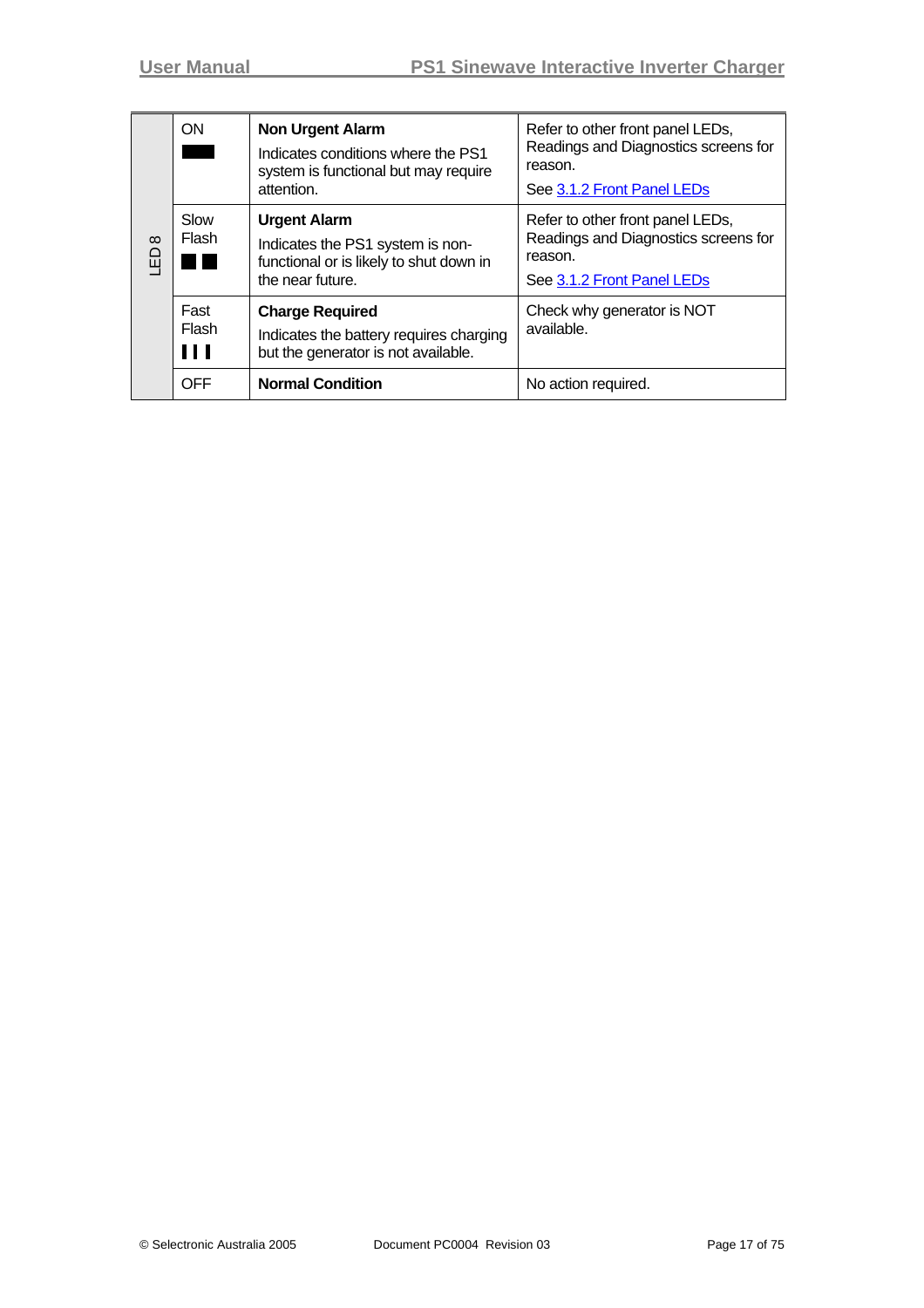| | | | |
|---|---|---|---|
| LED 8 | ON | **Non Urgent Alarm**<br>Indicates conditions where the PS1 system is functional but may require attention. | Refer to other front panel LEDs, Readings and Diagnostics screens for reason.<br>See 3.1.2 Front Panel LEDs |
| | Slow Flash | **Urgent Alarm**<br>Indicates the PS1 system is non-functional or is likely to shut down in the near future. | Refer to other front panel LEDs, Readings and Diagnostics screens for reason.<br>See 3.1.2 Front Panel LEDs |
| | Fast Flash | **Charge Required**<br>Indicates the battery requires charging but the generator is not available. | Check why generator is NOT available. |
| | OFF | **Normal Condition** | No action required. |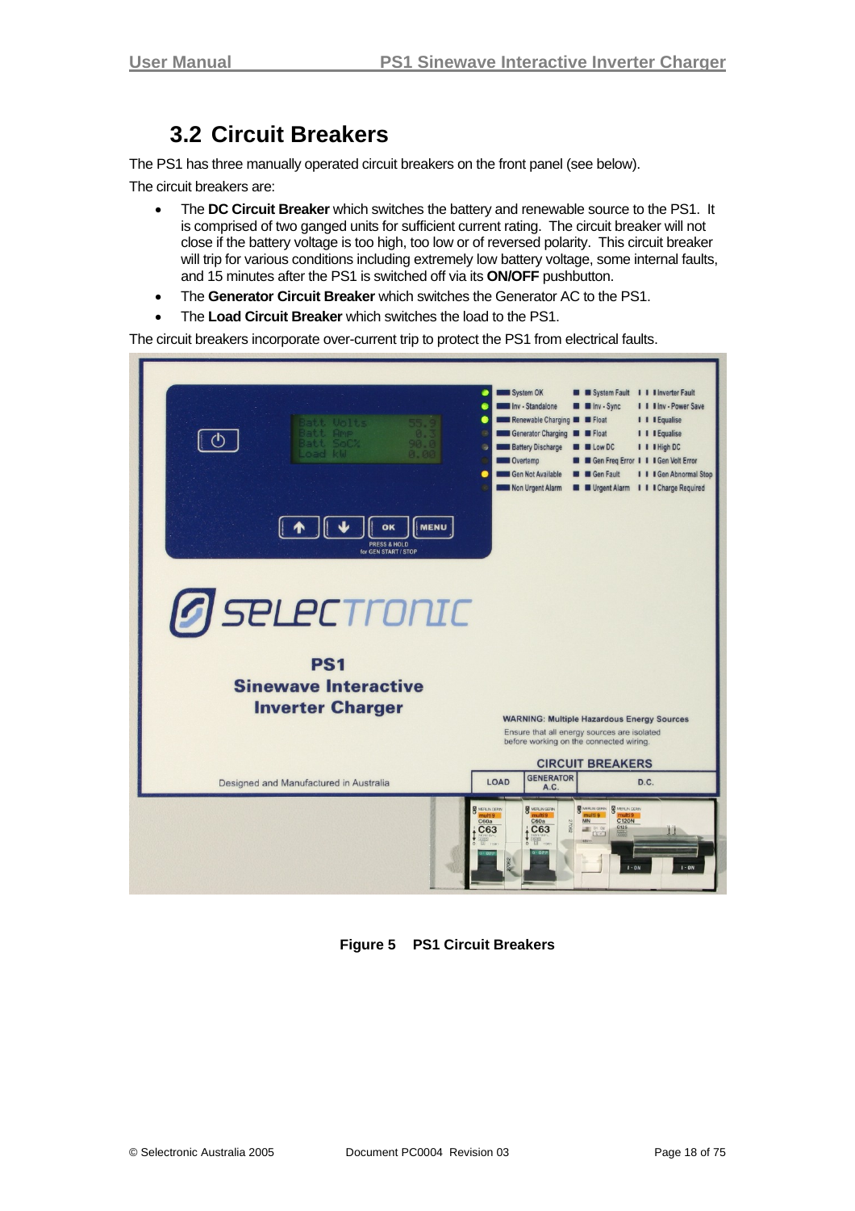## 3.2 Circuit Breakers

The PS1 has three manually operated circuit breakers on the front panel (see below).

The circuit breakers are:

- The **DC Circuit Breaker** which switches the battery and renewable source to the PS1. It is comprised of two ganged units for sufficient current rating. The circuit breaker will not close if the battery voltage is too high, too low or of reversed polarity. This circuit breaker will trip for various conditions including extremely low battery voltage, some internal faults, and 15 minutes after the PS1 is switched off via its **ON/OFF** pushbutton.
- The **Generator Circuit Breaker** which switches the Generator AC to the PS1.
- The **Load Circuit Breaker** which switches the load to the PS1.

The circuit breakers incorporate over-current trip to protect the PS1 from electrical faults.

**Figure 5 PS1 Circuit Breakers**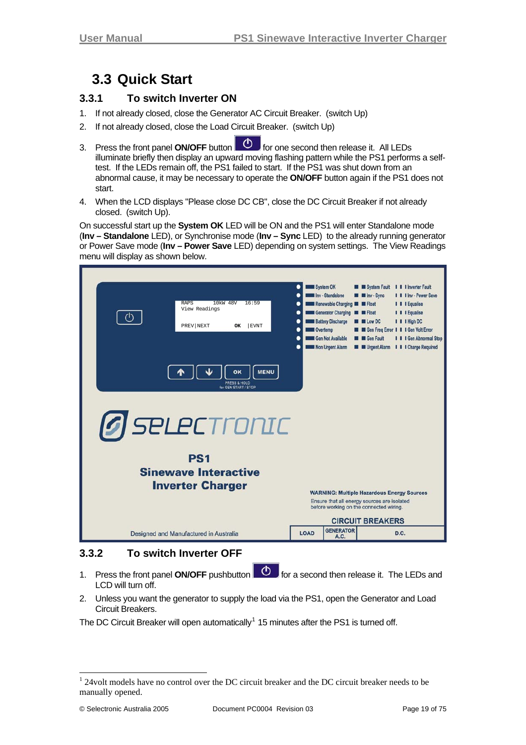## 3.3 Quick Start

### 3.3.1 To switch Inverter ON

1. If not already closed, close the Generator AC Circuit Breaker. (switch Up)
2. If not already closed, close the Load Circuit Breaker. (switch Up)
3. Press the front panel **ON/OFF** button for one second then release it. All LEDs illuminate briefly then display an upward moving flashing pattern while the PS1 performs a self-test. If the LEDs remain off, the PS1 failed to start. If the PS1 was shut down from an abnormal cause, it may be necessary to operate the **ON/OFF** button again if the PS1 does not start.
4. When the LCD displays "Please close DC CB", close the DC Circuit Breaker if not already closed. (switch Up).

On successful start up the **System OK** LED will be ON and the PS1 will enter Standalone mode (**Inv – Standalone** LED), or Synchronise mode (**Inv – Sync** LED) to the already running generator or Power Save mode (**Inv – Power Save** LED) depending on system settings. The View Readings menu will display as shown below.

### 3.3.2 To switch Inverter OFF

1. Press the front panel **ON/OFF** pushbutton for a second then release it. The LEDs and LCD will turn off.
2. Unless you want the generator to supply the load via the PS1, open the Generator and Load Circuit Breakers.

The DC Circuit Breaker will open automatically[1] 15 minutes after the PS1 is turned off.

---

[1] 24volt models have no control over the DC circuit breaker and the DC circuit breaker needs to be manually opened.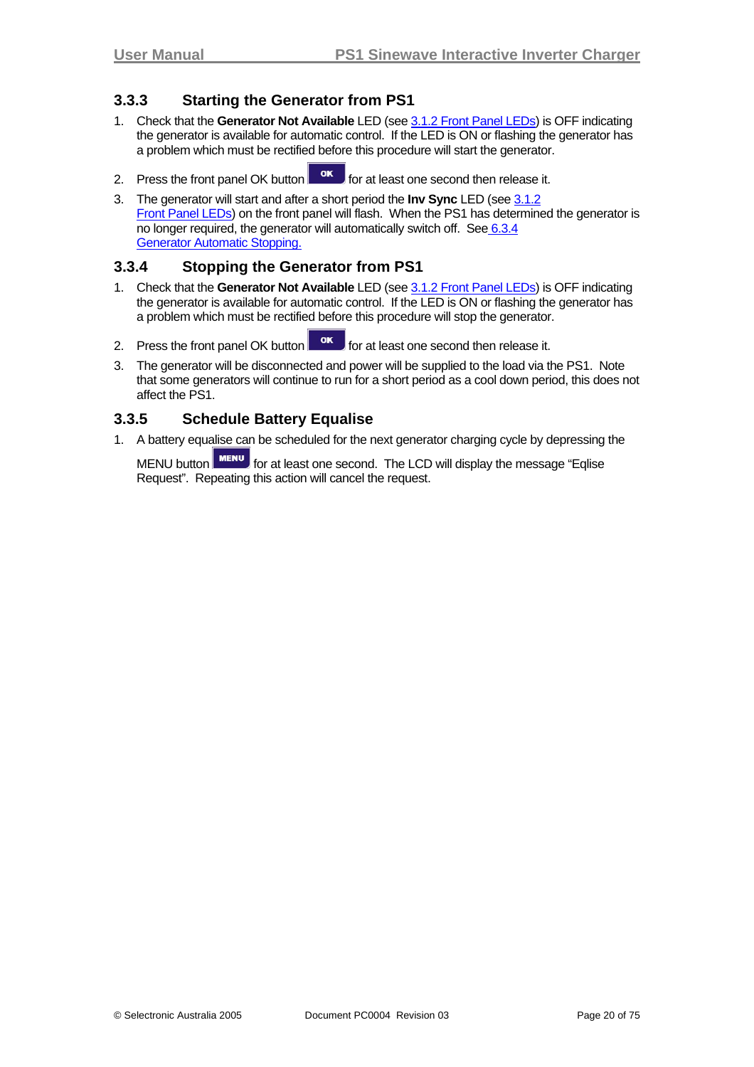### 3.3.3 Starting the Generator from PS1

1. Check that the **Generator Not Available** LED (see 3.1.2 Front Panel LEDs) is OFF indicating the generator is available for automatic control. If the LED is ON or flashing the generator has a problem which must be rectified before this procedure will start the generator.
2. Press the front panel OK button OK for at least one second then release it.
3. The generator will start and after a short period the **Inv Sync** LED (see 3.1.2 Front Panel LEDs) on the front panel will flash. When the PS1 has determined the generator is no longer required, the generator will automatically switch off. See 6.3.4 Generator Automatic Stopping.

### 3.3.4 Stopping the Generator from PS1

1. Check that the **Generator Not Available** LED (see 3.1.2 Front Panel LEDs) is OFF indicating the generator is available for automatic control. If the LED is ON or flashing the generator has a problem which must be rectified before this procedure will stop the generator.
2. Press the front panel OK button OK for at least one second then release it.
3. The generator will be disconnected and power will be supplied to the load via the PS1. Note that some generators will continue to run for a short period as a cool down period, this does not affect the PS1.

### 3.3.5 Schedule Battery Equalise

1. A battery equalise can be scheduled for the next generator charging cycle by depressing the MENU button MENU for at least one second. The LCD will display the message "Eqlise Request". Repeating this action will cancel the request.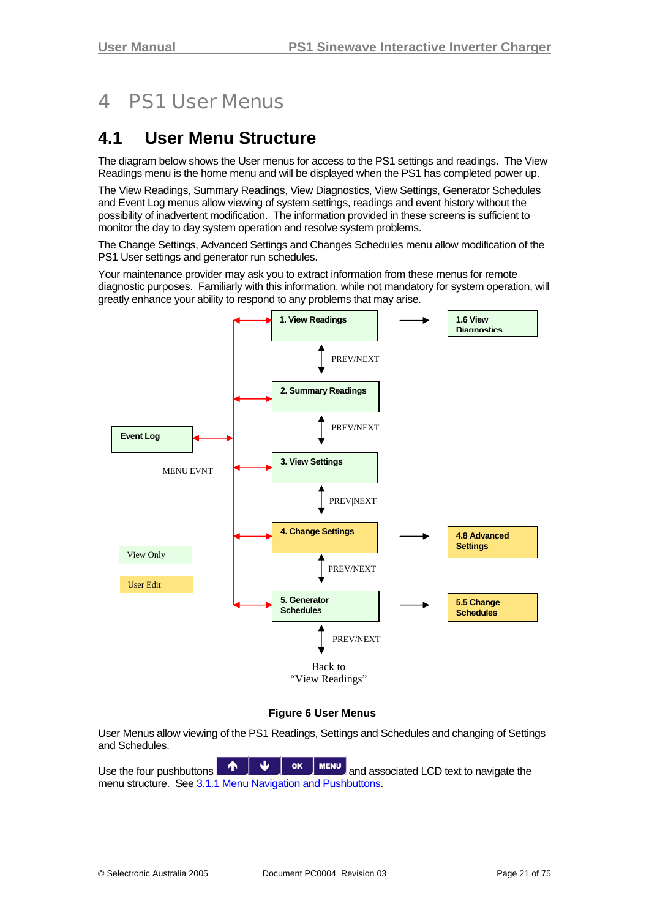# 4 PS1 User Menus

## 4.1 User Menu Structure

The diagram below shows the User menus for access to the PS1 settings and readings. The View Readings menu is the home menu and will be displayed when the PS1 has completed power up.

The View Readings, Summary Readings, View Diagnostics, View Settings, Generator Schedules and Event Log menus allow viewing of system settings, readings and event history without the possibility of inadvertent modification. The information provided in these screens is sufficient to monitor the day to day system operation and resolve system problems.

The Change Settings, Advanced Settings and Changes Schedules menu allow modification of the PS1 User settings and generator run schedules.

Your maintenance provider may ask you to extract information from these menus for remote diagnostic purposes. Familiarly with this information, while not mandatory for system operation, will greatly enhance your ability to respond to any problems that may arise.

1. View Readings → 1.6 View Diagnostics

PREV/NEXT

2. Summary Readings

PREV/NEXT

Event Log ↔ (MENU|EVNT|)

3. View Settings

PREV|NEXT

4. Change Settings → 4.8 Advanced Settings

PREV/NEXT

5. Generator Schedules → 5.5 Change Schedules

PREV/NEXT

Back to "View Readings"

View Only

User Edit

**Figure 6 User Menus**

User Menus allow viewing of the PS1 Readings, Settings and Schedules and changing of Settings and Schedules.

Use the four pushbuttons [↑] [↓] [OK] [MENU] and associated LCD text to navigate the menu structure. See 3.1.1 Menu Navigation and Pushbuttons.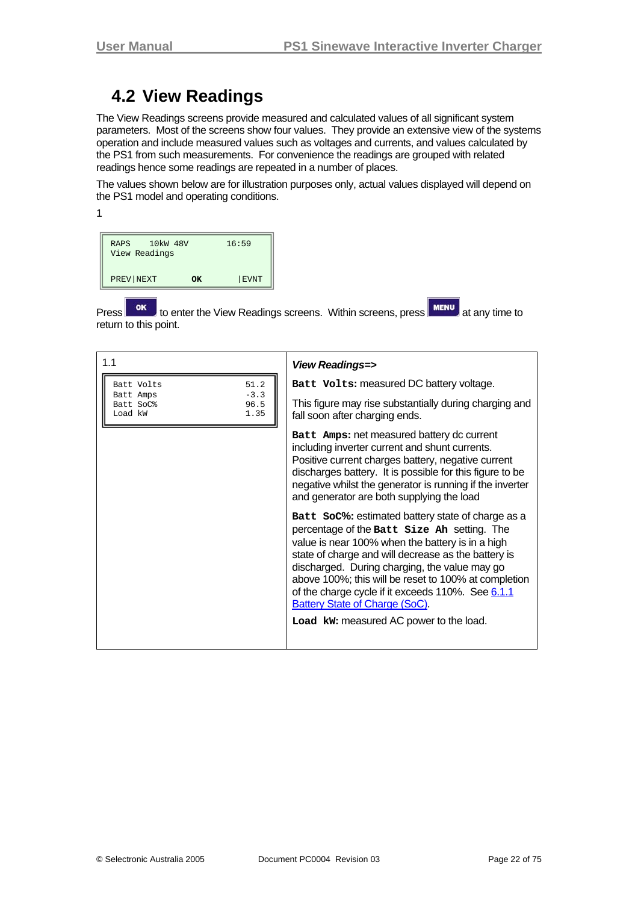## 4.2 View Readings

The View Readings screens provide measured and calculated values of all significant system parameters. Most of the screens show four values. They provide an extensive view of the systems operation and include measured values such as voltages and currents, and values calculated by the PS1 from such measurements. For convenience the readings are grouped with related readings hence some readings are repeated in a number of places.

The values shown below are for illustration purposes only, actual values displayed will depend on the PS1 model and operating conditions.

1

```
RAPS    10kW 48V        16:59
View Readings

PREV|NEXT       OK        |EVNT
```

Press **OK** to enter the View Readings screens. Within screens, press **MENU** at any time to return to this point.

| 1.1 | ***View Readings=>*** |
|---|---|
| <pre>Batt Volts    51.2<br>Batt Amps     -3.3<br>Batt SoC%     96.5<br>Load kW       1.35</pre> | **`Batt Volts:`** measured DC battery voltage.<br><br>This figure may rise substantially during charging and fall soon after charging ends.<br><br>**`Batt Amps:`** net measured battery dc current including inverter current and shunt currents. Positive current charges battery, negative current discharges battery. It is possible for this figure to be negative whilst the generator is running if the inverter and generator are both supplying the load<br><br>**`Batt SoC%:`** estimated battery state of charge as a percentage of the **`Batt Size Ah`** setting. The value is near 100% when the battery is in a high state of charge and will decrease as the battery is discharged. During charging, the value may go above 100%; this will be reset to 100% at completion of the charge cycle if it exceeds 110%. See 6.1.1 Battery State of Charge (SoC).<br><br>**`Load kW:`** measured AC power to the load. |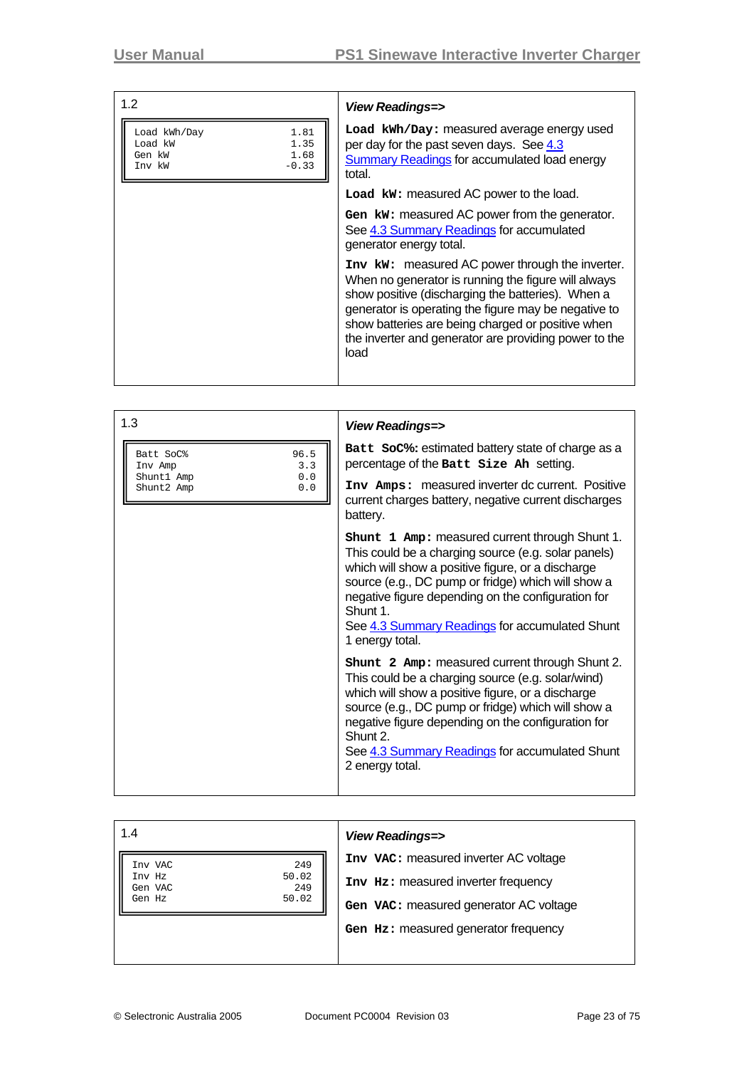| 1.2 | *View Readings=>* |
| --- | --- |
| `Load kWh/Day 1.81`<br>`Load kW 1.35`<br>`Gen kW 1.68`<br>`Inv kW -0.33` | **`Load kWh/Day:`** measured average energy used per day for the past seven days. See 4.3 Summary Readings for accumulated load energy total.<br><br>**`Load kW:`** measured AC power to the load.<br><br>**`Gen kW:`** measured AC power from the generator. See 4.3 Summary Readings for accumulated generator energy total.<br><br>**`Inv kW:`** measured AC power through the inverter. When no generator is running the figure will always show positive (discharging the batteries). When a generator is operating the figure may be negative to show batteries are being charged or positive when the inverter and generator are providing power to the load |

| 1.3 | *View Readings=>* |
| --- | --- |
| `Batt SoC% 96.5`<br>`Inv Amp 3.3`<br>`Shunt1 Amp 0.0`<br>`Shunt2 Amp 0.0` | **`Batt SoC%:`** estimated battery state of charge as a percentage of the **`Batt Size Ah`** setting.<br><br>**`Inv Amps:`** measured inverter dc current. Positive current charges battery, negative current discharges battery.<br><br>**`Shunt 1 Amp:`** measured current through Shunt 1. This could be a charging source (e.g. solar panels) which will show a positive figure, or a discharge source (e.g., DC pump or fridge) which will show a negative figure depending on the configuration for Shunt 1.<br>See 4.3 Summary Readings for accumulated Shunt 1 energy total.<br><br>**`Shunt 2 Amp:`** measured current through Shunt 2. This could be a charging source (e.g. solar/wind) which will show a positive figure, or a discharge source (e.g., DC pump or fridge) which will show a negative figure depending on the configuration for Shunt 2.<br>See 4.3 Summary Readings for accumulated Shunt 2 energy total. |

| 1.4 | *View Readings=>* |
| --- | --- |
| `Inv VAC 249`<br>`Inv Hz 50.02`<br>`Gen VAC 249`<br>`Gen Hz 50.02` | **`Inv VAC:`** measured inverter AC voltage<br><br>**`Inv Hz:`** measured inverter frequency<br><br>**`Gen VAC:`** measured generator AC voltage<br><br>**`Gen Hz:`** measured generator frequency |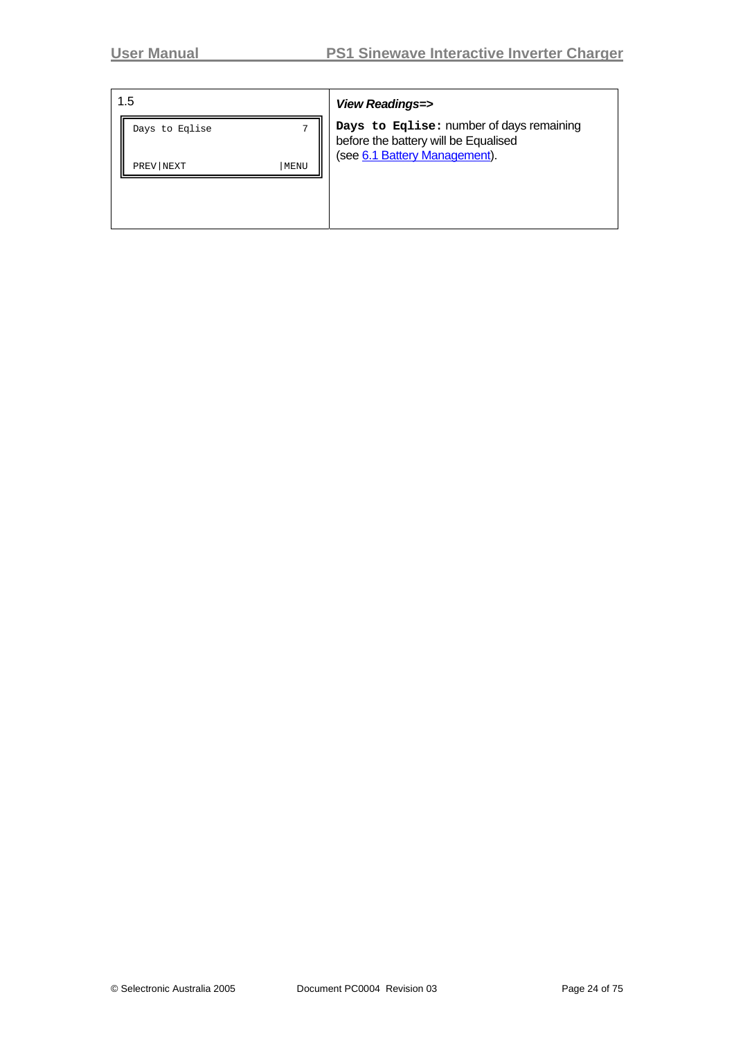| 1.5 | *View Readings=>* |
| --- | --- |
| `Days to Eqlise              7`<br><br>`PREV|NEXT              |MENU` | **`Days to Eqlise:`** number of days remaining before the battery will be Equalised (see 6.1 Battery Management). |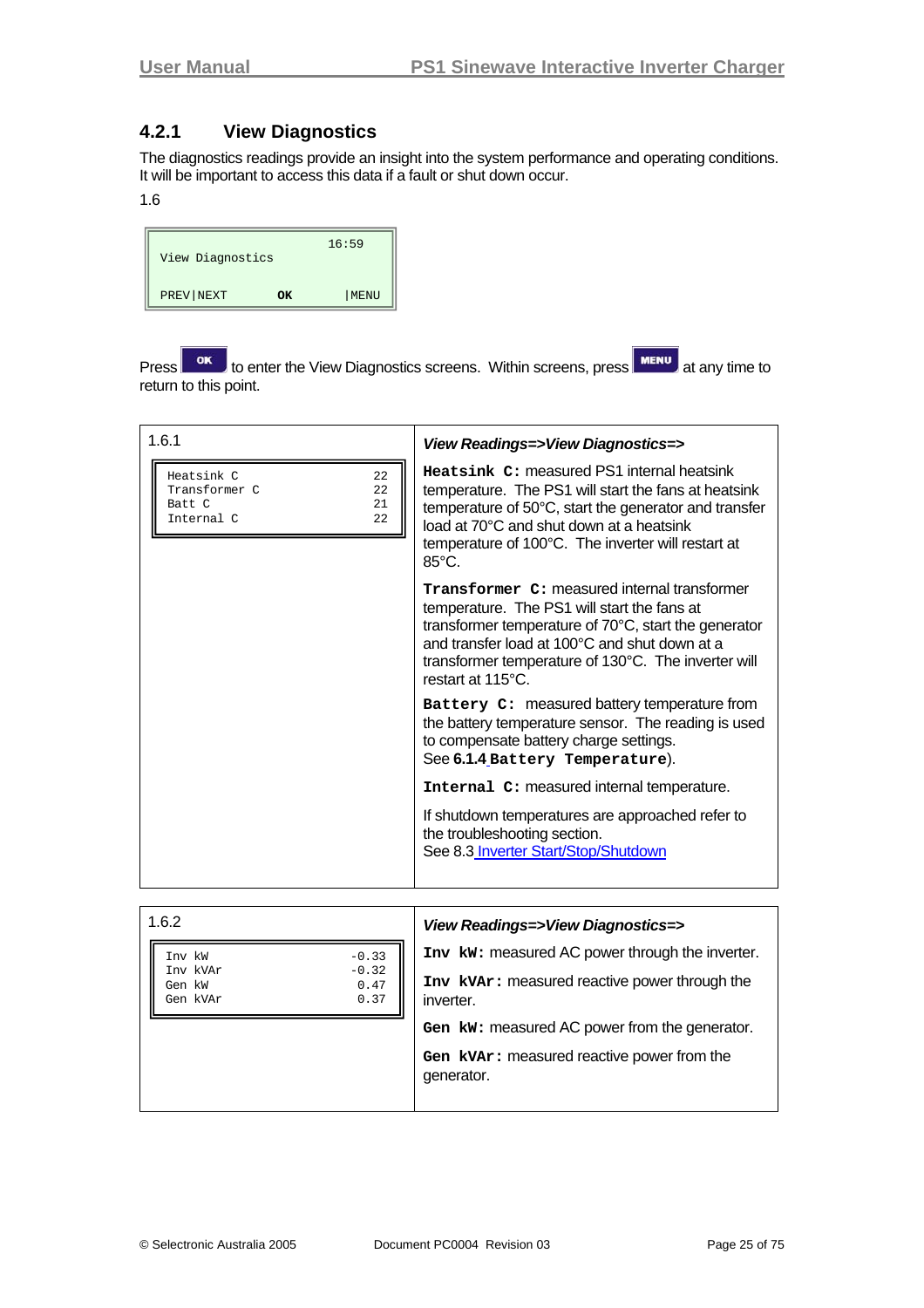### 4.2.1 View Diagnostics

The diagnostics readings provide an insight into the system performance and operating conditions. It will be important to access this data if a fault or shut down occur.

1.6

```
                    16:59
View Diagnostics

PREV|NEXT    OK      |MENU
```

Press **OK** to enter the View Diagnostics screens. Within screens, press **MENU** at any time to return to this point.

| 1.6.1 | *View Readings=>View Diagnostics=>* |
|---|---|
| Heatsink C 22<br>Transformer C 22<br>Batt C 21<br>Internal C 22 | **`Heatsink C:`** measured PS1 internal heatsink temperature. The PS1 will start the fans at heatsink temperature of 50°C, start the generator and transfer load at 70°C and shut down at a heatsink temperature of 100°C. The inverter will restart at 85°C.<br><br>**`Transformer C:`** measured internal transformer temperature. The PS1 will start the fans at transformer temperature of 70°C, start the generator and transfer load at 100°C and shut down at a transformer temperature of 130°C. The inverter will restart at 115°C.<br><br>**`Battery C:`** measured battery temperature from the battery temperature sensor. The reading is used to compensate battery charge settings. See **6.1.4 `Battery Temperature`**).<br><br>**`Internal C:`** measured internal temperature.<br><br>If shutdown temperatures are approached refer to the troubleshooting section. See 8.3 Inverter Start/Stop/Shutdown |

| 1.6.2 | *View Readings=>View Diagnostics=>* |
|---|---|
| Inv kW -0.33<br>Inv kVAr -0.32<br>Gen kW 0.47<br>Gen kVAr 0.37 | **`Inv kW:`** measured AC power through the inverter.<br><br>**`Inv kVAr:`** measured reactive power through the inverter.<br><br>**`Gen kW:`** measured AC power from the generator.<br><br>**`Gen kVAr:`** measured reactive power from the generator. |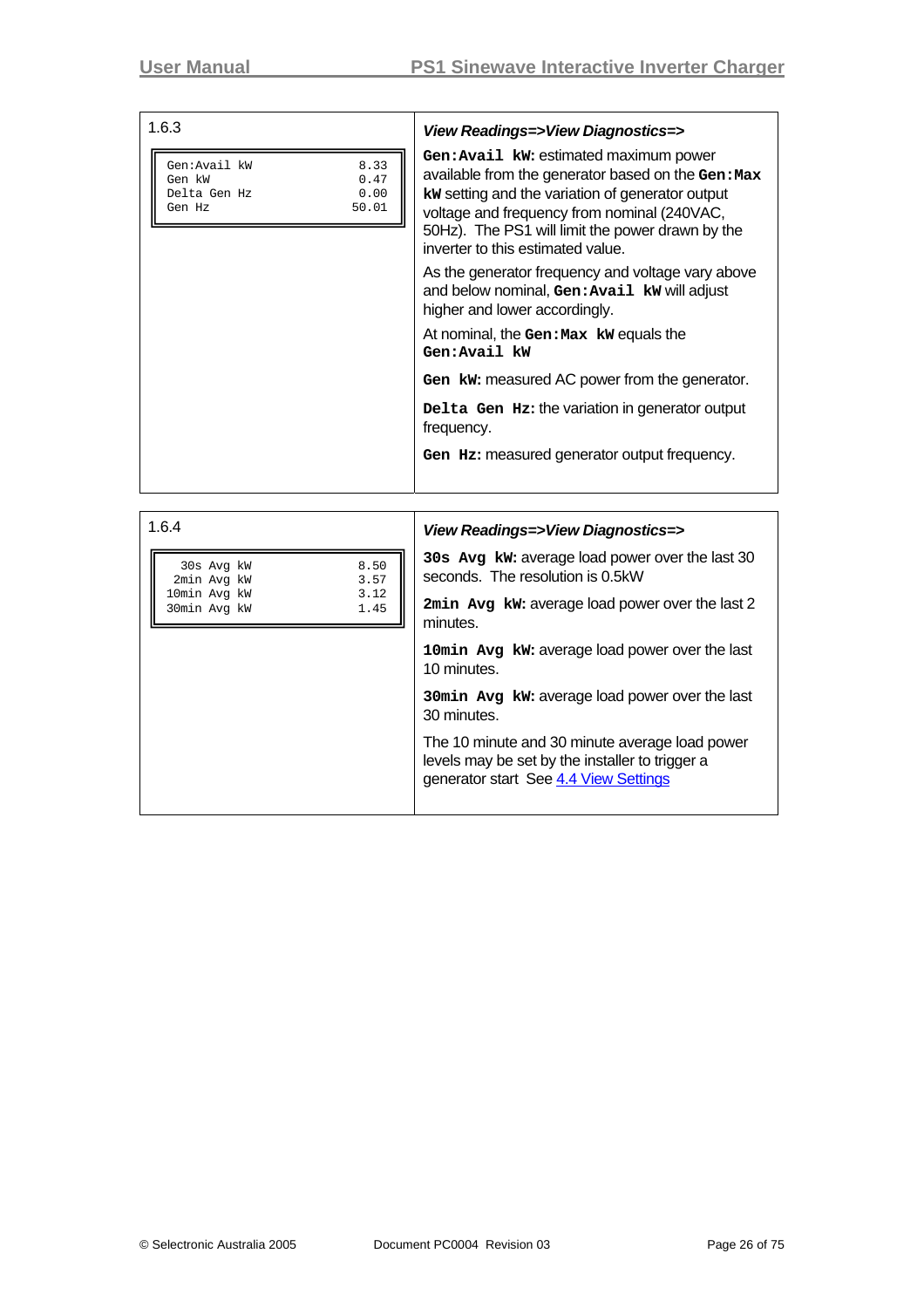| 1.6.3 | *View Readings=>View Diagnostics=>* |
|---|---|
| `Gen:Avail kW 8.33`<br>`Gen kW 0.47`<br>`Delta Gen Hz 0.00`<br>`Gen Hz 50.01` | **`Gen:Avail kW:`** estimated maximum power available from the generator based on the **`Gen:Max kW`** setting and the variation of generator output voltage and frequency from nominal (240VAC, 50Hz). The PS1 will limit the power drawn by the inverter to this estimated value.<br><br>As the generator frequency and voltage vary above and below nominal, **`Gen:Avail kW`** will adjust higher and lower accordingly.<br><br>At nominal, the **`Gen:Max kW`** equals the **`Gen:Avail kW`**<br><br>**`Gen kW:`** measured AC power from the generator.<br><br>**`Delta Gen Hz:`** the variation in generator output frequency.<br><br>**`Gen Hz:`** measured generator output frequency. |

| 1.6.4 | *View Readings=>View Diagnostics=>* |
|---|---|
| `30s Avg kW 8.50`<br>`2min Avg kW 3.57`<br>`10min Avg kW 3.12`<br>`30min Avg kW 1.45` | **`30s Avg kW:`** average load power over the last 30 seconds. The resolution is 0.5kW<br><br>**`2min Avg kW:`** average load power over the last 2 minutes.<br><br>**`10min Avg kW:`** average load power over the last 10 minutes.<br><br>**`30min Avg kW:`** average load power over the last 30 minutes.<br><br>The 10 minute and 30 minute average load power levels may be set by the installer to trigger a generator start See 4.4 View Settings |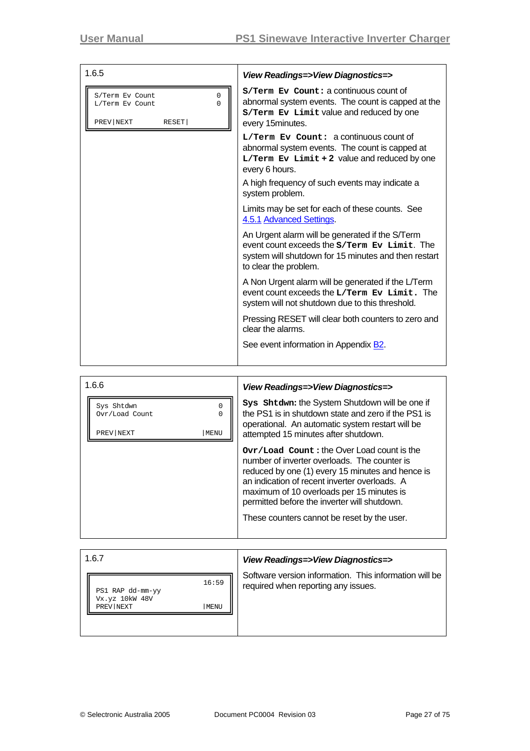| 1.6.5 | ***View Readings=>View Diagnostics=>*** |
|---|---|
| S/Term Ev Count 0<br>L/Term Ev Count 0<br><br>PREV\|NEXT RESET\| | **`S/Term Ev Count:`** a continuous count of abnormal system events. The count is capped at the **`S/Term Ev Limit`** value and reduced by one every 15minutes.<br><br>**`L/Term Ev Count:`** a continuous count of abnormal system events. The count is capped at **`L/Term Ev Limit + 2`** value and reduced by one every 6 hours.<br><br>A high frequency of such events may indicate a system problem.<br><br>Limits may be set for each of these counts. See 4.5.1 Advanced Settings.<br><br>An Urgent alarm will be generated if the S/Term event count exceeds the **`S/Term Ev Limit`**. The system will shutdown for 15 minutes and then restart to clear the problem.<br><br>A Non Urgent alarm will be generated if the L/Term event count exceeds the **`L/Term Ev Limit.`** The system will not shutdown due to this threshold.<br><br>Pressing RESET will clear both counters to zero and clear the alarms.<br><br>See event information in Appendix B2. |

| 1.6.6 | ***View Readings=>View Diagnostics=>*** |
|---|---|
| Sys Shtdwn 0<br>Ovr/Load Count 0<br><br>PREV\|NEXT \|MENU | **`Sys Shtdwn:`** the System Shutdown will be one if the PS1 is in shutdown state and zero if the PS1 is operational. An automatic system restart will be attempted 15 minutes after shutdown.<br><br>**`Ovr/Load Count:`** the Over Load count is the number of inverter overloads. The counter is reduced by one (1) every 15 minutes and hence is an indication of recent inverter overloads. A maximum of 10 overloads per 15 minutes is permitted before the inverter will shutdown.<br><br>These counters cannot be reset by the user. |

| 1.6.7 | ***View Readings=>View Diagnostics=>*** |
|---|---|
| 16:59<br>PS1 RAP dd-mm-yy<br>Vx.yz 10kW 48V<br>PREV\|NEXT \|MENU | Software version information. This information will be required when reporting any issues. |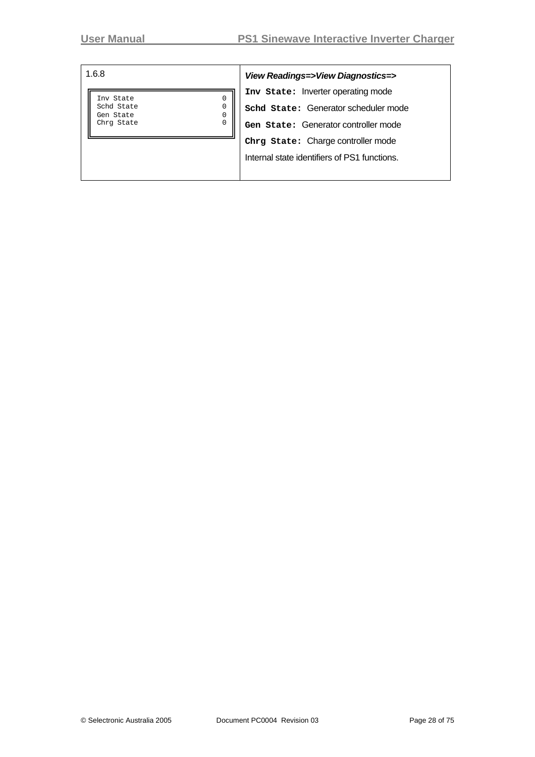| 1.6.8 | ***View Readings=>View Diagnostics=>*** |
|---|---|
| ```Inv State 0```<br>```Schd State 0```<br>```Gen State 0```<br>```Chrg State 0``` | **`Inv State:`** Inverter operating mode<br>**`Schd State:`** Generator scheduler mode<br>**`Gen State:`** Generator controller mode<br>**`Chrg State:`** Charge controller mode<br>Internal state identifiers of PS1 functions. |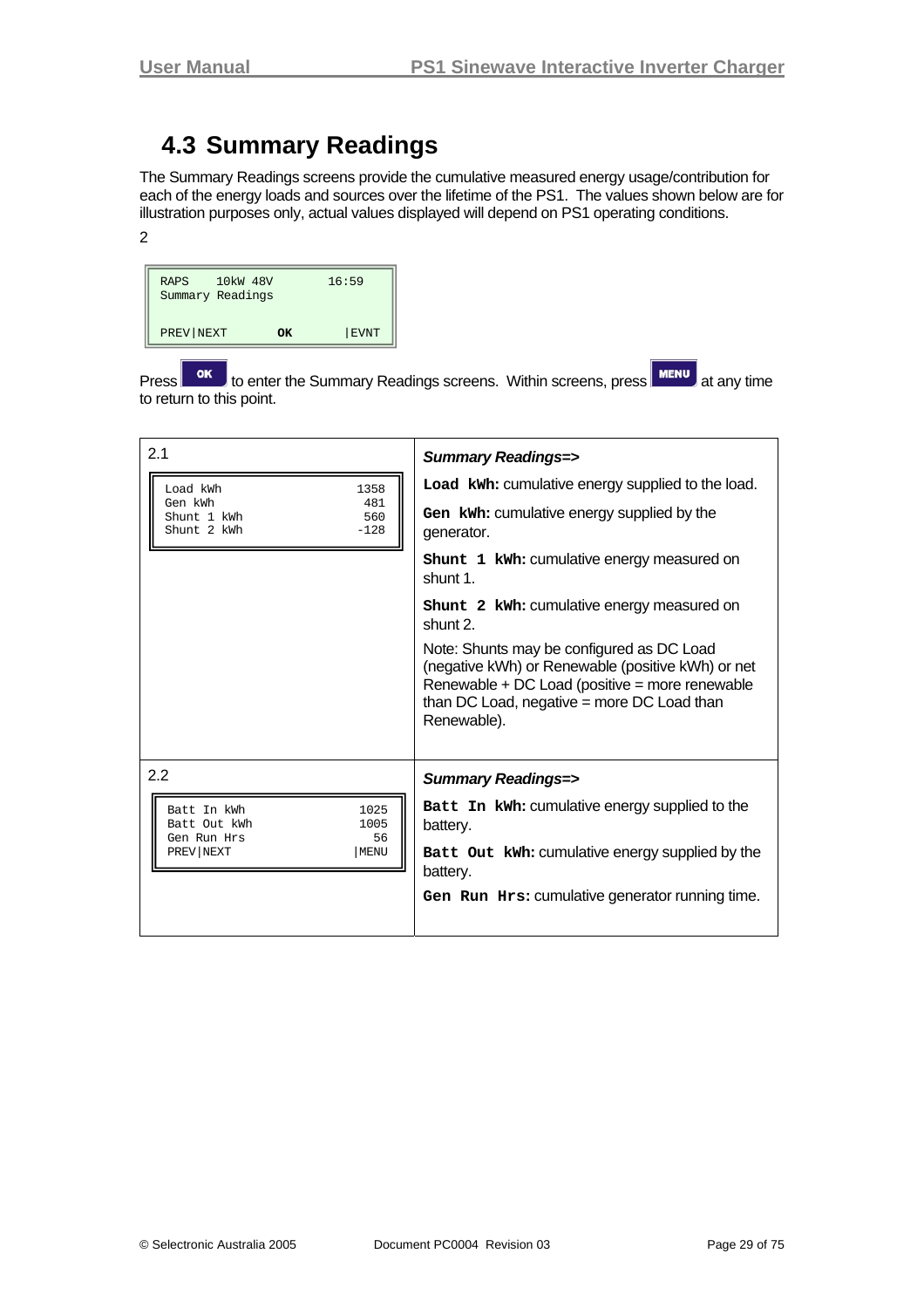## 4.3 Summary Readings

The Summary Readings screens provide the cumulative measured energy usage/contribution for each of the energy loads and sources over the lifetime of the PS1. The values shown below are for illustration purposes only, actual values displayed will depend on PS1 operating conditions.

2

```
RAPS    10kW 48V       16:59
Summary Readings

PREV|NEXT       OK       |EVNT
```

Press **OK** to enter the Summary Readings screens. Within screens, press **MENU** at any time to return to this point.

| | |
|---|---|
| 2.1<br>`Load kWh 1358`<br>`Gen kWh 481`<br>`Shunt 1 kWh 560`<br>`Shunt 2 kWh -128` | ***Summary Readings=>***<br>**`Load kWh:`** cumulative energy supplied to the load.<br>**`Gen kWh:`** cumulative energy supplied by the generator.<br>**`Shunt 1 kWh:`** cumulative energy measured on shunt 1.<br>**`Shunt 2 kWh:`** cumulative energy measured on shunt 2.<br>Note: Shunts may be configured as DC Load (negative kWh) or Renewable (positive kWh) or net Renewable + DC Load (positive = more renewable than DC Load, negative = more DC Load than Renewable). |
| 2.2<br>`Batt In kWh 1025`<br>`Batt Out kWh 1005`<br>`Gen Run Hrs 56`<br>`PREV\|NEXT \|MENU` | ***Summary Readings=>***<br>**`Batt In kWh:`** cumulative energy supplied to the battery.<br>**`Batt Out kWh:`** cumulative energy supplied by the battery.<br>**`Gen Run Hrs:`** cumulative generator running time. |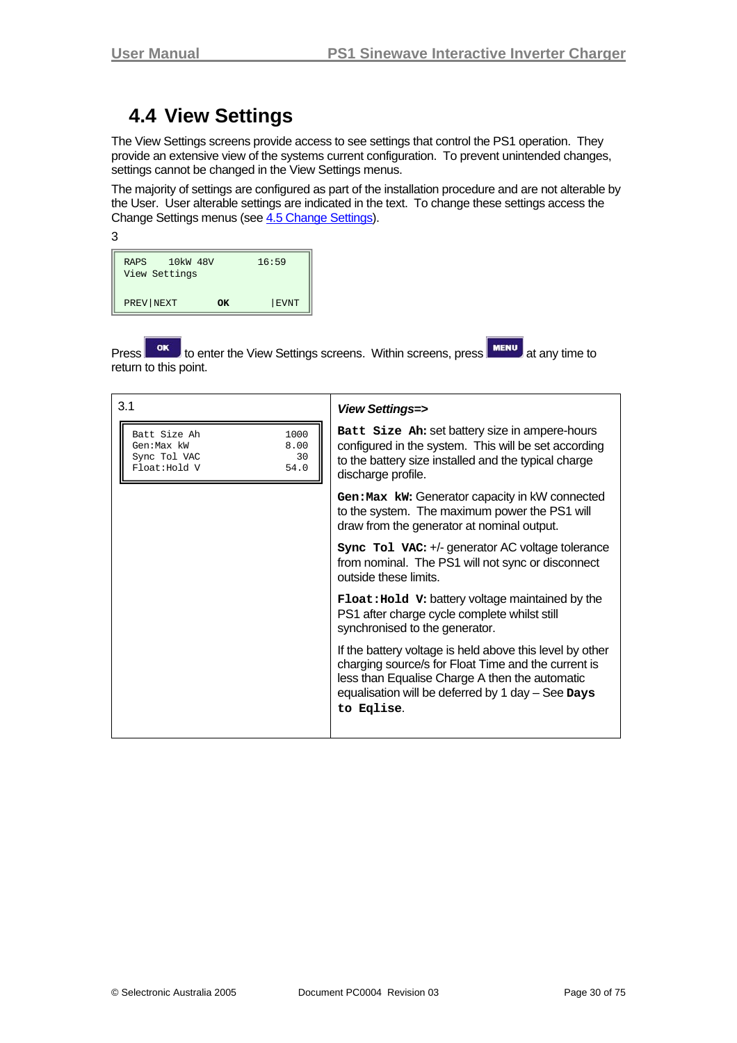## 4.4 View Settings

The View Settings screens provide access to see settings that control the PS1 operation. They provide an extensive view of the systems current configuration. To prevent unintended changes, settings cannot be changed in the View Settings menus.

The majority of settings are configured as part of the installation procedure and are not alterable by the User. User alterable settings are indicated in the text. To change these settings access the Change Settings menus (see 4.5 Change Settings).

3

```
RAPS    10kW 48V        16:59
View Settings

PREV|NEXT      OK        |EVNT
```

Press **OK** to enter the View Settings screens. Within screens, press **MENU** at any time to return to this point.

| 3.1 | *View Settings=>* |
|---|---|
| `Batt Size Ah      1000`<br>`Gen:Max kW        8.00`<br>`Sync Tol VAC        30`<br>`Float:Hold V      54.0` | **`Batt Size Ah:`** set battery size in ampere-hours configured in the system. This will be set according to the battery size installed and the typical charge discharge profile.<br><br>**`Gen:Max kW:`** Generator capacity in kW connected to the system. The maximum power the PS1 will draw from the generator at nominal output.<br><br>**`Sync Tol VAC:`** +/- generator AC voltage tolerance from nominal. The PS1 will not sync or disconnect outside these limits.<br><br>**`Float:Hold V:`** battery voltage maintained by the PS1 after charge cycle complete whilst still synchronised to the generator.<br><br>If the battery voltage is held above this level by other charging source/s for Float Time and the current is less than Equalise Charge A then the automatic equalisation will be deferred by 1 day – See **`Days to Eqlise`**. |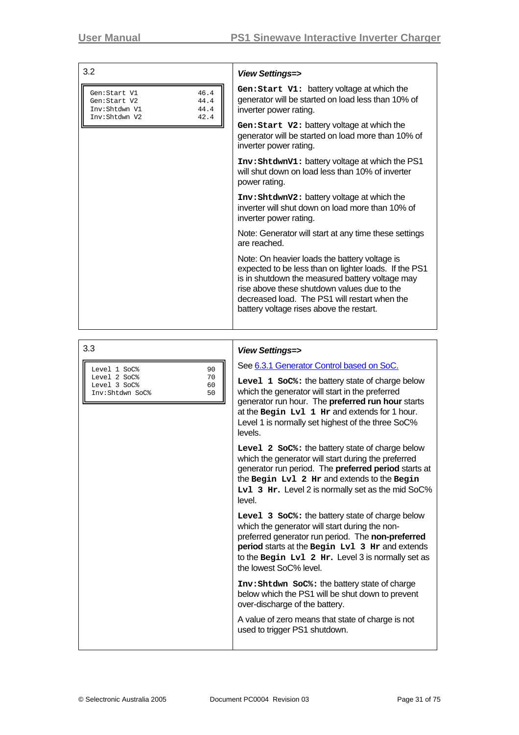| 3.2 | **View Settings=>** |
| --- | --- |
| Gen:Start V1 46.4<br>Gen:Start V2 44.4<br>Inv:Shtdwn V1 44.4<br>Inv:Shtdwn V2 42.4 | **`Gen:Start V1:`** battery voltage at which the generator will be started on load less than 10% of inverter power rating.<br><br>**`Gen:Start V2:`** battery voltage at which the generator will be started on load more than 10% of inverter power rating.<br><br>**`Inv:ShtdwnV1:`** battery voltage at which the PS1 will shut down on load less than 10% of inverter power rating.<br><br>**`Inv:ShtdwnV2:`** battery voltage at which the inverter will shut down on load more than 10% of inverter power rating.<br><br>Note: Generator will start at any time these settings are reached.<br><br>Note: On heavier loads the battery voltage is expected to be less than on lighter loads. If the PS1 is in shutdown the measured battery voltage may rise above these shutdown values due to the decreased load. The PS1 will restart when the battery voltage rises above the restart. |

| 3.3 | **View Settings=>** |
| --- | --- |
| Level 1 SoC% 90<br>Level 2 SoC% 70<br>Level 3 SoC% 60<br>Inv:Shtdwn SoC% 50 | See 6.3.1 Generator Control based on SoC.<br><br>**`Level 1 SoC%:`** the battery state of charge below which the generator will start in the preferred generator run hour. The **preferred run hour** starts at the **`Begin Lvl 1 Hr`** and extends for 1 hour. Level 1 is normally set highest of the three SoC% levels.<br><br>**`Level 2 SoC%:`** the battery state of charge below which the generator will start during the preferred generator run period. The **preferred period** starts at the **`Begin Lvl 2 Hr`** and extends to the **`Begin Lvl 3 Hr.`** Level 2 is normally set as the mid SoC% level.<br><br>**`Level 3 SoC%:`** the battery state of charge below which the generator will start during the non-preferred generator run period. The **non-preferred period** starts at the **`Begin Lvl 3 Hr`** and extends to the **`Begin Lvl 2 Hr.`** Level 3 is normally set as the lowest SoC% level.<br><br>**`Inv:Shtdwn SoC%:`** the battery state of charge below which the PS1 will be shut down to prevent over-discharge of the battery.<br><br>A value of zero means that state of charge is not used to trigger PS1 shutdown. |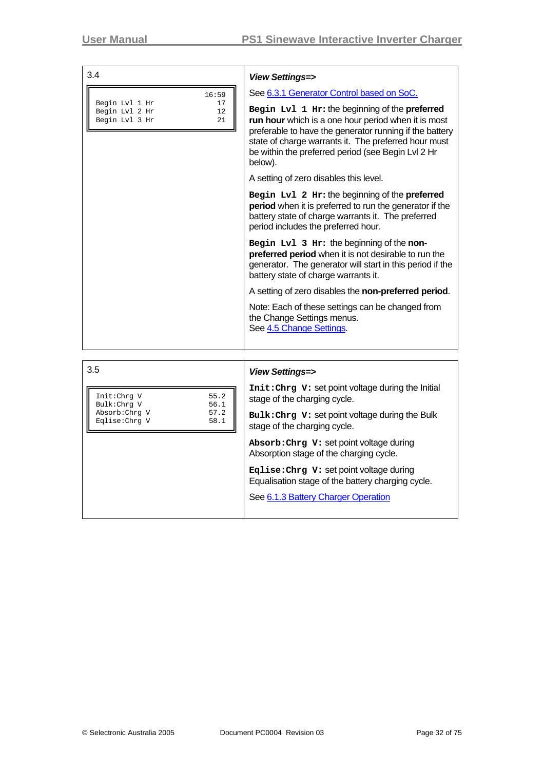| 3.4 | *View Settings=>* |
|---|---|
| ``` 16:59 Begin Lvl 1 Hr 17 Begin Lvl 2 Hr 12 Begin Lvl 3 Hr 21 ``` | See 6.3.1 Generator Control based on SoC. <br><br> **Begin Lvl 1 Hr:** the beginning of the **preferred run hour** which is a one hour period when it is most preferable to have the generator running if the battery state of charge warrants it. The preferred hour must be within the preferred period (see Begin Lvl 2 Hr below). <br><br> A setting of zero disables this level. <br><br> **Begin Lvl 2 Hr:** the beginning of the **preferred period** when it is preferred to run the generator if the battery state of charge warrants it. The preferred period includes the preferred hour. <br><br> **Begin Lvl 3 Hr:** the beginning of the **non-preferred period** when it is not desirable to run the generator. The generator will start in this period if the battery state of charge warrants it. <br><br> A setting of zero disables the **non-preferred period**. <br><br> Note: Each of these settings can be changed from the Change Settings menus. <br> See 4.5 Change Settings. |

| 3.5 | *View Settings=>* |
|---|---|
| ``` Init:Chrg V 55.2 Bulk:Chrg V 56.1 Absorb:Chrg V 57.2 Eqlise:Chrg V 58.1 ``` | **Init:Chrg V:** set point voltage during the Initial stage of the charging cycle. <br><br> **Bulk:Chrg V:** set point voltage during the Bulk stage of the charging cycle. <br><br> **Absorb:Chrg V:** set point voltage during Absorption stage of the charging cycle. <br><br> **Eqlise:Chrg V:** set point voltage during Equalisation stage of the battery charging cycle. <br><br> See 6.1.3 Battery Charger Operation |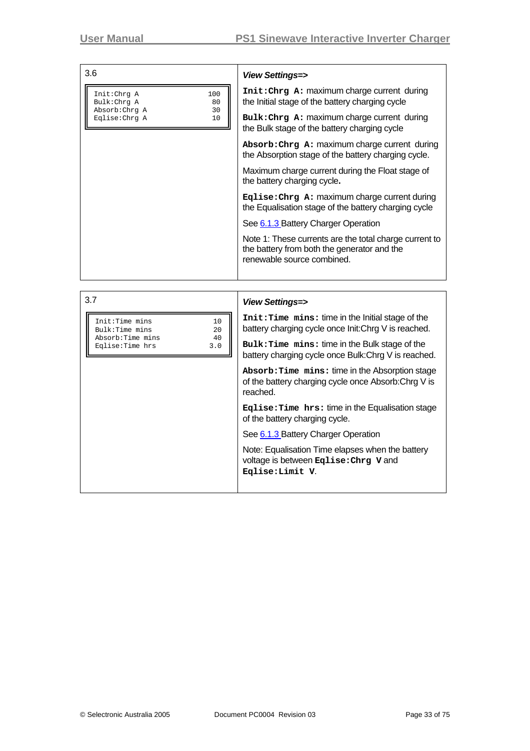| 3.6 | *View Settings=>* |
| --- | --- |
| `Init:Chrg A 100`<br>`Bulk:Chrg A 80`<br>`Absorb:Chrg A 30`<br>`Eqlise:Chrg A 10` | **`Init:Chrg A:`** maximum charge current during the Initial stage of the battery charging cycle<br><br>**`Bulk:Chrg A:`** maximum charge current during the Bulk stage of the battery charging cycle<br><br>**`Absorb:Chrg A:`** maximum charge current during the Absorption stage of the battery charging cycle.<br><br>Maximum charge current during the Float stage of the battery charging cycle**.**<br><br>**`Eqlise:Chrg A:`** maximum charge current during the Equalisation stage of the battery charging cycle<br><br>See 6.1.3 Battery Charger Operation<br><br>Note 1: These currents are the total charge current to the battery from both the generator and the renewable source combined. |

| 3.7 | *View Settings=>* |
| --- | --- |
| `Init:Time mins 10`<br>`Bulk:Time mins 20`<br>`Absorb:Time mins 40`<br>`Eqlise:Time hrs 3.0` | **`Init:Time mins:`** time in the Initial stage of the battery charging cycle once Init:Chrg V is reached.<br><br>**`Bulk:Time mins:`** time in the Bulk stage of the battery charging cycle once Bulk:Chrg V is reached.<br><br>**`Absorb:Time mins:`** time in the Absorption stage of the battery charging cycle once Absorb:Chrg V is reached.<br><br>**`Eqlise:Time hrs:`** time in the Equalisation stage of the battery charging cycle.<br><br>See 6.1.3 Battery Charger Operation<br><br>Note: Equalisation Time elapses when the battery voltage is between **`Eqlise:Chrg V`** and **`Eqlise:Limit V`**. |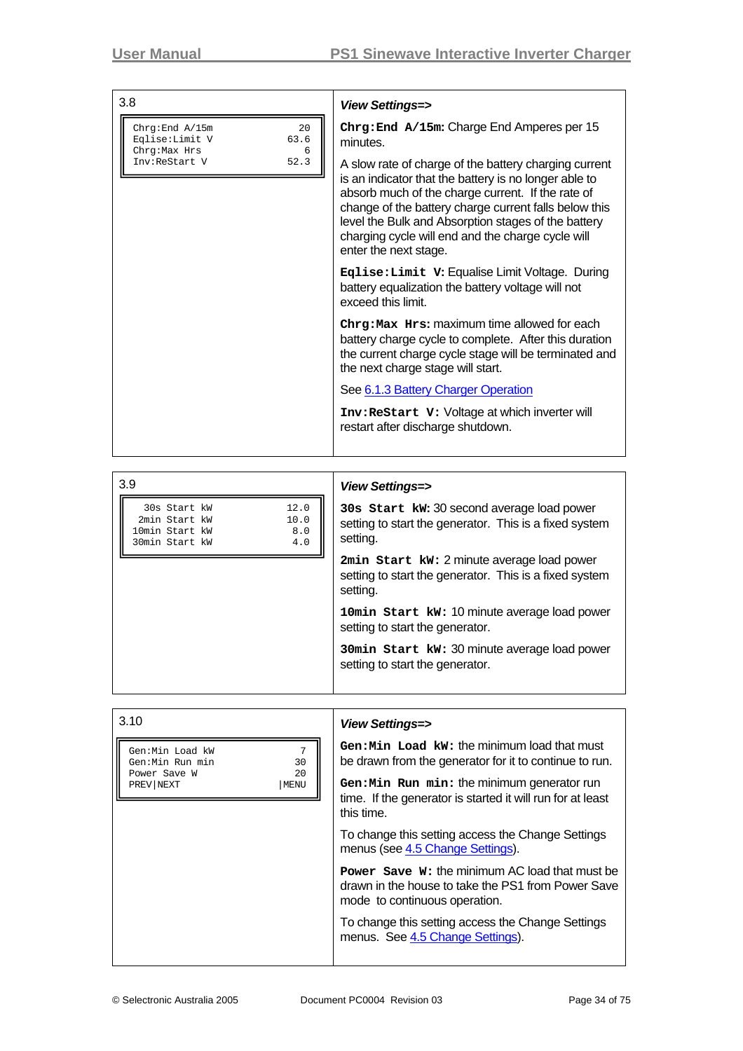| 3.8 | *View Settings=>* |
| --- | --- |
| <pre>Chrg:End A/15m        20<br>Eqlise:Limit V      63.6<br>Chrg:Max Hrs           6<br>Inv:ReStart V       52.3</pre> | **`Chrg:End A/15m:`** Charge End Amperes per 15 minutes.<br><br>A slow rate of charge of the battery charging current is an indicator that the battery is no longer able to absorb much of the charge current. If the rate of change of the battery charge current falls below this level the Bulk and Absorption stages of the battery charging cycle will end and the charge cycle will enter the next stage.<br><br>**`Eqlise:Limit V:`** Equalise Limit Voltage. During battery equalization the battery voltage will not exceed this limit.<br><br>**`Chrg:Max Hrs:`** maximum time allowed for each battery charge cycle to complete. After this duration the current charge cycle stage will be terminated and the next charge stage will start.<br><br>See 6.1.3 Battery Charger Operation<br><br>**`Inv:ReStart V:`** Voltage at which inverter will restart after discharge shutdown. |

| 3.9 | *View Settings=>* |
| --- | --- |
| <pre> 30s Start kW        12.0<br> 2min Start kW       10.0<br>10min Start kW        8.0<br>30min Start kW        4.0</pre> | **`30s Start kW:`** 30 second average load power setting to start the generator. This is a fixed system setting.<br><br>**`2min Start kW:`** 2 minute average load power setting to start the generator. This is a fixed system setting.<br><br>**`10min Start kW:`** 10 minute average load power setting to start the generator.<br><br>**`30min Start kW:`** 30 minute average load power setting to start the generator. |

| 3.10 | *View Settings=>* |
| --- | --- |
| <pre>Gen:Min Load kW          7<br>Gen:Min Run min         30<br>Power Save W            20<br>PREV\|NEXT           \|MENU</pre> | **`Gen:Min Load kW:`** the minimum load that must be drawn from the generator for it to continue to run.<br><br>**`Gen:Min Run min:`** the minimum generator run time. If the generator is started it will run for at least this time.<br><br>To change this setting access the Change Settings menus (see 4.5 Change Settings).<br><br>**`Power Save W:`** the minimum AC load that must be drawn in the house to take the PS1 from Power Save mode to continuous operation.<br><br>To change this setting access the Change Settings menus. See 4.5 Change Settings). |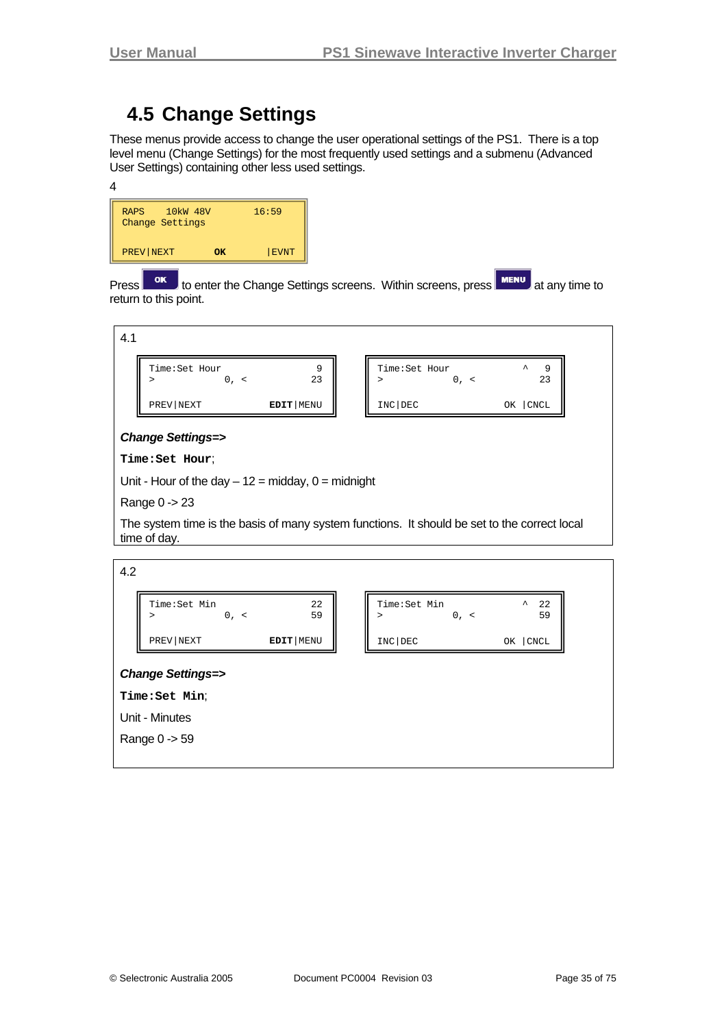## 4.5 Change Settings

These menus provide access to change the user operational settings of the PS1. There is a top level menu (Change Settings) for the most frequently used settings and a submenu (Advanced User Settings) containing other less used settings.

4

```
RAPS    10kW 48V        16:59
Change Settings

PREV|NEXT      OK        |EVNT
```

Press **OK** to enter the Change Settings screens. Within screens, press **MENU** at any time to return to this point.

4.1

```
Time:Set Hour               9
>            0, <          23

PREV|NEXT          EDIT|MENU
```

```
Time:Set Hour           ^   9
>            0, <          23

INC|DEC              OK |CNCL
```

***Change Settings=>***

**`Time:Set Hour`**;

Unit - Hour of the day – 12 = midday, 0 = midnight

Range 0 -> 23

The system time is the basis of many system functions. It should be set to the correct local time of day.

4.2

```
Time:Set Min               22
>            0, <          59

PREV|NEXT          EDIT|MENU
```

```
Time:Set Min            ^  22
>            0, <          59

INC|DEC              OK |CNCL
```

***Change Settings=>***

**`Time:Set Min`**;

Unit - Minutes

Range 0 -> 59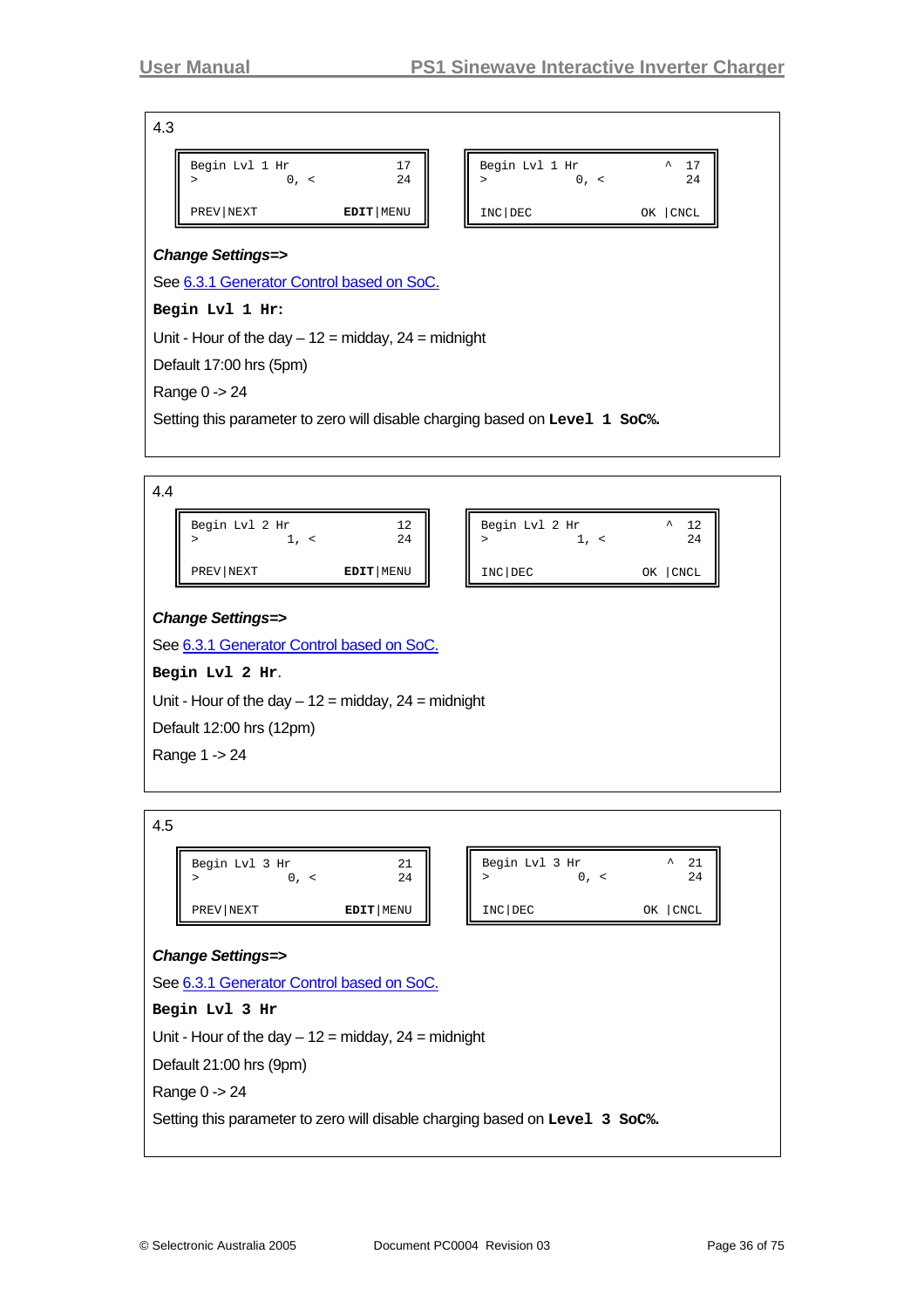4.3

```
Begin Lvl 1 Hr              17
>              0, <         24

PREV|NEXT            EDIT|MENU
```

```
Begin Lvl 1 Hr            ^ 17
>              0, <         24

INC|DEC               OK |CNCL
```

***Change Settings=>***

See 6.3.1 Generator Control based on SoC.

**`Begin Lvl 1 Hr:`**

Unit - Hour of the day – 12 = midday, 24 = midnight

Default 17:00 hrs (5pm)

Range 0 -> 24

Setting this parameter to zero will disable charging based on **`Level 1 SoC%`**.

4.4

```
Begin Lvl 2 Hr              12
>              1, <         24

PREV|NEXT            EDIT|MENU
```

```
Begin Lvl 2 Hr            ^ 12
>              1, <         24

INC|DEC               OK |CNCL
```

***Change Settings=>***

See 6.3.1 Generator Control based on SoC.

**`Begin Lvl 2 Hr`**.

Unit - Hour of the day – 12 = midday, 24 = midnight

Default 12:00 hrs (12pm)

Range 1 -> 24

4.5

```
Begin Lvl 3 Hr              21
>              0, <         24

PREV|NEXT            EDIT|MENU
```

```
Begin Lvl 3 Hr            ^ 21
>              0, <         24

INC|DEC               OK |CNCL
```

***Change Settings=>***

See 6.3.1 Generator Control based on SoC.

**`Begin Lvl 3 Hr`**

Unit - Hour of the day – 12 = midday, 24 = midnight

Default 21:00 hrs (9pm)

Range 0 -> 24

Setting this parameter to zero will disable charging based on **`Level 3 SoC%`**.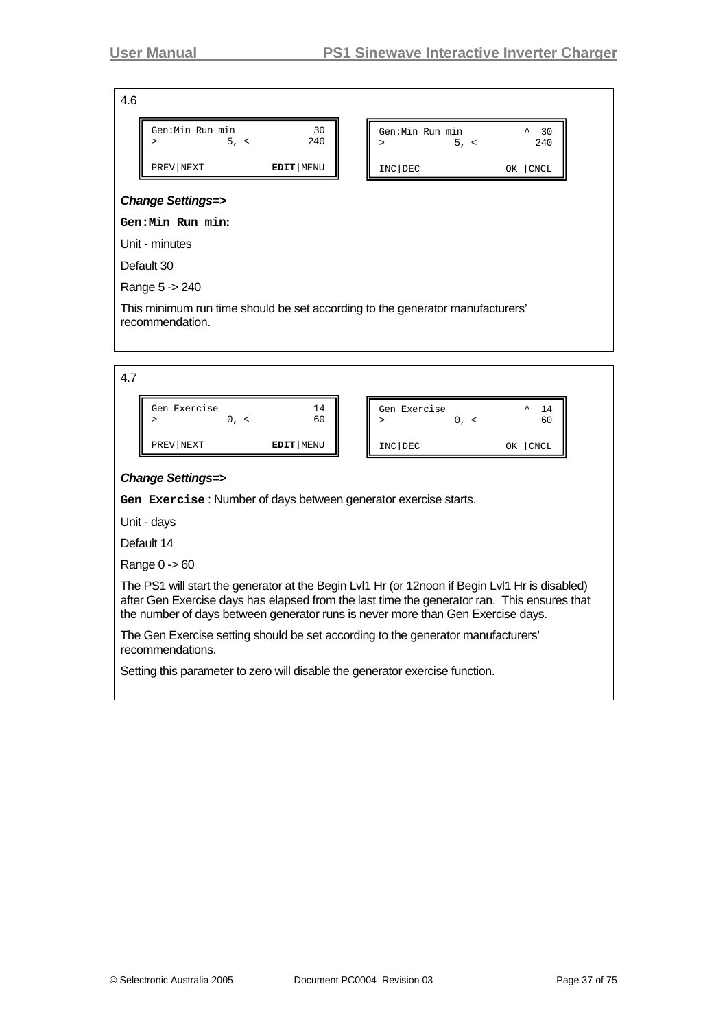4.6

```
Gen:Min Run min              30
>           5, <            240

PREV|NEXT             EDIT|MENU
```

```
Gen:Min Run min            ^  30
>           5, <            240

INC|DEC                 OK |CNCL
```

***Change Settings=>***

**`Gen:Min Run min`**:

Unit - minutes

Default 30

Range 5 -> 240

This minimum run time should be set according to the generator manufacturers' recommendation.

4.7

```
Gen Exercise                 14
>           0, <             60

PREV|NEXT             EDIT|MENU
```

```
Gen Exercise               ^  14
>           0, <             60

INC|DEC                 OK |CNCL
```

***Change Settings=>***

**`Gen Exercise`** : Number of days between generator exercise starts.

Unit - days

Default 14

Range 0 -> 60

The PS1 will start the generator at the Begin Lvl1 Hr (or 12noon if Begin Lvl1 Hr is disabled) after Gen Exercise days has elapsed from the last time the generator ran. This ensures that the number of days between generator runs is never more than Gen Exercise days.

The Gen Exercise setting should be set according to the generator manufacturers' recommendations.

Setting this parameter to zero will disable the generator exercise function.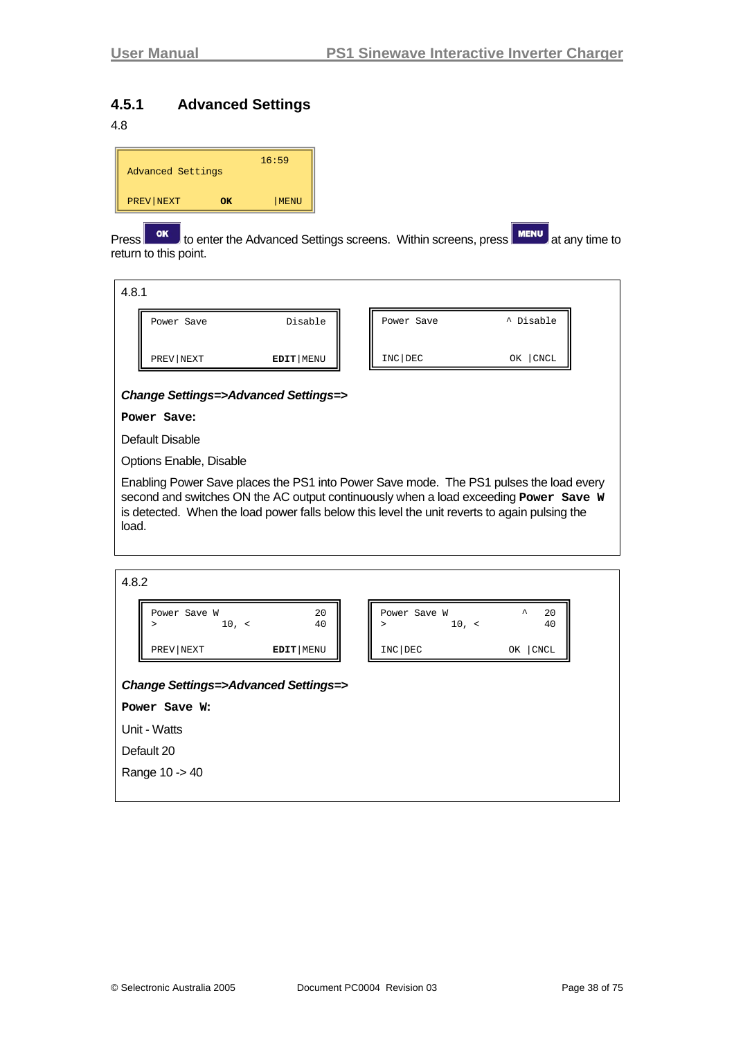### 4.5.1 Advanced Settings

4.8

```
                    16:59
Advanced Settings

PREV|NEXT    OK     |MENU
```

Press **OK** to enter the Advanced Settings screens. Within screens, press **MENU** at any time to return to this point.

4.8.1

```
Power Save             Disable

PREV|NEXT           EDIT|MENU
```

```
Power Save           ^ Disable

INC|DEC               OK |CNCL
```

***Change Settings=>Advanced Settings=>***

**`Power Save:`**

Default Disable

Options Enable, Disable

Enabling Power Save places the PS1 into Power Save mode. The PS1 pulses the load every second and switches ON the AC output continuously when a load exceeding **`Power Save W`** is detected. When the load power falls below this level the unit reverts to again pulsing the load.

4.8.2

```
Power Save W                20
>            10, <          40

PREV|NEXT           EDIT|MENU
```

```
Power Save W            ^   20
>            10, <          40

INC|DEC               OK |CNCL
```

***Change Settings=>Advanced Settings=>***

**`Power Save W:`**

Unit - Watts

Default 20

Range 10 -> 40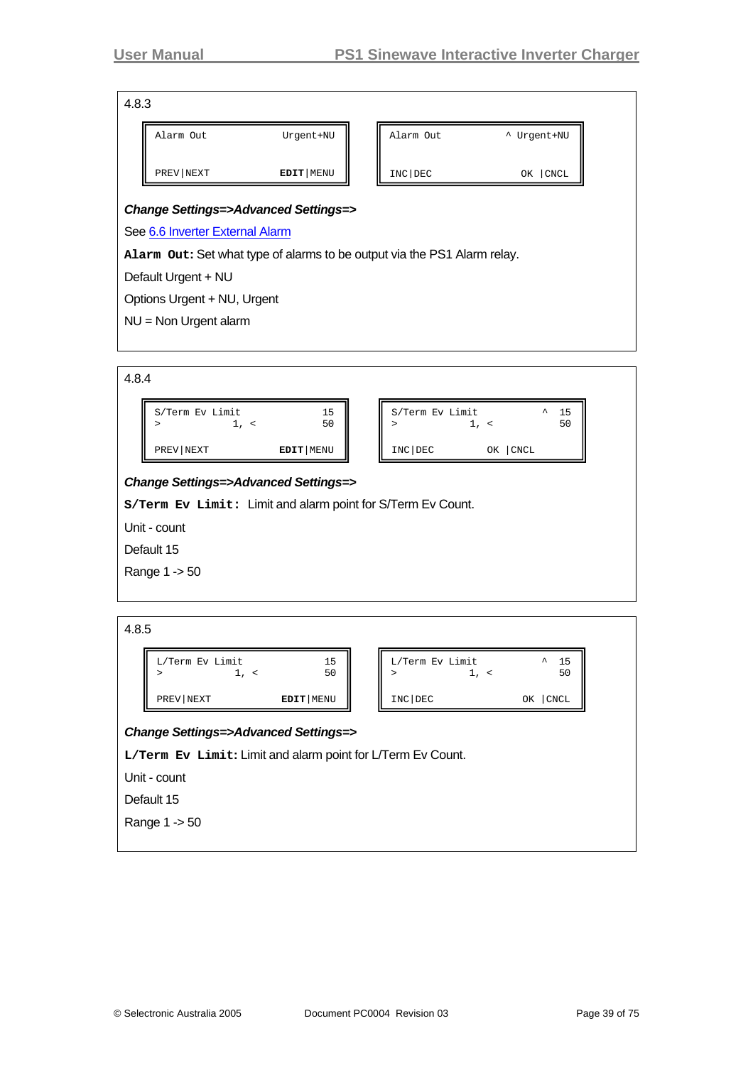### 4.8.3

```
Alarm Out              Urgent+NU

PREV|NEXT              EDIT|MENU
```

```
Alarm Out            ^ Urgent+NU

INC|DEC                OK |CNCL
```

***Change Settings=>Advanced Settings=>***

See [6.6 Inverter External Alarm](#)

**`Alarm Out:`** Set what type of alarms to be output via the PS1 Alarm relay.

Default Urgent + NU

Options Urgent + NU, Urgent

NU = Non Urgent alarm

### 4.8.4

```
S/Term Ev Limit           15
>            1, <         50

PREV|NEXT          EDIT|MENU
```

```
S/Term Ev Limit         ^ 15
>            1, <         50

INC|DEC          OK |CNCL
```

***Change Settings=>Advanced Settings=>***

**`S/Term Ev Limit:`** Limit and alarm point for S/Term Ev Count.

Unit - count

Default 15

Range 1 -> 50

### 4.8.5

```
L/Term Ev Limit           15
>            1, <         50

PREV|NEXT          EDIT|MENU
```

```
L/Term Ev Limit         ^ 15
>            1, <         50

INC|DEC            OK |CNCL
```

***Change Settings=>Advanced Settings=>***

**`L/Term Ev Limit:`** Limit and alarm point for L/Term Ev Count.

Unit - count

Default 15

Range 1 -> 50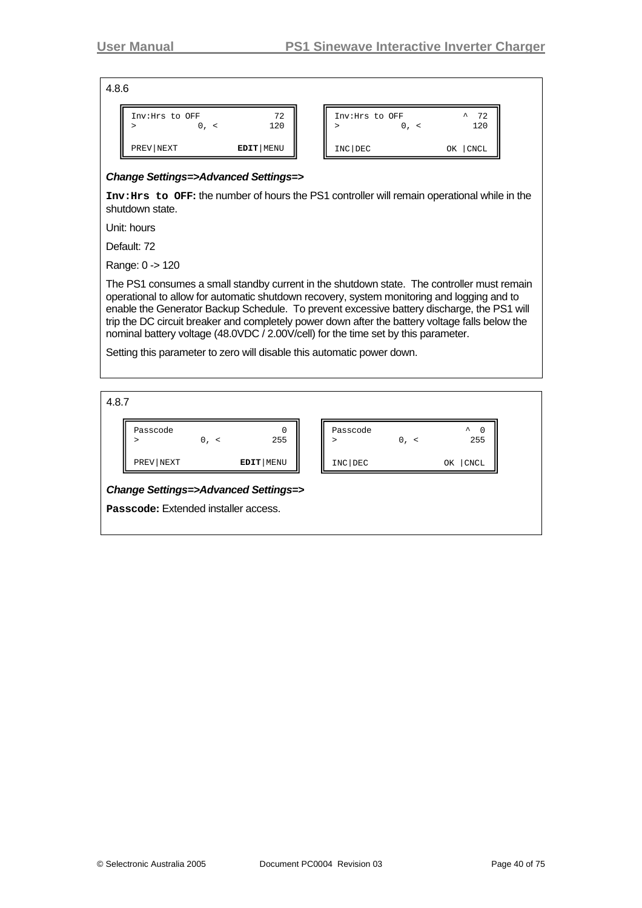## 4.8.6

```
Inv:Hrs to OFF           72
>          0, <         120

PREV|NEXT         EDIT|MENU
```

```
Inv:Hrs to OFF         ^  72
>          0, <         120

INC|DEC            OK |CNCL
```

***Change Settings=>Advanced Settings=>***

**`Inv:Hrs to OFF`:** the number of hours the PS1 controller will remain operational while in the shutdown state.

Unit: hours

Default: 72

Range: 0 -> 120

The PS1 consumes a small standby current in the shutdown state. The controller must remain operational to allow for automatic shutdown recovery, system monitoring and logging and to enable the Generator Backup Schedule. To prevent excessive battery discharge, the PS1 will trip the DC circuit breaker and completely power down after the battery voltage falls below the nominal battery voltage (48.0VDC / 2.00V/cell) for the time set by this parameter.

Setting this parameter to zero will disable this automatic power down.

## 4.8.7

```
Passcode                  0
>          0, <         255

PREV|NEXT         EDIT|MENU
```

```
Passcode               ^   0
>          0, <         255

INC|DEC            OK |CNCL
```

***Change Settings=>Advanced Settings=>***

**`Passcode`:** Extended installer access.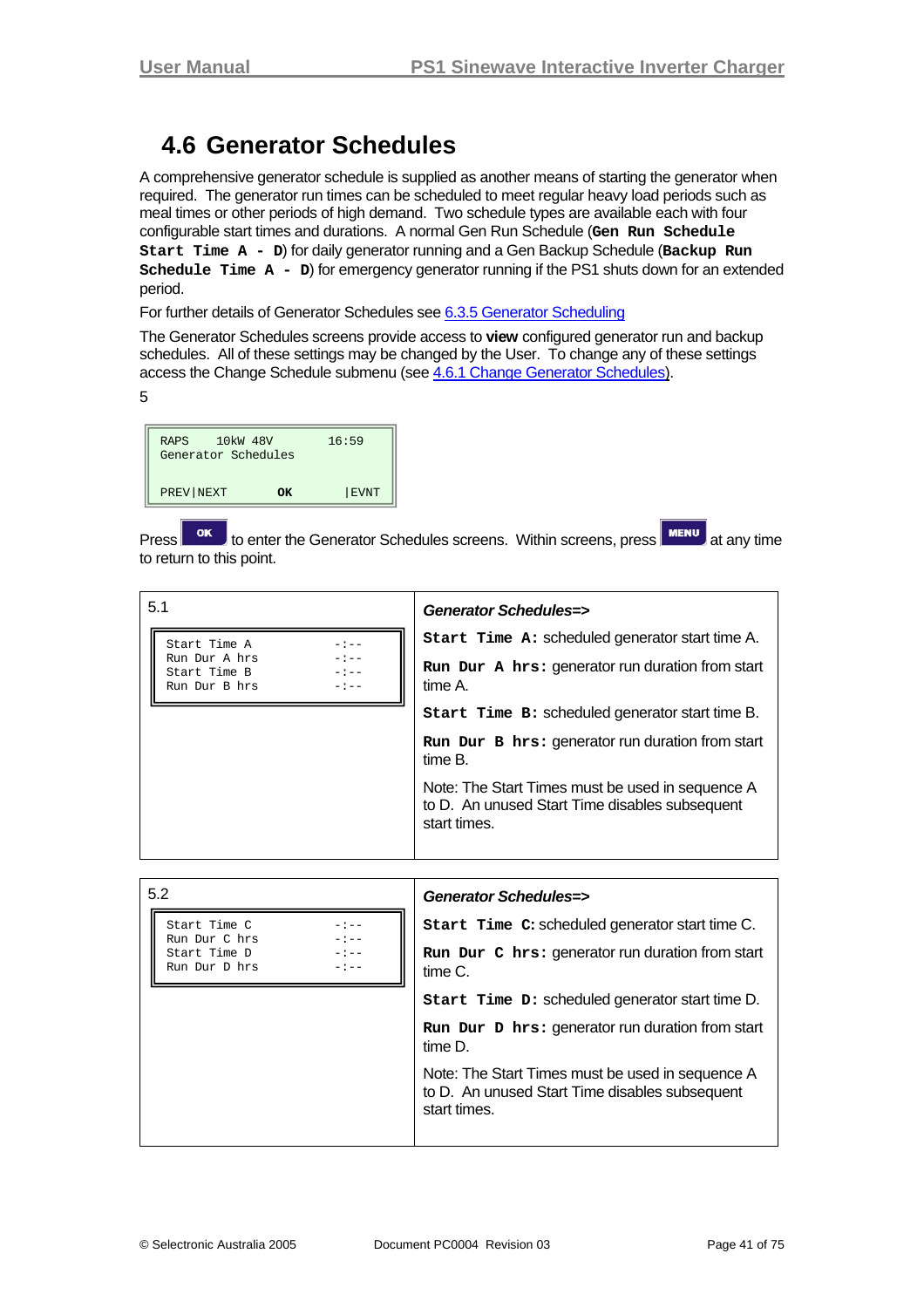## 4.6 Generator Schedules

A comprehensive generator schedule is supplied as another means of starting the generator when required. The generator run times can be scheduled to meet regular heavy load periods such as meal times or other periods of high demand. Two schedule types are available each with four configurable start times and durations. A normal Gen Run Schedule (**`Gen Run Schedule Start Time A - D`**) for daily generator running and a Gen Backup Schedule (**`Backup Run Schedule Time A - D`**) for emergency generator running if the PS1 shuts down for an extended period.

For further details of Generator Schedules see 6.3.5 Generator Scheduling

The Generator Schedules screens provide access to **view** configured generator run and backup schedules. All of these settings may be changed by the User. To change any of these settings access the Change Schedule submenu (see 4.6.1 Change Generator Schedules).

5

```
RAPS    10kW 48V        16:59
Generator Schedules

PREV|NEXT       OK        |EVNT
```

Press **OK** to enter the Generator Schedules screens. Within screens, press **MENU** at any time to return to this point.

| 5.1 | ***Generator Schedules=>*** |
|---|---|
| <pre>Start Time A        -:--<br>Run Dur A hrs       -:--<br>Start Time B        -:--<br>Run Dur B hrs       -:--</pre> | **`Start Time A:`** scheduled generator start time A.<br><br>**`Run Dur A hrs:`** generator run duration from start time A.<br><br>**`Start Time B:`** scheduled generator start time B.<br><br>**`Run Dur B hrs:`** generator run duration from start time B.<br><br>Note: The Start Times must be used in sequence A to D. An unused Start Time disables subsequent start times. |

| 5.2 | ***Generator Schedules=>*** |
|---|---|
| <pre>Start Time C        -:--<br>Run Dur C hrs       -:--<br>Start Time D        -:--<br>Run Dur D hrs       -:--</pre> | **`Start Time C:`** scheduled generator start time C.<br><br>**`Run Dur C hrs:`** generator run duration from start time C.<br><br>**`Start Time D:`** scheduled generator start time D.<br><br>**`Run Dur D hrs:`** generator run duration from start time D.<br><br>Note: The Start Times must be used in sequence A to D. An unused Start Time disables subsequent start times. |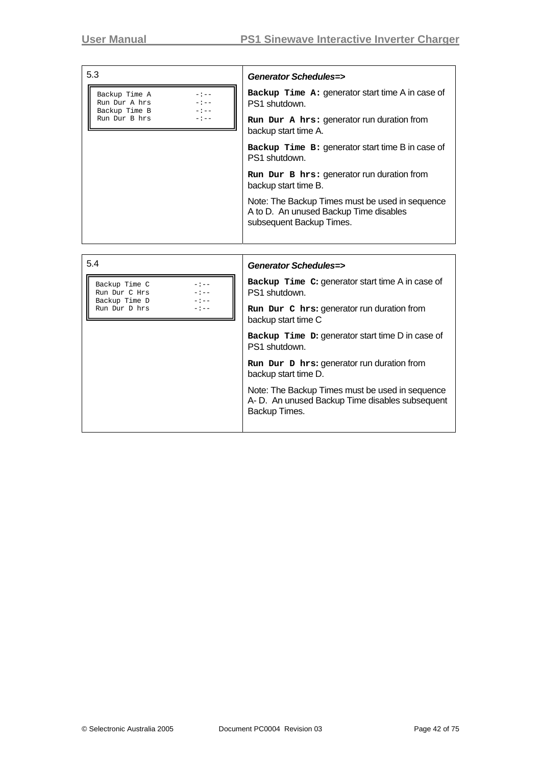| 5.3 | ***Generator Schedules=>*** |
| --- | --- |
| ```Backup Time A        -:--```<br>```Run Dur A hrs        -:--```<br>```Backup Time B        -:--```<br>```Run Dur B hrs        -:--``` | **`Backup Time A:`** generator start time A in case of PS1 shutdown.<br><br>**`Run Dur A hrs:`** generator run duration from backup start time A.<br><br>**`Backup Time B:`** generator start time B in case of PS1 shutdown.<br><br>**`Run Dur B hrs:`** generator run duration from backup start time B.<br><br>Note: The Backup Times must be used in sequence A to D. An unused Backup Time disables subsequent Backup Times. |

| 5.4 | ***Generator Schedules=>*** |
| --- | --- |
| ```Backup Time C        -:--```<br>```Run Dur C Hrs        -:--```<br>```Backup Time D        -:--```<br>```Run Dur D hrs        -:--``` | **`Backup Time C:`** generator start time A in case of PS1 shutdown.<br><br>**`Run Dur C hrs:`** generator run duration from backup start time C<br><br>**`Backup Time D:`** generator start time D in case of PS1 shutdown.<br><br>**`Run Dur D hrs:`** generator run duration from backup start time D.<br><br>Note: The Backup Times must be used in sequence A- D. An unused Backup Time disables subsequent Backup Times. |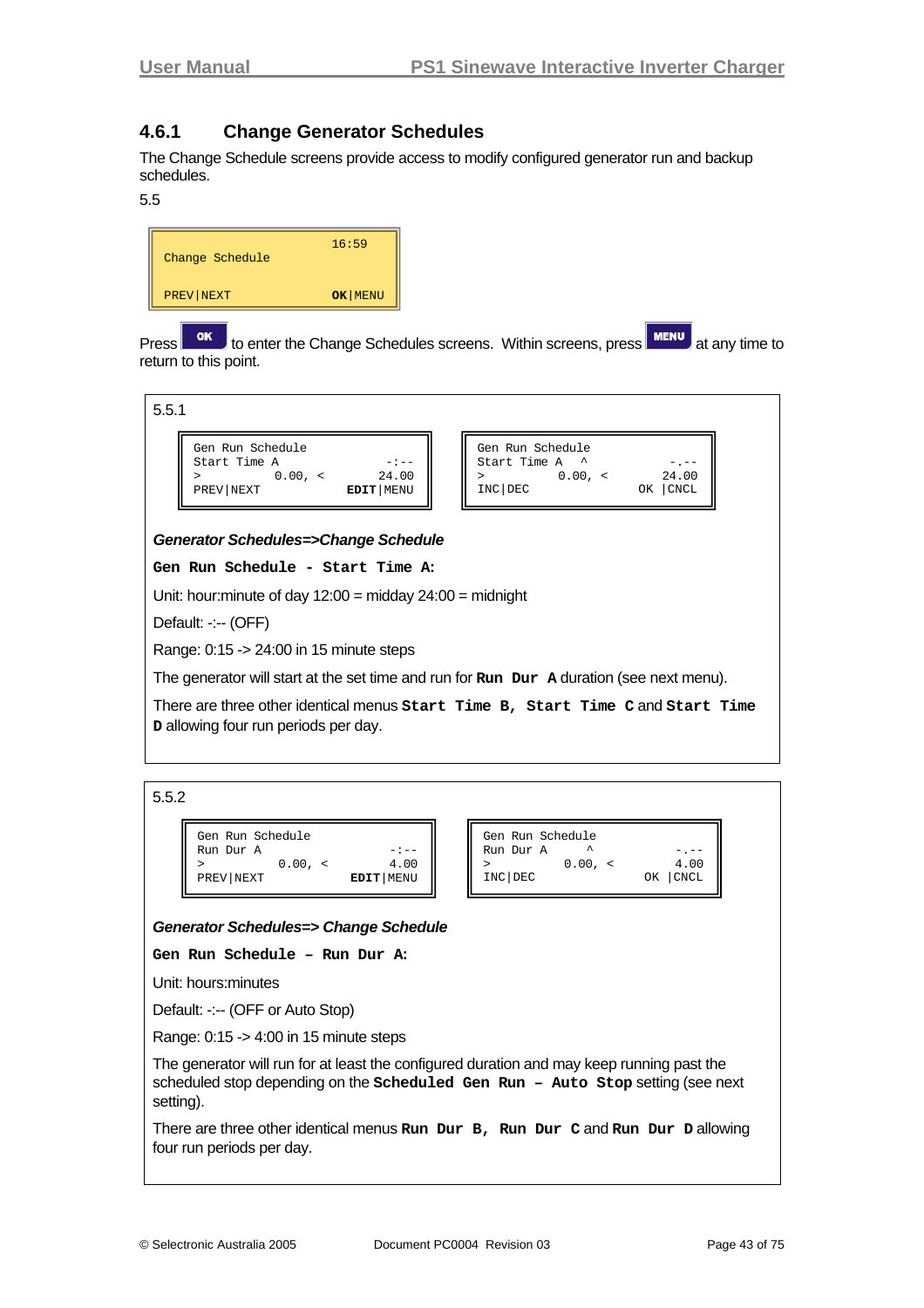## 4.6.1 Change Generator Schedules

The Change Schedule screens provide access to modify configured generator run and backup schedules.

5.5

```
                    16:59
Change Schedule

PREV|NEXT         OK|MENU
```

Press **OK** to enter the Change Schedules screens. Within screens, press **MENU** at any time to return to this point.

5.5.1

```
Gen Run Schedule
Start Time A             -:--
>         0.00, <       24.00
PREV|NEXT           EDIT|MENU
```

```
Gen Run Schedule
Start Time A   ^         -.--
>         0.00, <       24.00
INC|DEC              OK |CNCL
```

***Generator Schedules=>Change Schedule***

**`Gen Run Schedule - Start Time A:`**

Unit: hour:minute of day 12:00 = midday 24:00 = midnight

Default: -:-- (OFF)

Range: 0:15 -> 24:00 in 15 minute steps

The generator will start at the set time and run for **`Run Dur A`** duration (see next menu).

There are three other identical menus **`Start Time B, Start Time C`** and **`Start Time D`** allowing four run periods per day.

5.5.2

```
Gen Run Schedule
Run Dur A                -:--
>         0.00, <        4.00
PREV|NEXT           EDIT|MENU
```

```
Gen Run Schedule
Run Dur A      ^         -.--
>         0.00, <        4.00
INC|DEC              OK |CNCL
```

***Generator Schedules=> Change Schedule***

**`Gen Run Schedule – Run Dur A:`**

Unit: hours:minutes

Default: -:-- (OFF or Auto Stop)

Range: 0:15 -> 4:00 in 15 minute steps

The generator will run for at least the configured duration and may keep running past the scheduled stop depending on the **`Scheduled Gen Run – Auto Stop`** setting (see next setting).

There are three other identical menus **`Run Dur B, Run Dur C`** and **`Run Dur D`** allowing four run periods per day.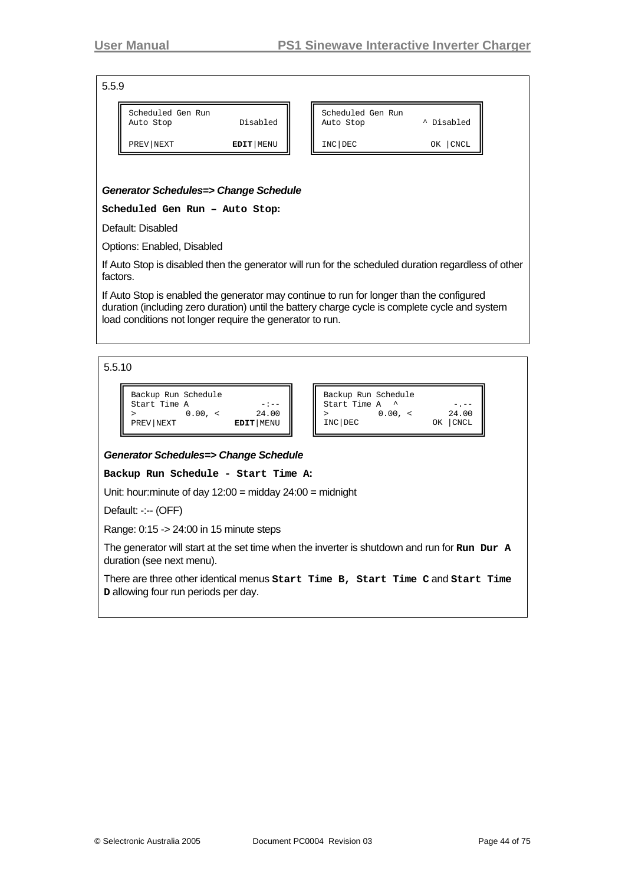5.5.9

```
Scheduled Gen Run
Auto Stop             Disabled

PREV|NEXT            EDIT|MENU
```

```
Scheduled Gen Run
Auto Stop           ^ Disabled

INC|DEC               OK |CNCL
```

***Generator Schedules=> Change Schedule***

**`Scheduled Gen Run – Auto Stop:`**

Default: Disabled

Options: Enabled, Disabled

If Auto Stop is disabled then the generator will run for the scheduled duration regardless of other factors.

If Auto Stop is enabled the generator may continue to run for longer than the configured duration (including zero duration) until the battery charge cycle is complete cycle and system load conditions not longer require the generator to run.

5.5.10

```
Backup Run Schedule
Start Time A              -:--
>         0.00, <        24.00
PREV|NEXT            EDIT|MENU
```

```
Backup Run Schedule
Start Time A  ^           -.--
>         0.00, <        24.00
INC|DEC               OK |CNCL
```

***Generator Schedules=> Change Schedule***

**`Backup Run Schedule - Start Time A:`**

Unit: hour:minute of day 12:00 = midday 24:00 = midnight

Default: -:-- (OFF)

Range: 0:15 -> 24:00 in 15 minute steps

The generator will start at the set time when the inverter is shutdown and run for **`Run Dur A`** duration (see next menu).

There are three other identical menus **`Start Time B, Start Time C`** and **`Start Time D`** allowing four run periods per day.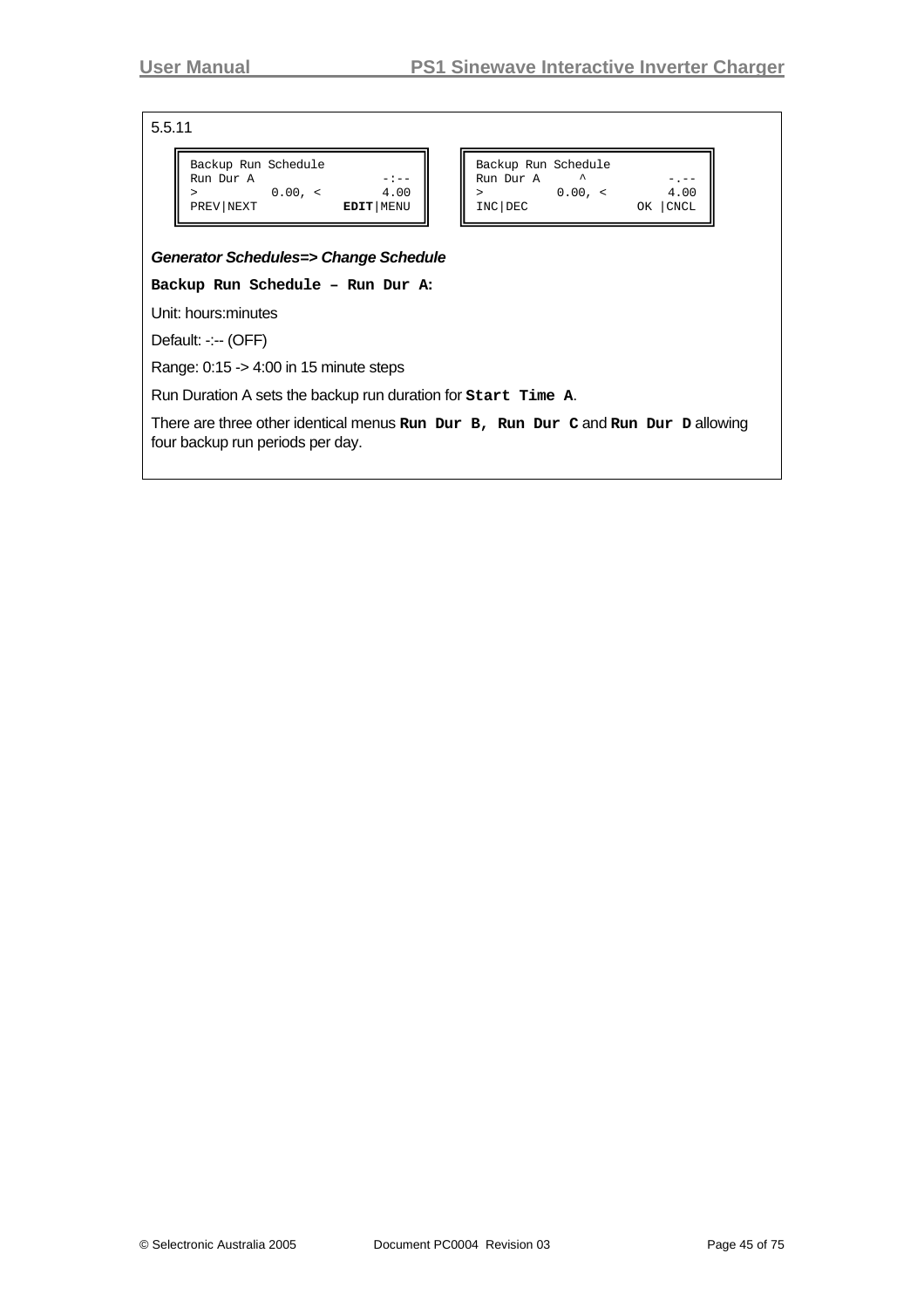5.5.11

```
Backup Run Schedule
Run Dur A                 -:--
>          0.00, <        4.00
PREV|NEXT            EDIT|MENU
```

```
Backup Run Schedule
Run Dur A     ^           -.--
>          0.00, <        4.00
INC|DEC                OK |CNCL
```

***Generator Schedules=> Change Schedule***

**Backup Run Schedule – Run Dur A:**

Unit: hours:minutes

Default: -:-- (OFF)

Range: 0:15 -> 4:00 in 15 minute steps

Run Duration A sets the backup run duration for **Start Time A**.

There are three other identical menus **Run Dur B, Run Dur C** and **Run Dur D** allowing four backup run periods per day.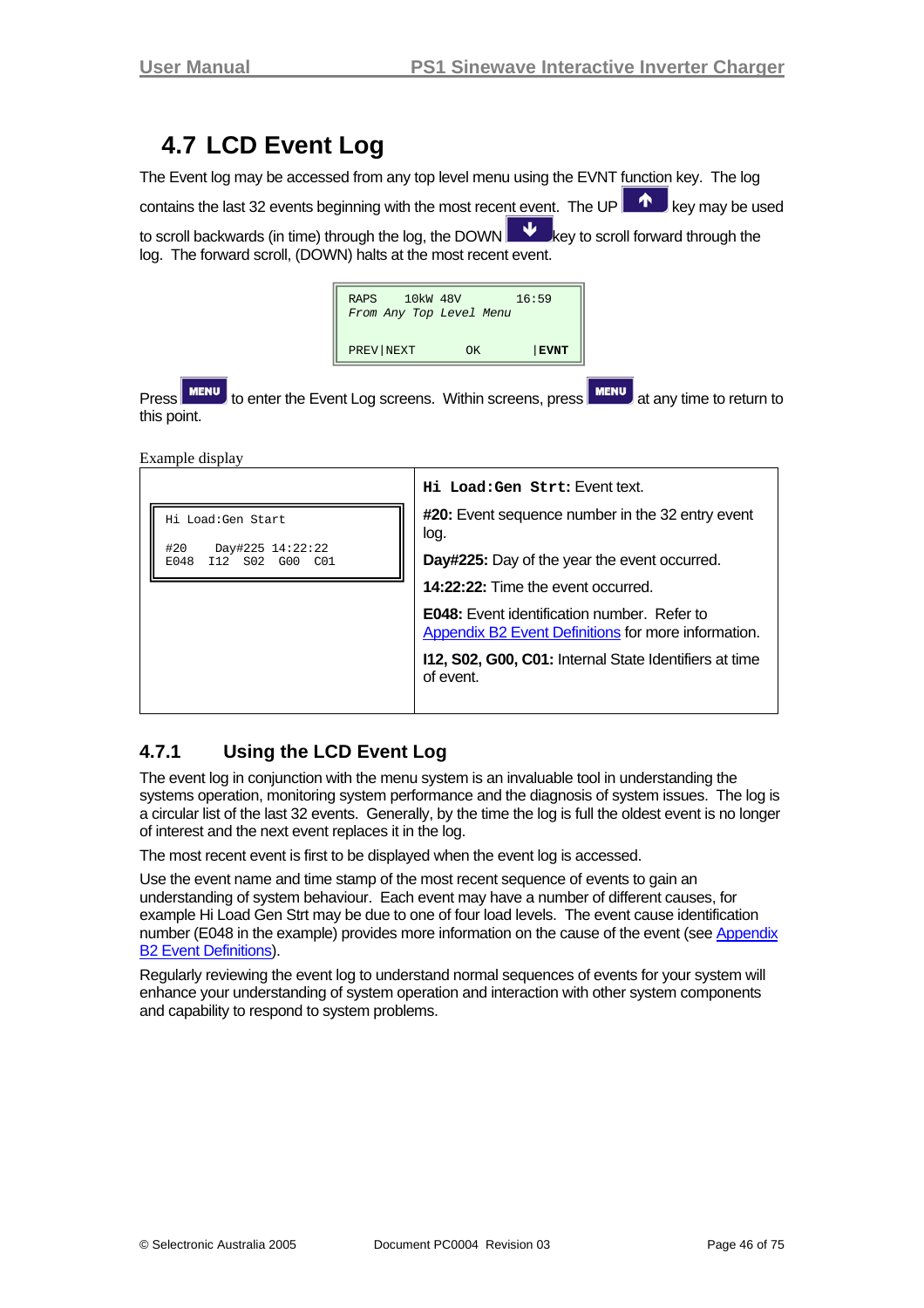# 4.7 LCD Event Log

The Event log may be accessed from any top level menu using the EVNT function key. The log contains the last 32 events beginning with the most recent event. The UP key may be used to scroll backwards (in time) through the log, the DOWN key to scroll forward through the log. The forward scroll, (DOWN) halts at the most recent event.

```
RAPS     10kW 48V        16:59
From Any Top Level Menu

PREV|NEXT       OK       |EVNT
```

Press MENU to enter the Event Log screens. Within screens, press MENU at any time to return to this point.

Example display

| | |
|---|---|
| `Hi Load:Gen Start`<br>`#20    Day#225 14:22:22`<br>`E048  I12  S02  G00  C01` | **Hi Load:Gen Strt:** Event text.<br>**#20:** Event sequence number in the 32 entry event log.<br>**Day#225:** Day of the year the event occurred.<br>**14:22:22:** Time the event occurred.<br>**E048:** Event identification number. Refer to Appendix B2 Event Definitions for more information.<br>**I12, S02, G00, C01:** Internal State Identifiers at time of event. |

## 4.7.1 Using the LCD Event Log

The event log in conjunction with the menu system is an invaluable tool in understanding the systems operation, monitoring system performance and the diagnosis of system issues. The log is a circular list of the last 32 events. Generally, by the time the log is full the oldest event is no longer of interest and the next event replaces it in the log.

The most recent event is first to be displayed when the event log is accessed.

Use the event name and time stamp of the most recent sequence of events to gain an understanding of system behaviour. Each event may have a number of different causes, for example Hi Load Gen Strt may be due to one of four load levels. The event cause identification number (E048 in the example) provides more information on the cause of the event (see Appendix B2 Event Definitions).

Regularly reviewing the event log to understand normal sequences of events for your system will enhance your understanding of system operation and interaction with other system components and capability to respond to system problems.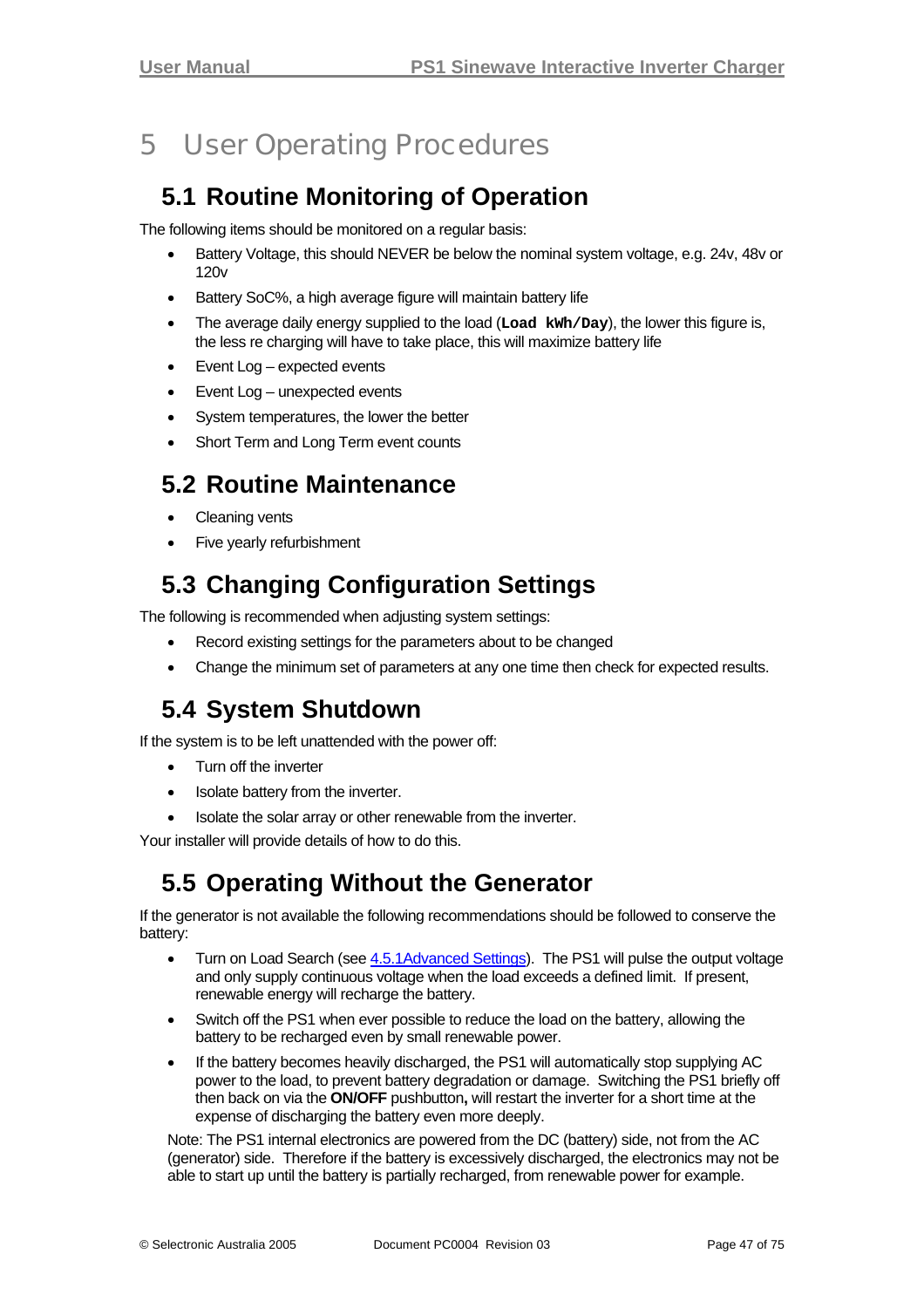# 5 User Operating Procedures

## 5.1 Routine Monitoring of Operation

The following items should be monitored on a regular basis:

- Battery Voltage, this should NEVER be below the nominal system voltage, e.g. 24v, 48v or 120v
- Battery SoC%, a high average figure will maintain battery life
- The average daily energy supplied to the load (**`Load kWh/Day`**), the lower this figure is, the less re charging will have to take place, this will maximize battery life
- Event Log – expected events
- Event Log – unexpected events
- System temperatures, the lower the better
- Short Term and Long Term event counts

## 5.2 Routine Maintenance

- Cleaning vents
- Five yearly refurbishment

## 5.3 Changing Configuration Settings

The following is recommended when adjusting system settings:

- Record existing settings for the parameters about to be changed
- Change the minimum set of parameters at any one time then check for expected results.

## 5.4 System Shutdown

If the system is to be left unattended with the power off:

- Turn off the inverter
- Isolate battery from the inverter.
- Isolate the solar array or other renewable from the inverter.

Your installer will provide details of how to do this.

## 5.5 Operating Without the Generator

If the generator is not available the following recommendations should be followed to conserve the battery:

- Turn on Load Search (see 4.5.1Advanced Settings). The PS1 will pulse the output voltage and only supply continuous voltage when the load exceeds a defined limit. If present, renewable energy will recharge the battery.
- Switch off the PS1 when ever possible to reduce the load on the battery, allowing the battery to be recharged even by small renewable power.
- If the battery becomes heavily discharged, the PS1 will automatically stop supplying AC power to the load, to prevent battery degradation or damage. Switching the PS1 briefly off then back on via the **ON/OFF** pushbutton**,** will restart the inverter for a short time at the expense of discharging the battery even more deeply.

Note: The PS1 internal electronics are powered from the DC (battery) side, not from the AC (generator) side. Therefore if the battery is excessively discharged, the electronics may not be able to start up until the battery is partially recharged, from renewable power for example.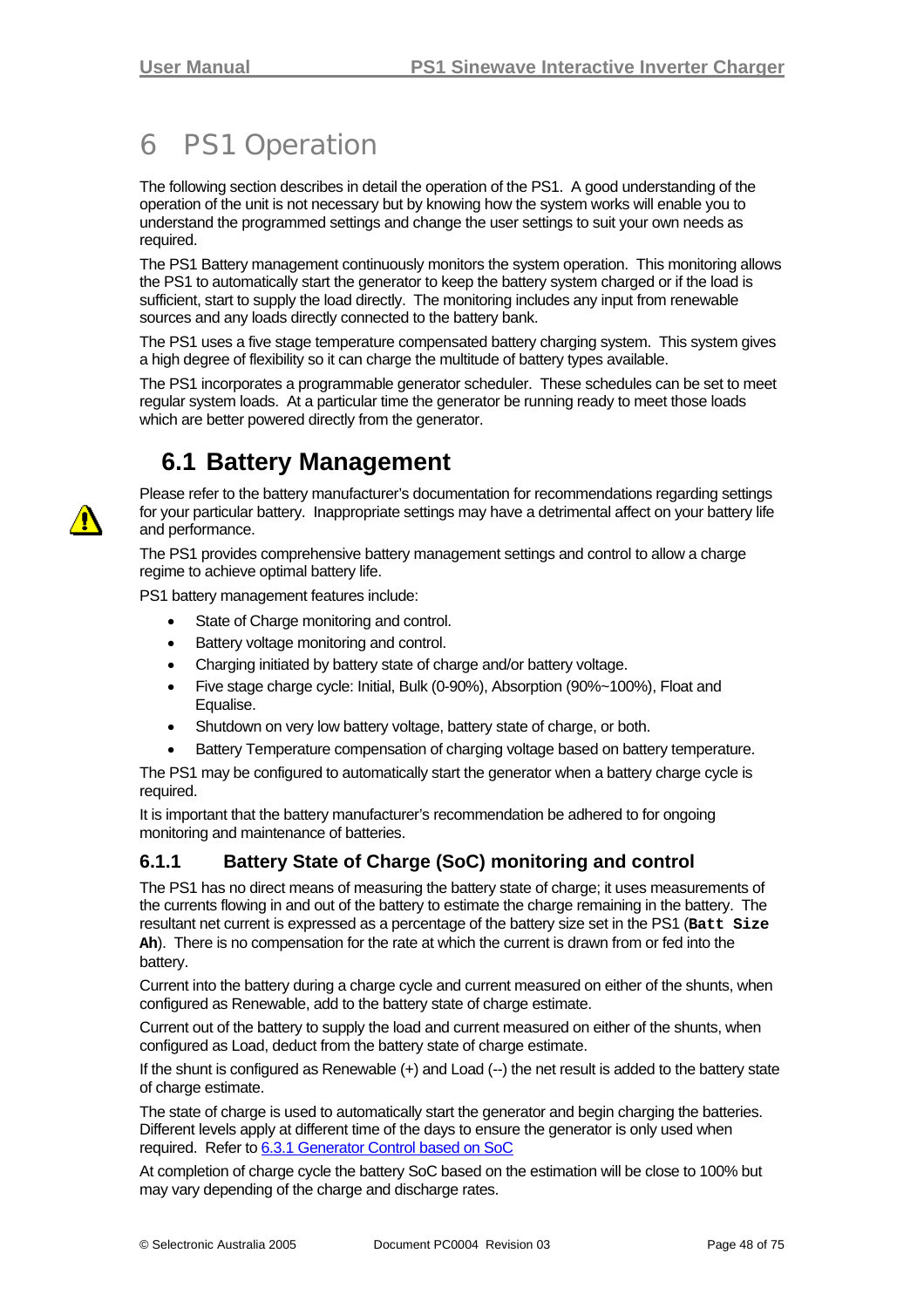# 6 PS1 Operation

The following section describes in detail the operation of the PS1. A good understanding of the operation of the unit is not necessary but by knowing how the system works will enable you to understand the programmed settings and change the user settings to suit your own needs as required.

The PS1 Battery management continuously monitors the system operation. This monitoring allows the PS1 to automatically start the generator to keep the battery system charged or if the load is sufficient, start to supply the load directly. The monitoring includes any input from renewable sources and any loads directly connected to the battery bank.

The PS1 uses a five stage temperature compensated battery charging system. This system gives a high degree of flexibility so it can charge the multitude of battery types available.

The PS1 incorporates a programmable generator scheduler. These schedules can be set to meet regular system loads. At a particular time the generator be running ready to meet those loads which are better powered directly from the generator.

## 6.1 Battery Management

Please refer to the battery manufacturer's documentation for recommendations regarding settings for your particular battery. Inappropriate settings may have a detrimental affect on your battery life and performance.

The PS1 provides comprehensive battery management settings and control to allow a charge regime to achieve optimal battery life.

PS1 battery management features include:

- State of Charge monitoring and control.
- Battery voltage monitoring and control.
- Charging initiated by battery state of charge and/or battery voltage.
- Five stage charge cycle: Initial, Bulk (0-90%), Absorption (90%~100%), Float and Equalise.
- Shutdown on very low battery voltage, battery state of charge, or both.
- Battery Temperature compensation of charging voltage based on battery temperature.

The PS1 may be configured to automatically start the generator when a battery charge cycle is required.

It is important that the battery manufacturer's recommendation be adhered to for ongoing monitoring and maintenance of batteries.

### 6.1.1 Battery State of Charge (SoC) monitoring and control

The PS1 has no direct means of measuring the battery state of charge; it uses measurements of the currents flowing in and out of the battery to estimate the charge remaining in the battery. The resultant net current is expressed as a percentage of the battery size set in the PS1 (**`Batt Size Ah`**). There is no compensation for the rate at which the current is drawn from or fed into the battery.

Current into the battery during a charge cycle and current measured on either of the shunts, when configured as Renewable, add to the battery state of charge estimate.

Current out of the battery to supply the load and current measured on either of the shunts, when configured as Load, deduct from the battery state of charge estimate.

If the shunt is configured as Renewable (+) and Load (--) the net result is added to the battery state of charge estimate.

The state of charge is used to automatically start the generator and begin charging the batteries. Different levels apply at different time of the days to ensure the generator is only used when required. Refer to 6.3.1 Generator Control based on SoC

At completion of charge cycle the battery SoC based on the estimation will be close to 100% but may vary depending of the charge and discharge rates.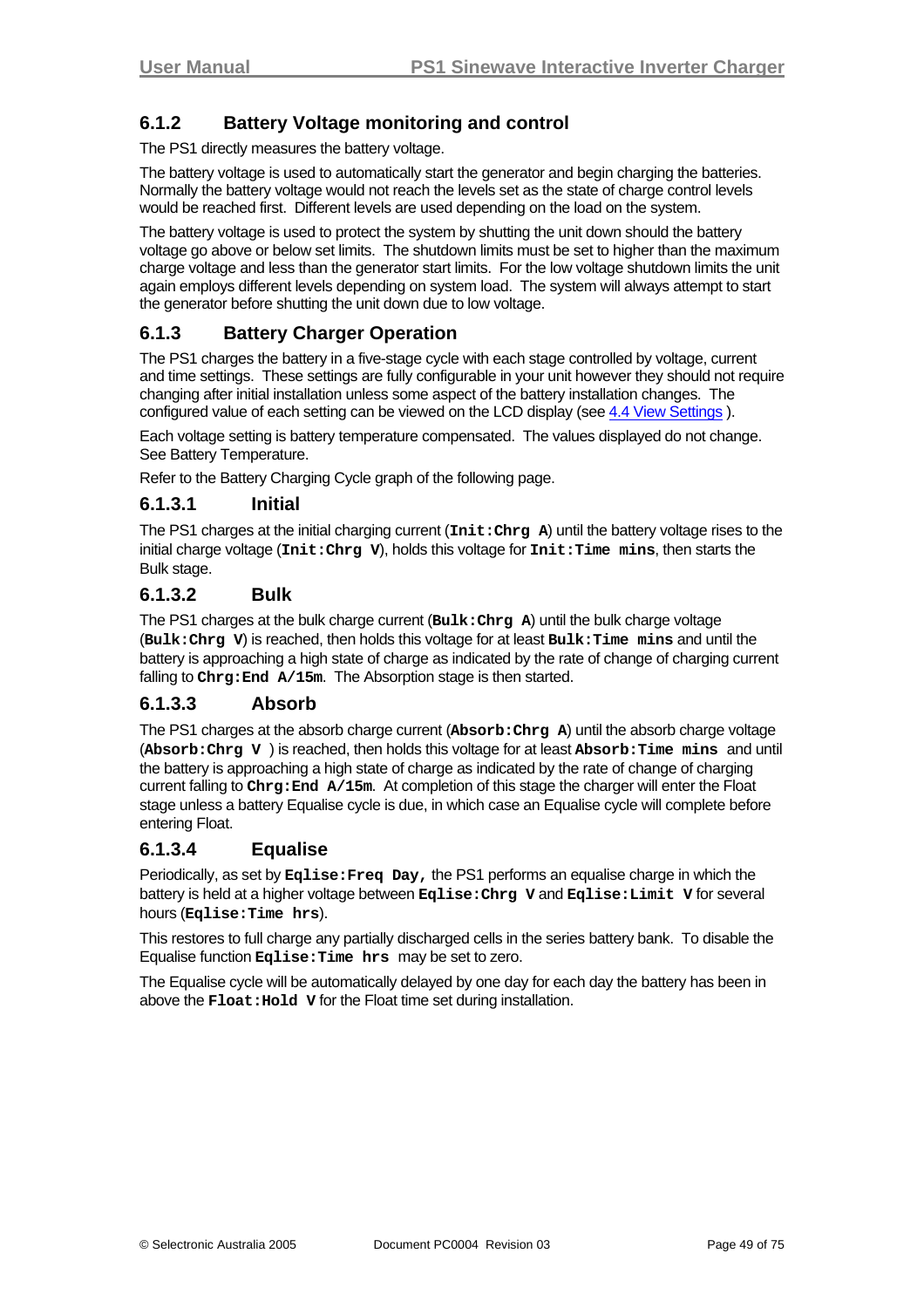### 6.1.2 Battery Voltage monitoring and control

The PS1 directly measures the battery voltage.

The battery voltage is used to automatically start the generator and begin charging the batteries. Normally the battery voltage would not reach the levels set as the state of charge control levels would be reached first. Different levels are used depending on the load on the system.

The battery voltage is used to protect the system by shutting the unit down should the battery voltage go above or below set limits. The shutdown limits must be set to higher than the maximum charge voltage and less than the generator start limits. For the low voltage shutdown limits the unit again employs different levels depending on system load. The system will always attempt to start the generator before shutting the unit down due to low voltage.

### 6.1.3 Battery Charger Operation

The PS1 charges the battery in a five-stage cycle with each stage controlled by voltage, current and time settings. These settings are fully configurable in your unit however they should not require changing after initial installation unless some aspect of the battery installation changes. The configured value of each setting can be viewed on the LCD display (see [4.4 View Settings](#) ).

Each voltage setting is battery temperature compensated. The values displayed do not change. See Battery Temperature.

Refer to the Battery Charging Cycle graph of the following page.

#### 6.1.3.1 Initial

The PS1 charges at the initial charging current (**`Init:Chrg A`**) until the battery voltage rises to the initial charge voltage (**`Init:Chrg V`**), holds this voltage for **`Init:Time mins`**, then starts the Bulk stage.

#### 6.1.3.2 Bulk

The PS1 charges at the bulk charge current (**`Bulk:Chrg A`**) until the bulk charge voltage (**`Bulk:Chrg V`**) is reached, then holds this voltage for at least **`Bulk:Time mins`** and until the battery is approaching a high state of charge as indicated by the rate of change of charging current falling to **`Chrg:End A/15m`**. The Absorption stage is then started.

#### 6.1.3.3 Absorb

The PS1 charges at the absorb charge current (**`Absorb:Chrg A`**) until the absorb charge voltage (**`Absorb:Chrg V`** ) is reached, then holds this voltage for at least **`Absorb:Time mins`** and until the battery is approaching a high state of charge as indicated by the rate of change of charging current falling to **`Chrg:End A/15m`**. At completion of this stage the charger will enter the Float stage unless a battery Equalise cycle is due, in which case an Equalise cycle will complete before entering Float.

#### 6.1.3.4 Equalise

Periodically, as set by **`Eqlise:Freq Day,`** the PS1 performs an equalise charge in which the battery is held at a higher voltage between **`Eqlise:Chrg V`** and **`Eqlise:Limit V`** for several hours (**`Eqlise:Time hrs`**).

This restores to full charge any partially discharged cells in the series battery bank. To disable the Equalise function **`Eqlise:Time hrs`** may be set to zero.

The Equalise cycle will be automatically delayed by one day for each day the battery has been in above the **`Float:Hold V`** for the Float time set during installation.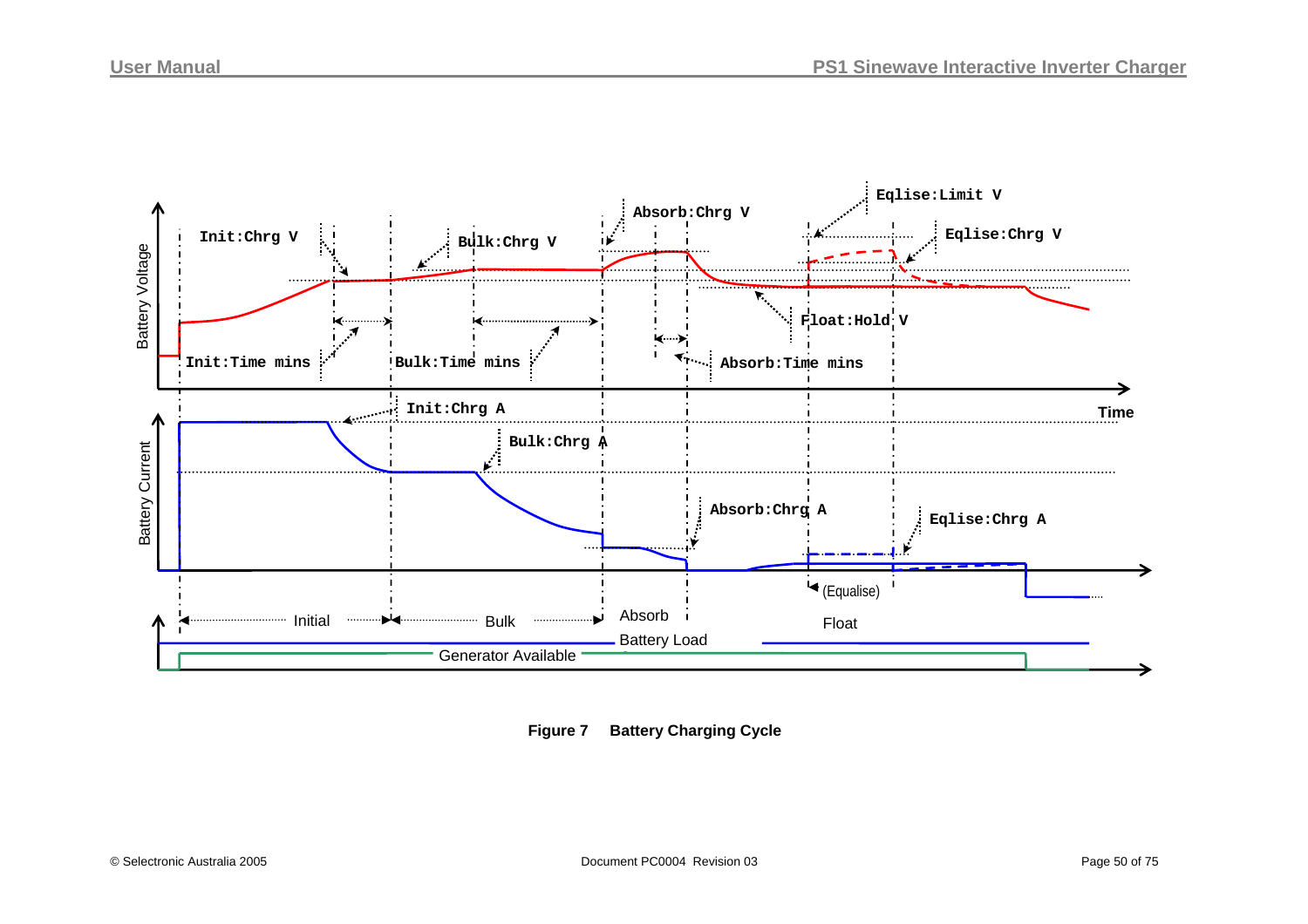Battery Voltage

Init:Chrg V

Bulk:Chrg V

Absorb:Chrg V

Eqlise:Limit V

Eqlise:Chrg V

Init:Time mins

Bulk:Time mins

Absorb:Time mins

Float:Hold V

Time

Battery Current

Init:Chrg A

Bulk:Chrg A

Absorb:Chrg A

Eqlise:Chrg A

(Equalise)

Initial

Bulk

Absorb

Float

Battery Load

Generator Available

**Figure 7 Battery Charging Cycle**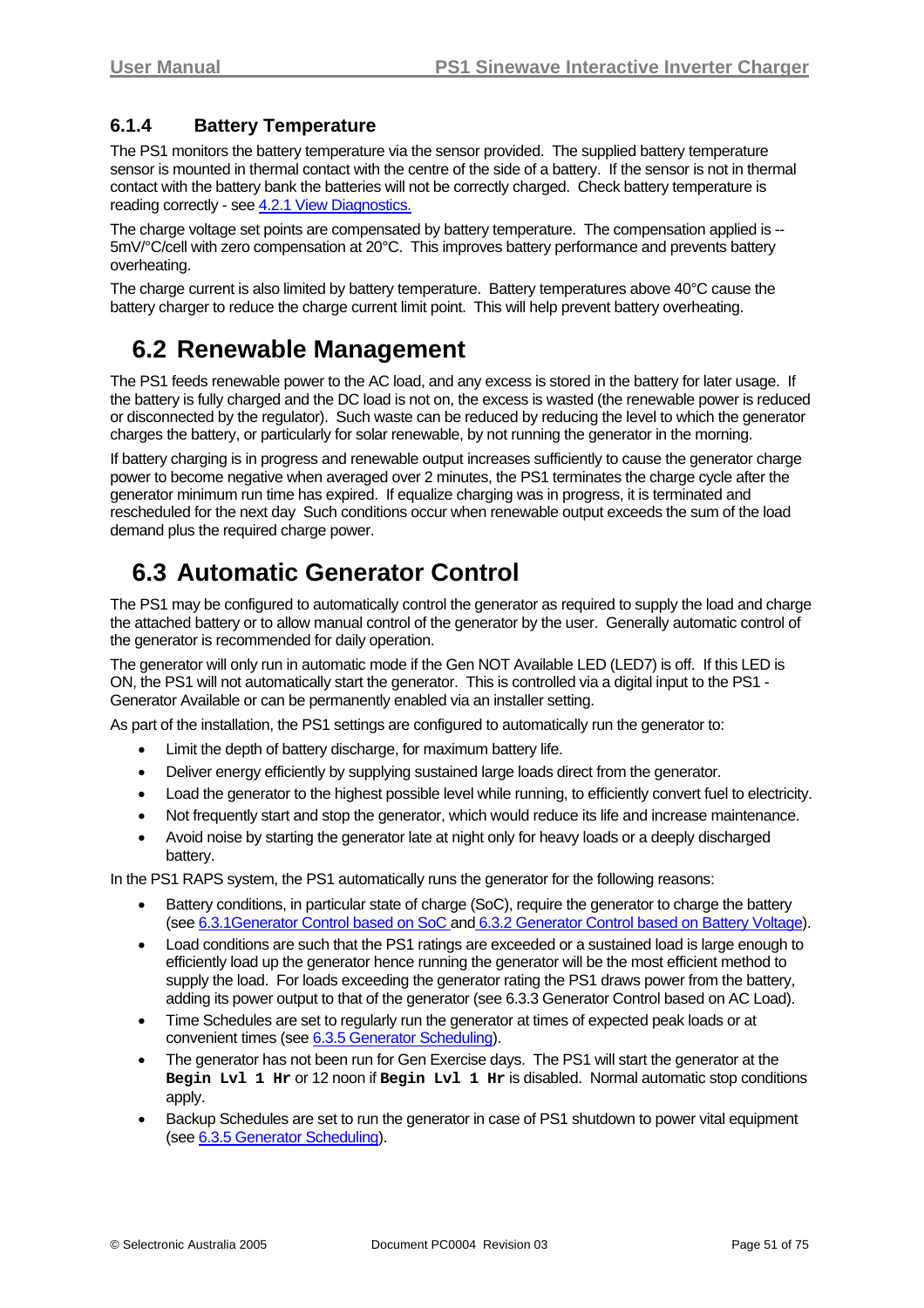### 6.1.4 Battery Temperature

The PS1 monitors the battery temperature via the sensor provided. The supplied battery temperature sensor is mounted in thermal contact with the centre of the side of a battery. If the sensor is not in thermal contact with the battery bank the batteries will not be correctly charged. Check battery temperature is reading correctly - see 4.2.1 View Diagnostics.

The charge voltage set points are compensated by battery temperature. The compensation applied is --5mV/°C/cell with zero compensation at 20°C. This improves battery performance and prevents battery overheating.

The charge current is also limited by battery temperature. Battery temperatures above 40°C cause the battery charger to reduce the charge current limit point. This will help prevent battery overheating.

## 6.2 Renewable Management

The PS1 feeds renewable power to the AC load, and any excess is stored in the battery for later usage. If the battery is fully charged and the DC load is not on, the excess is wasted (the renewable power is reduced or disconnected by the regulator). Such waste can be reduced by reducing the level to which the generator charges the battery, or particularly for solar renewable, by not running the generator in the morning.

If battery charging is in progress and renewable output increases sufficiently to cause the generator charge power to become negative when averaged over 2 minutes, the PS1 terminates the charge cycle after the generator minimum run time has expired. If equalize charging was in progress, it is terminated and rescheduled for the next day Such conditions occur when renewable output exceeds the sum of the load demand plus the required charge power.

## 6.3 Automatic Generator Control

The PS1 may be configured to automatically control the generator as required to supply the load and charge the attached battery or to allow manual control of the generator by the user. Generally automatic control of the generator is recommended for daily operation.

The generator will only run in automatic mode if the Gen NOT Available LED (LED7) is off. If this LED is ON, the PS1 will not automatically start the generator. This is controlled via a digital input to the PS1 - Generator Available or can be permanently enabled via an installer setting.

As part of the installation, the PS1 settings are configured to automatically run the generator to:

- Limit the depth of battery discharge, for maximum battery life.
- Deliver energy efficiently by supplying sustained large loads direct from the generator.
- Load the generator to the highest possible level while running, to efficiently convert fuel to electricity.
- Not frequently start and stop the generator, which would reduce its life and increase maintenance.
- Avoid noise by starting the generator late at night only for heavy loads or a deeply discharged battery.

In the PS1 RAPS system, the PS1 automatically runs the generator for the following reasons:

- Battery conditions, in particular state of charge (SoC), require the generator to charge the battery (see 6.3.1Generator Control based on SoC and 6.3.2 Generator Control based on Battery Voltage).
- Load conditions are such that the PS1 ratings are exceeded or a sustained load is large enough to efficiently load up the generator hence running the generator will be the most efficient method to supply the load. For loads exceeding the generator rating the PS1 draws power from the battery, adding its power output to that of the generator (see 6.3.3 Generator Control based on AC Load).
- Time Schedules are set to regularly run the generator at times of expected peak loads or at convenient times (see 6.3.5 Generator Scheduling).
- The generator has not been run for Gen Exercise days. The PS1 will start the generator at the **`Begin Lvl 1 Hr`** or 12 noon if **`Begin Lvl 1 Hr`** is disabled. Normal automatic stop conditions apply.
- Backup Schedules are set to run the generator in case of PS1 shutdown to power vital equipment (see 6.3.5 Generator Scheduling).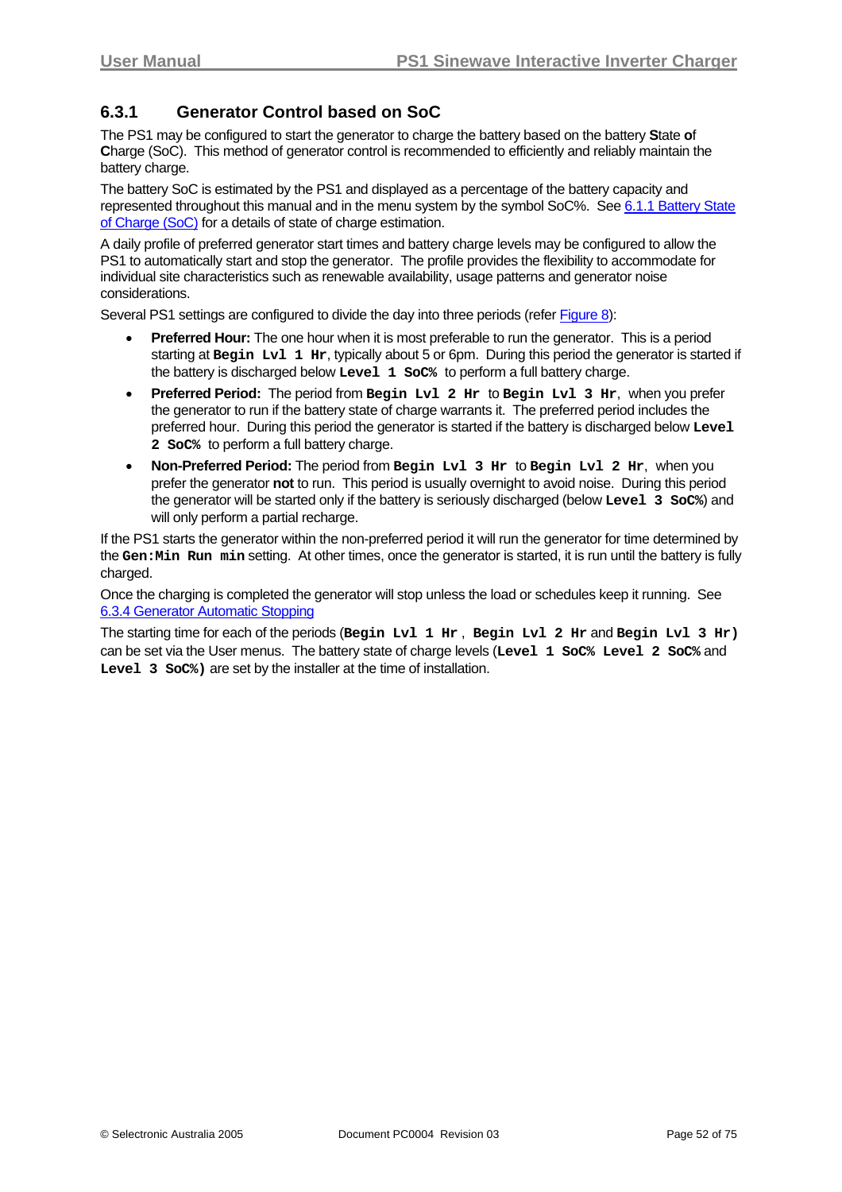### 6.3.1 Generator Control based on SoC

The PS1 may be configured to start the generator to charge the battery based on the battery **S**tate **o**f **C**harge (SoC). This method of generator control is recommended to efficiently and reliably maintain the battery charge.

The battery SoC is estimated by the PS1 and displayed as a percentage of the battery capacity and represented throughout this manual and in the menu system by the symbol SoC%. See 6.1.1 Battery State of Charge (SoC) for a details of state of charge estimation.

A daily profile of preferred generator start times and battery charge levels may be configured to allow the PS1 to automatically start and stop the generator. The profile provides the flexibility to accommodate for individual site characteristics such as renewable availability, usage patterns and generator noise considerations.

Several PS1 settings are configured to divide the day into three periods (refer Figure 8):

- **Preferred Hour:** The one hour when it is most preferable to run the generator. This is a period starting at **Begin Lvl 1 Hr**, typically about 5 or 6pm. During this period the generator is started if the battery is discharged below **Level 1 SoC%** to perform a full battery charge.
- **Preferred Period:** The period from **Begin Lvl 2 Hr** to **Begin Lvl 3 Hr**, when you prefer the generator to run if the battery state of charge warrants it. The preferred period includes the preferred hour. During this period the generator is started if the battery is discharged below **Level 2 SoC%** to perform a full battery charge.
- **Non-Preferred Period:** The period from **Begin Lvl 3 Hr** to **Begin Lvl 2 Hr**, when you prefer the generator **not** to run. This period is usually overnight to avoid noise. During this period the generator will be started only if the battery is seriously discharged (below **Level 3 SoC%**) and will only perform a partial recharge.

If the PS1 starts the generator within the non-preferred period it will run the generator for time determined by the **Gen:Min Run min** setting. At other times, once the generator is started, it is run until the battery is fully charged.

Once the charging is completed the generator will stop unless the load or schedules keep it running. See 6.3.4 Generator Automatic Stopping

The starting time for each of the periods (**Begin Lvl 1 Hr**, **Begin Lvl 2 Hr** and **Begin Lvl 3 Hr)** can be set via the User menus. The battery state of charge levels (**Level 1 SoC% Level 2 SoC%** and **Level 3 SoC%)** are set by the installer at the time of installation.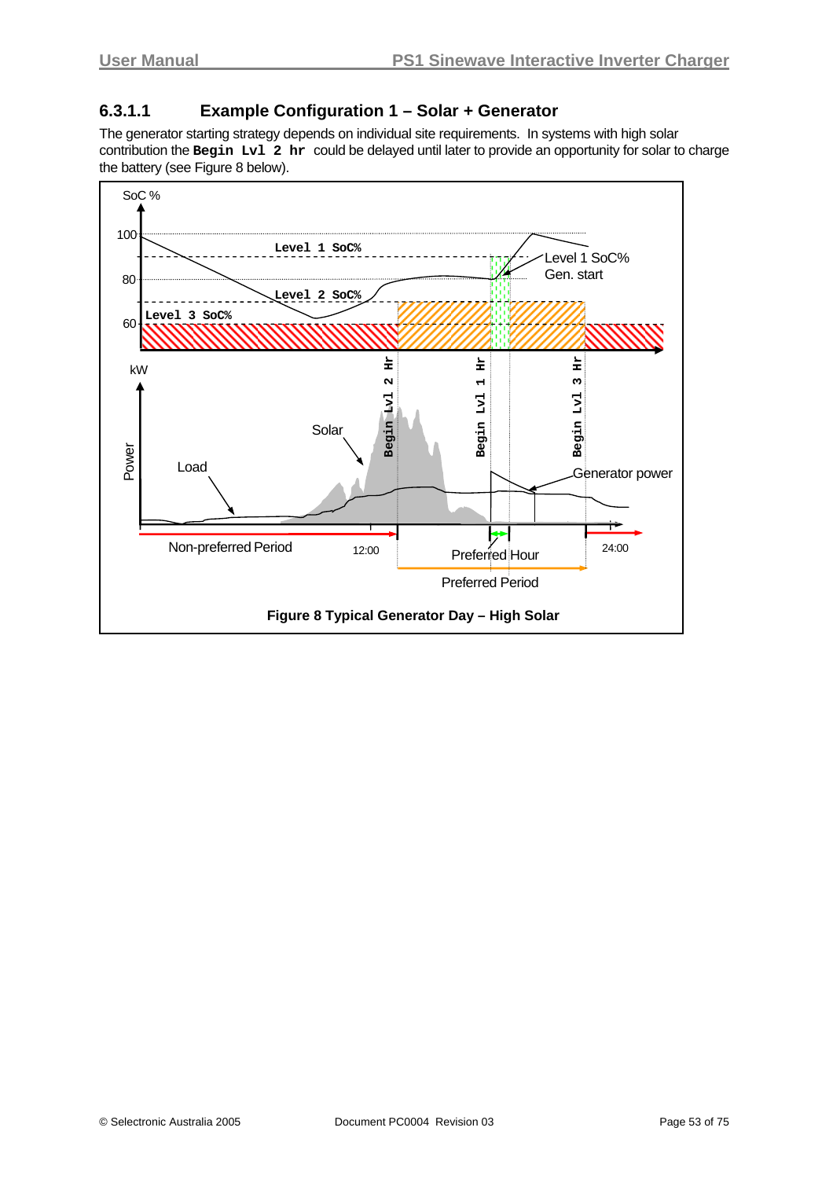### 6.3.1.1 Example Configuration 1 – Solar + Generator

The generator starting strategy depends on individual site requirements. In systems with high solar contribution the **`Begin Lvl 2 hr`** could be delayed until later to provide an opportunity for solar to charge the battery (see Figure 8 below).

**Figure 8 Typical Generator Day – High Solar**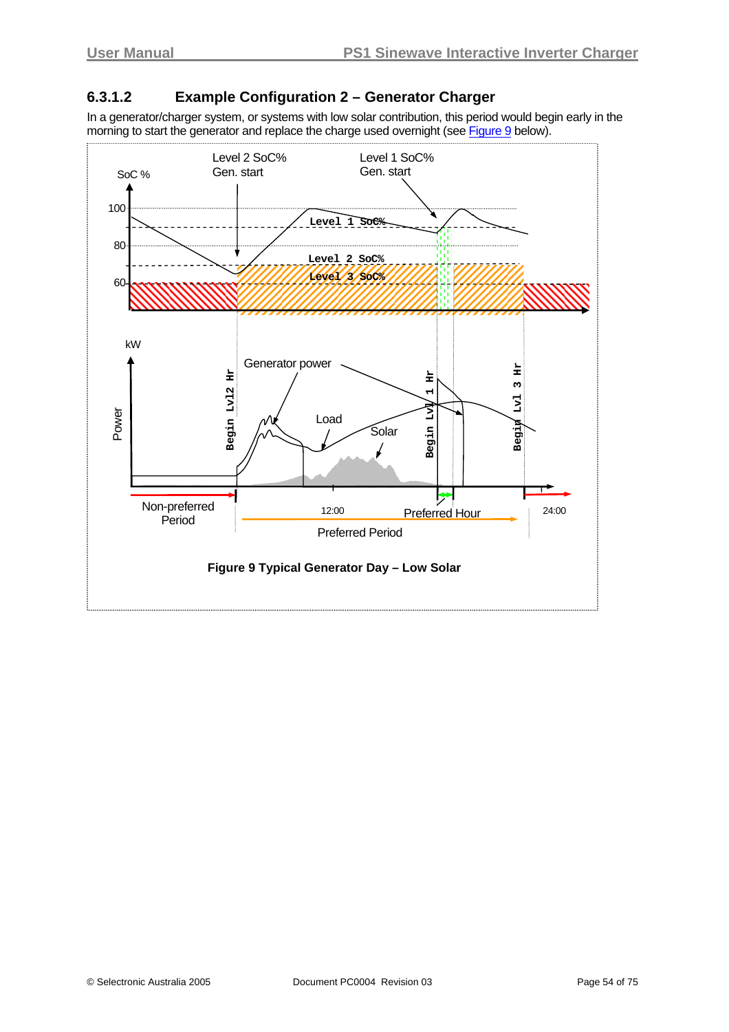### 6.3.1.2 Example Configuration 2 – Generator Charger

In a generator/charger system, or systems with low solar contribution, this period would begin early in the morning to start the generator and replace the charge used overnight (see Figure 9 below).

**Figure 9 Typical Generator Day – Low Solar**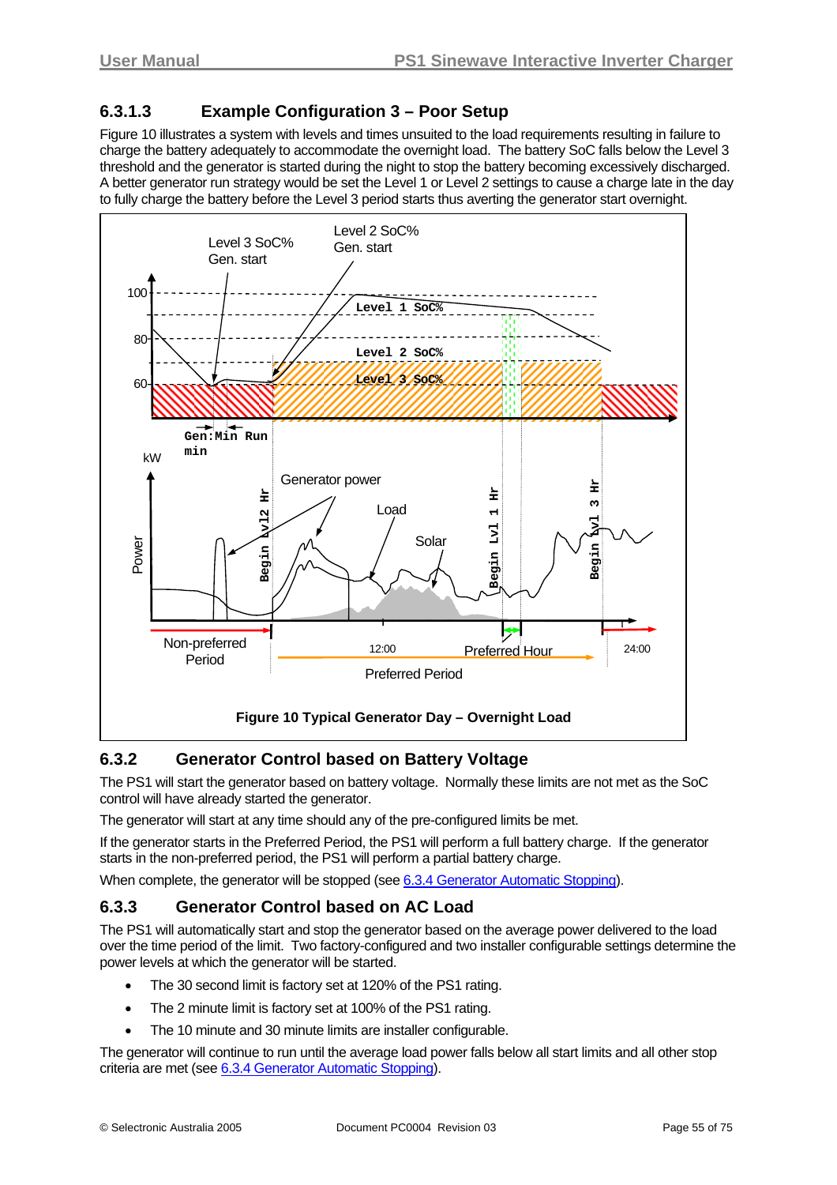### 6.3.1.3 Example Configuration 3 – Poor Setup

Figure 10 illustrates a system with levels and times unsuited to the load requirements resulting in failure to charge the battery adequately to accommodate the overnight load. The battery SoC falls below the Level 3 threshold and the generator is started during the night to stop the battery becoming excessively discharged. A better generator run strategy would be set the Level 1 or Level 2 settings to cause a charge late in the day to fully charge the battery before the Level 3 period starts thus averting the generator start overnight.

**Figure 10 Typical Generator Day – Overnight Load**

## 6.3.2 Generator Control based on Battery Voltage

The PS1 will start the generator based on battery voltage. Normally these limits are not met as the SoC control will have already started the generator.

The generator will start at any time should any of the pre-configured limits be met.

If the generator starts in the Preferred Period, the PS1 will perform a full battery charge. If the generator starts in the non-preferred period, the PS1 will perform a partial battery charge.

When complete, the generator will be stopped (see 6.3.4 Generator Automatic Stopping).

## 6.3.3 Generator Control based on AC Load

The PS1 will automatically start and stop the generator based on the average power delivered to the load over the time period of the limit. Two factory-configured and two installer configurable settings determine the power levels at which the generator will be started.

- The 30 second limit is factory set at 120% of the PS1 rating.
- The 2 minute limit is factory set at 100% of the PS1 rating.
- The 10 minute and 30 minute limits are installer configurable.

The generator will continue to run until the average load power falls below all start limits and all other stop criteria are met (see 6.3.4 Generator Automatic Stopping).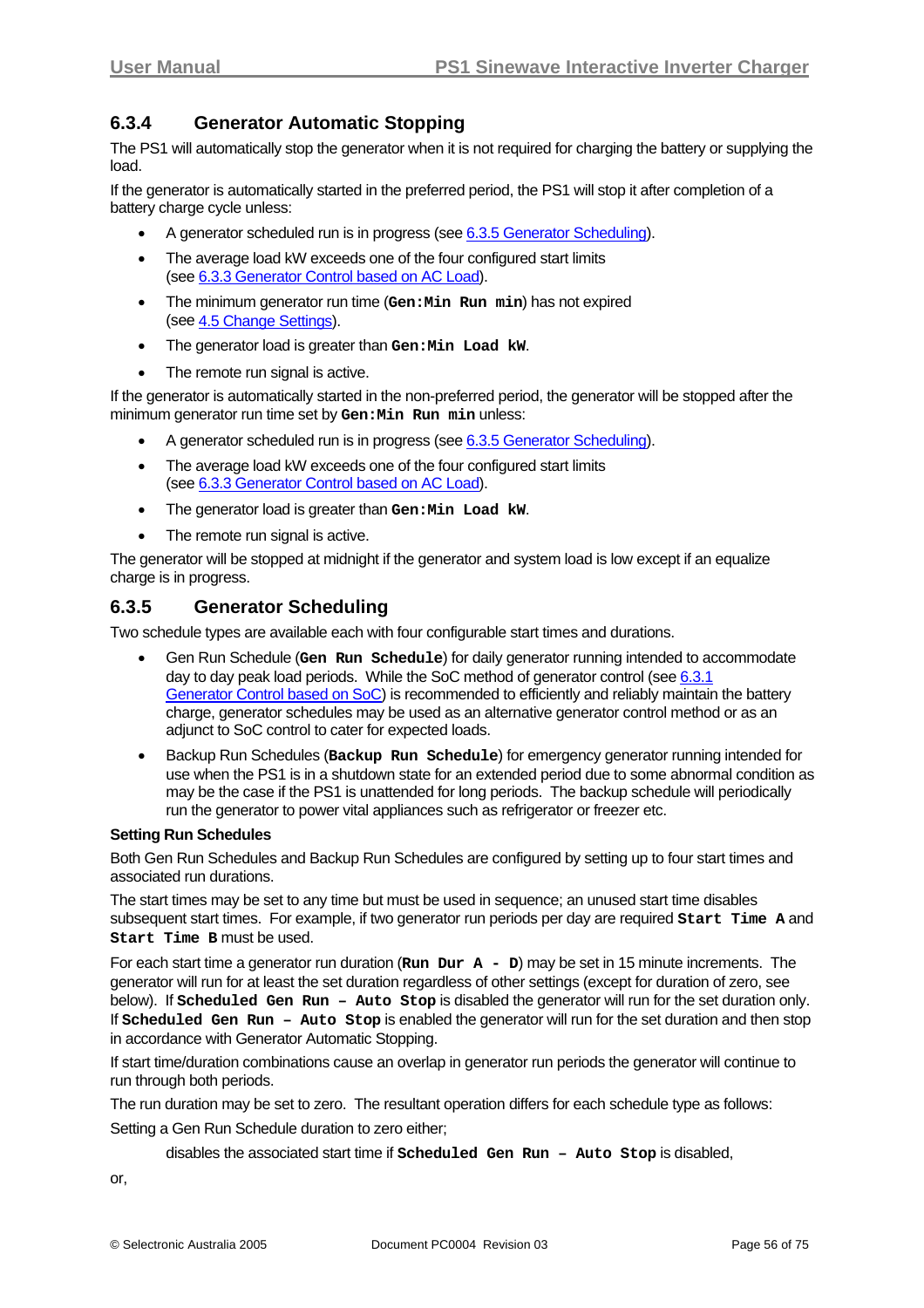### 6.3.4 Generator Automatic Stopping

The PS1 will automatically stop the generator when it is not required for charging the battery or supplying the load.

If the generator is automatically started in the preferred period, the PS1 will stop it after completion of a battery charge cycle unless:

- A generator scheduled run is in progress (see 6.3.5 Generator Scheduling).
- The average load kW exceeds one of the four configured start limits (see 6.3.3 Generator Control based on AC Load).
- The minimum generator run time (**Gen:Min Run min**) has not expired (see 4.5 Change Settings).
- The generator load is greater than **Gen:Min Load kW**.
- The remote run signal is active.

If the generator is automatically started in the non-preferred period, the generator will be stopped after the minimum generator run time set by **Gen:Min Run min** unless:

- A generator scheduled run is in progress (see 6.3.5 Generator Scheduling).
- The average load kW exceeds one of the four configured start limits (see 6.3.3 Generator Control based on AC Load).
- The generator load is greater than **Gen:Min Load kW**.
- The remote run signal is active.

The generator will be stopped at midnight if the generator and system load is low except if an equalize charge is in progress.

### 6.3.5 Generator Scheduling

Two schedule types are available each with four configurable start times and durations.

- Gen Run Schedule (**Gen Run Schedule**) for daily generator running intended to accommodate day to day peak load periods. While the SoC method of generator control (see 6.3.1 Generator Control based on SoC) is recommended to efficiently and reliably maintain the battery charge, generator schedules may be used as an alternative generator control method or as an adjunct to SoC control to cater for expected loads.
- Backup Run Schedules (**Backup Run Schedule**) for emergency generator running intended for use when the PS1 is in a shutdown state for an extended period due to some abnormal condition as may be the case if the PS1 is unattended for long periods. The backup schedule will periodically run the generator to power vital appliances such as refrigerator or freezer etc.

**Setting Run Schedules**

Both Gen Run Schedules and Backup Run Schedules are configured by setting up to four start times and associated run durations.

The start times may be set to any time but must be used in sequence; an unused start time disables subsequent start times. For example, if two generator run periods per day are required **Start Time A** and **Start Time B** must be used.

For each start time a generator run duration (**Run Dur A - D**) may be set in 15 minute increments. The generator will run for at least the set duration regardless of other settings (except for duration of zero, see below). If **Scheduled Gen Run – Auto Stop** is disabled the generator will run for the set duration only. If **Scheduled Gen Run – Auto Stop** is enabled the generator will run for the set duration and then stop in accordance with Generator Automatic Stopping.

If start time/duration combinations cause an overlap in generator run periods the generator will continue to run through both periods.

The run duration may be set to zero. The resultant operation differs for each schedule type as follows:

Setting a Gen Run Schedule duration to zero either;

disables the associated start time if **Scheduled Gen Run – Auto Stop** is disabled,

or,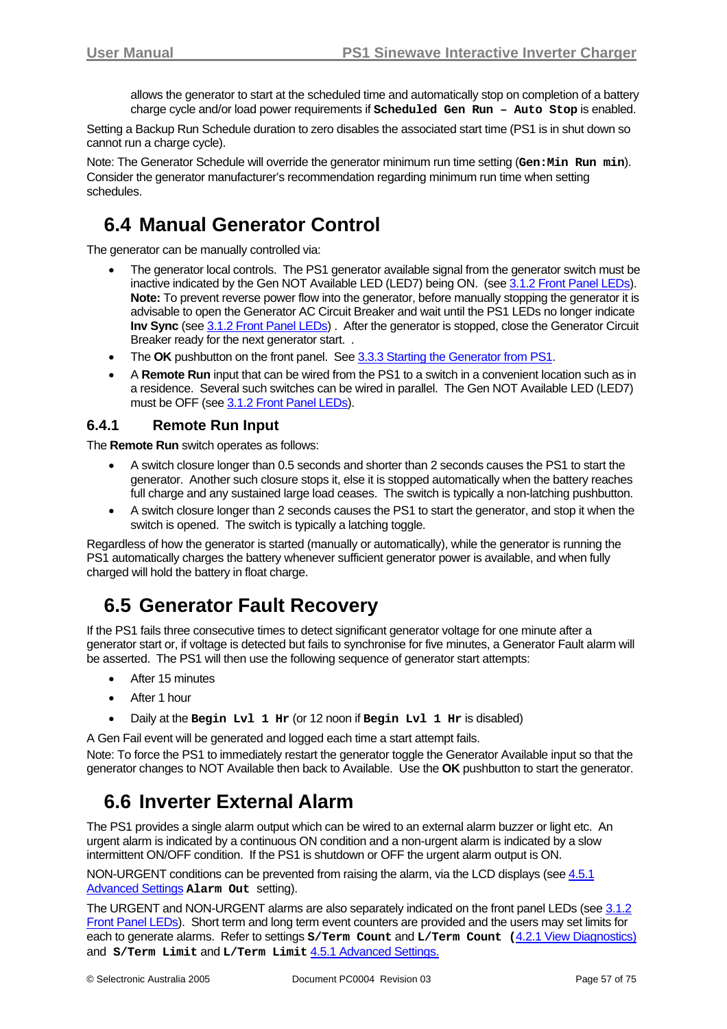allows the generator to start at the scheduled time and automatically stop on completion of a battery charge cycle and/or load power requirements if **Scheduled Gen Run – Auto Stop** is enabled.

Setting a Backup Run Schedule duration to zero disables the associated start time (PS1 is in shut down so cannot run a charge cycle).

Note: The Generator Schedule will override the generator minimum run time setting (**Gen:Min Run min**). Consider the generator manufacturer's recommendation regarding minimum run time when setting schedules.

## 6.4 Manual Generator Control

The generator can be manually controlled via:

- The generator local controls. The PS1 generator available signal from the generator switch must be inactive indicated by the Gen NOT Available LED (LED7) being ON. (see 3.1.2 Front Panel LEDs). **Note:** To prevent reverse power flow into the generator, before manually stopping the generator it is advisable to open the Generator AC Circuit Breaker and wait until the PS1 LEDs no longer indicate **Inv Sync** (see 3.1.2 Front Panel LEDs) . After the generator is stopped, close the Generator Circuit Breaker ready for the next generator start. .
- The **OK** pushbutton on the front panel. See 3.3.3 Starting the Generator from PS1.
- A **Remote Run** input that can be wired from the PS1 to a switch in a convenient location such as in a residence. Several such switches can be wired in parallel. The Gen NOT Available LED (LED7) must be OFF (see 3.1.2 Front Panel LEDs).

### 6.4.1 Remote Run Input

The **Remote Run** switch operates as follows:

- A switch closure longer than 0.5 seconds and shorter than 2 seconds causes the PS1 to start the generator. Another such closure stops it, else it is stopped automatically when the battery reaches full charge and any sustained large load ceases. The switch is typically a non-latching pushbutton.
- A switch closure longer than 2 seconds causes the PS1 to start the generator, and stop it when the switch is opened. The switch is typically a latching toggle.

Regardless of how the generator is started (manually or automatically), while the generator is running the PS1 automatically charges the battery whenever sufficient generator power is available, and when fully charged will hold the battery in float charge.

## 6.5 Generator Fault Recovery

If the PS1 fails three consecutive times to detect significant generator voltage for one minute after a generator start or, if voltage is detected but fails to synchronise for five minutes, a Generator Fault alarm will be asserted. The PS1 will then use the following sequence of generator start attempts:

- After 15 minutes
- After 1 hour
- Daily at the **Begin Lvl 1 Hr** (or 12 noon if **Begin Lvl 1 Hr** is disabled)

A Gen Fail event will be generated and logged each time a start attempt fails.

Note: To force the PS1 to immediately restart the generator toggle the Generator Available input so that the generator changes to NOT Available then back to Available. Use the **OK** pushbutton to start the generator.

## 6.6 Inverter External Alarm

The PS1 provides a single alarm output which can be wired to an external alarm buzzer or light etc. An urgent alarm is indicated by a continuous ON condition and a non-urgent alarm is indicated by a slow intermittent ON/OFF condition. If the PS1 is shutdown or OFF the urgent alarm output is ON.

NON-URGENT conditions can be prevented from raising the alarm, via the LCD displays (see 4.5.1 Advanced Settings **Alarm Out** setting).

The URGENT and NON-URGENT alarms are also separately indicated on the front panel LEDs (see 3.1.2 Front Panel LEDs). Short term and long term event counters are provided and the users may set limits for each to generate alarms. Refer to settings **S/Term Count** and **L/Term Count** (4.2.1 View Diagnostics) and **S/Term Limit** and **L/Term Limit** 4.5.1 Advanced Settings.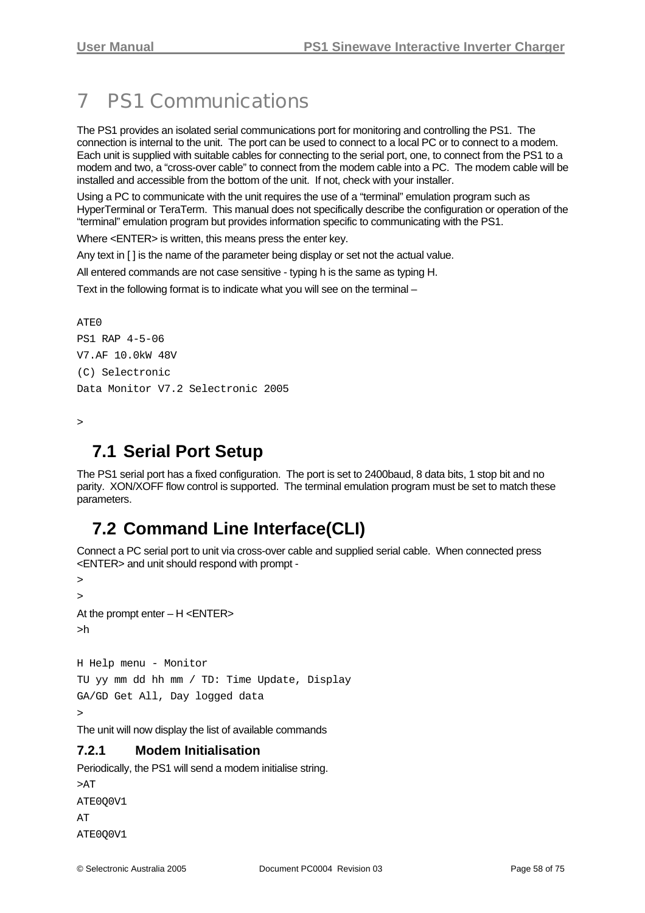# 7 PS1 Communications

The PS1 provides an isolated serial communications port for monitoring and controlling the PS1. The connection is internal to the unit. The port can be used to connect to a local PC or to connect to a modem. Each unit is supplied with suitable cables for connecting to the serial port, one, to connect from the PS1 to a modem and two, a "cross-over cable" to connect from the modem cable into a PC. The modem cable will be installed and accessible from the bottom of the unit. If not, check with your installer.

Using a PC to communicate with the unit requires the use of a "terminal" emulation program such as HyperTerminal or TeraTerm. This manual does not specifically describe the configuration or operation of the "terminal" emulation program but provides information specific to communicating with the PS1.

Where <ENTER> is written, this means press the enter key.

Any text in [ ] is the name of the parameter being display or set not the actual value.

All entered commands are not case sensitive - typing h is the same as typing H.

Text in the following format is to indicate what you will see on the terminal –

```
ATE0
PS1 RAP 4-5-06
V7.AF 10.0kW 48V
(C) Selectronic
Data Monitor V7.2 Selectronic 2005

>
```

## 7.1 Serial Port Setup

The PS1 serial port has a fixed configuration. The port is set to 2400baud, 8 data bits, 1 stop bit and no parity. XON/XOFF flow control is supported. The terminal emulation program must be set to match these parameters.

## 7.2 Command Line Interface(CLI)

Connect a PC serial port to unit via cross-over cable and supplied serial cable. When connected press <ENTER> and unit should respond with prompt -

```
>
>
```

At the prompt enter – H <ENTER>

```
>h

H Help menu - Monitor
TU yy mm dd hh mm / TD: Time Update, Display
GA/GD Get All, Day logged data
>
```

The unit will now display the list of available commands

### 7.2.1 Modem Initialisation

Periodically, the PS1 will send a modem initialise string.

```
>AT
ATE0Q0V1
AT
ATE0Q0V1
```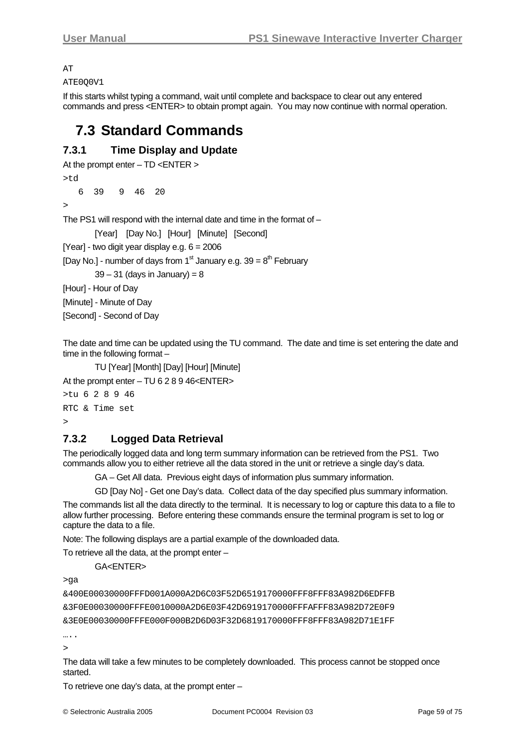```
AT
ATE0Q0V1
```

If this starts whilst typing a command, wait until complete and backspace to clear out any entered commands and press <ENTER> to obtain prompt again. You may now continue with normal operation.

## 7.3 Standard Commands

### 7.3.1 Time Display and Update

At the prompt enter – TD <ENTER >

```
>td
   6  39   9  46  20
>
```

The PS1 will respond with the internal date and time in the format of –

[Year] [Day No.] [Hour] [Minute] [Second]

[Year] - two digit year display e.g. 6 = 2006

[Day No.] - number of days from 1st January e.g. 39 = 8th February

39 – 31 (days in January) = 8

[Hour] - Hour of Day

[Minute] - Minute of Day

[Second] - Second of Day

The date and time can be updated using the TU command. The date and time is set entering the date and time in the following format –

TU [Year] [Month] [Day] [Hour] [Minute]

At the prompt enter – TU 6 2 8 9 46<ENTER>

```
>tu 6 2 8 9 46
RTC & Time set
>
```

### 7.3.2 Logged Data Retrieval

The periodically logged data and long term summary information can be retrieved from the PS1. Two commands allow you to either retrieve all the data stored in the unit or retrieve a single day's data.

GA – Get All data. Previous eight days of information plus summary information.

GD [Day No] - Get one Day's data. Collect data of the day specified plus summary information.

The commands list all the data directly to the terminal. It is necessary to log or capture this data to a file to allow further processing. Before entering these commands ensure the terminal program is set to log or capture the data to a file.

Note: The following displays are a partial example of the downloaded data.

To retrieve all the data, at the prompt enter –

GA<ENTER>

```
>ga
&400E00030000FFFD001A000A2D6C03F52D6519170000FFF8FFF83A982D6EDFFB
&3F0E00030000FFFE0010000A2D6E03F42D6919170000FFFAFFF83A982D72E0F9
&3E0E00030000FFFE000F000B2D6D03F32D6819170000FFF8FFF83A982D71E1FF
…..
>
```

The data will take a few minutes to be completely downloaded. This process cannot be stopped once started.

To retrieve one day's data, at the prompt enter –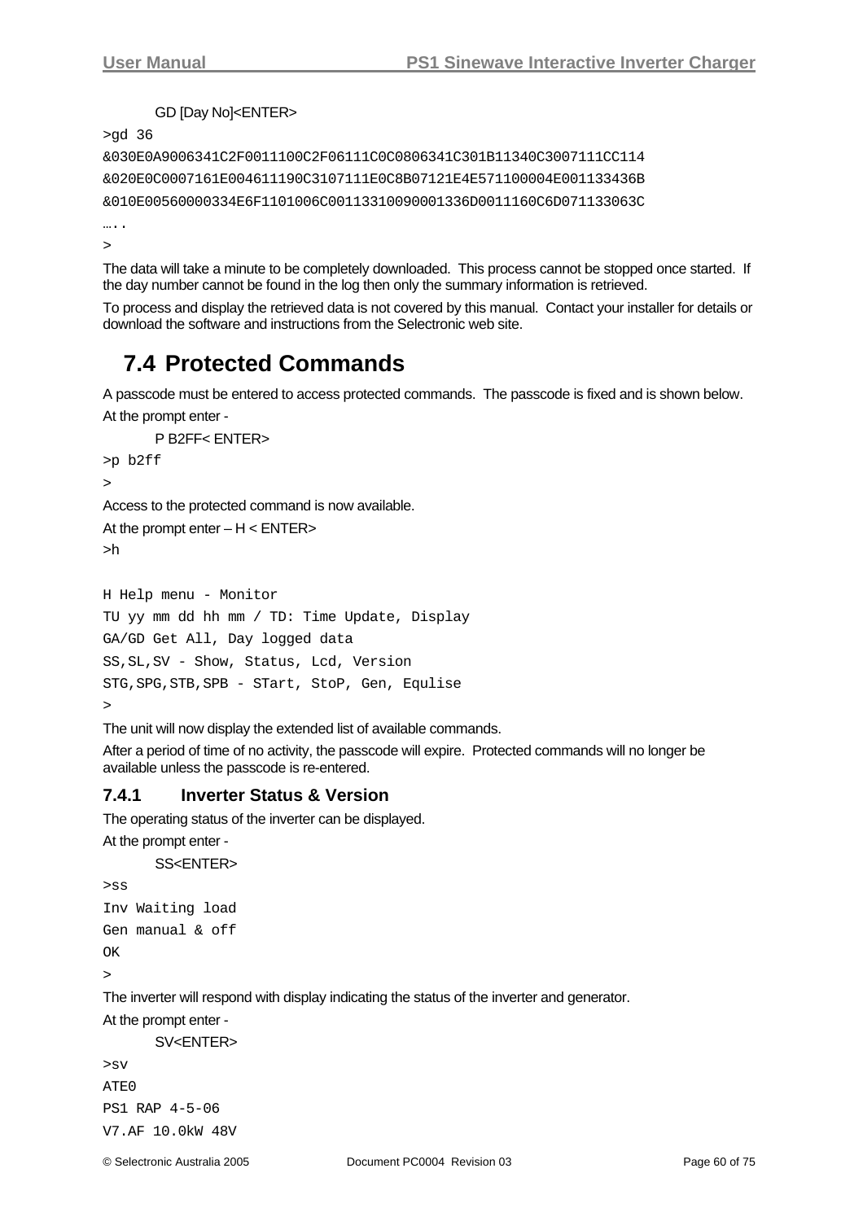GD [Day No]<ENTER>

```
>gd 36
&030E0A9006341C2F0011100C2F06111C0C0806341C301B11340C3007111CC114
&020E0C0007161E004611190C3107111E0C8B07121E4E571100004E001133436B
&010E00560000334E6F1101006C00113310090001336D0011160C6D071133063C
…..
>
```

The data will take a minute to be completely downloaded. This process cannot be stopped once started. If the day number cannot be found in the log then only the summary information is retrieved.

To process and display the retrieved data is not covered by this manual. Contact your installer for details or download the software and instructions from the Selectronic web site.

## 7.4 Protected Commands

A passcode must be entered to access protected commands. The passcode is fixed and is shown below.

At the prompt enter -

P B2FF< ENTER>

```
>p b2ff
>
```

Access to the protected command is now available.

At the prompt enter – H < ENTER>

```
>h

H Help menu - Monitor
TU yy mm dd hh mm / TD: Time Update, Display
GA/GD Get All, Day logged data
SS,SL,SV - Show, Status, Lcd, Version
STG,SPG,STB,SPB - STart, StoP, Gen, Equlise
>
```

The unit will now display the extended list of available commands.

After a period of time of no activity, the passcode will expire. Protected commands will no longer be available unless the passcode is re-entered.

### 7.4.1 Inverter Status & Version

The operating status of the inverter can be displayed.

At the prompt enter -

SS<ENTER>

```
>ss
Inv Waiting load
Gen manual & off
OK
>
```

The inverter will respond with display indicating the status of the inverter and generator.

At the prompt enter -

SV<ENTER>

```
>sv
ATE0
PS1 RAP 4-5-06
V7.AF 10.0kW 48V
```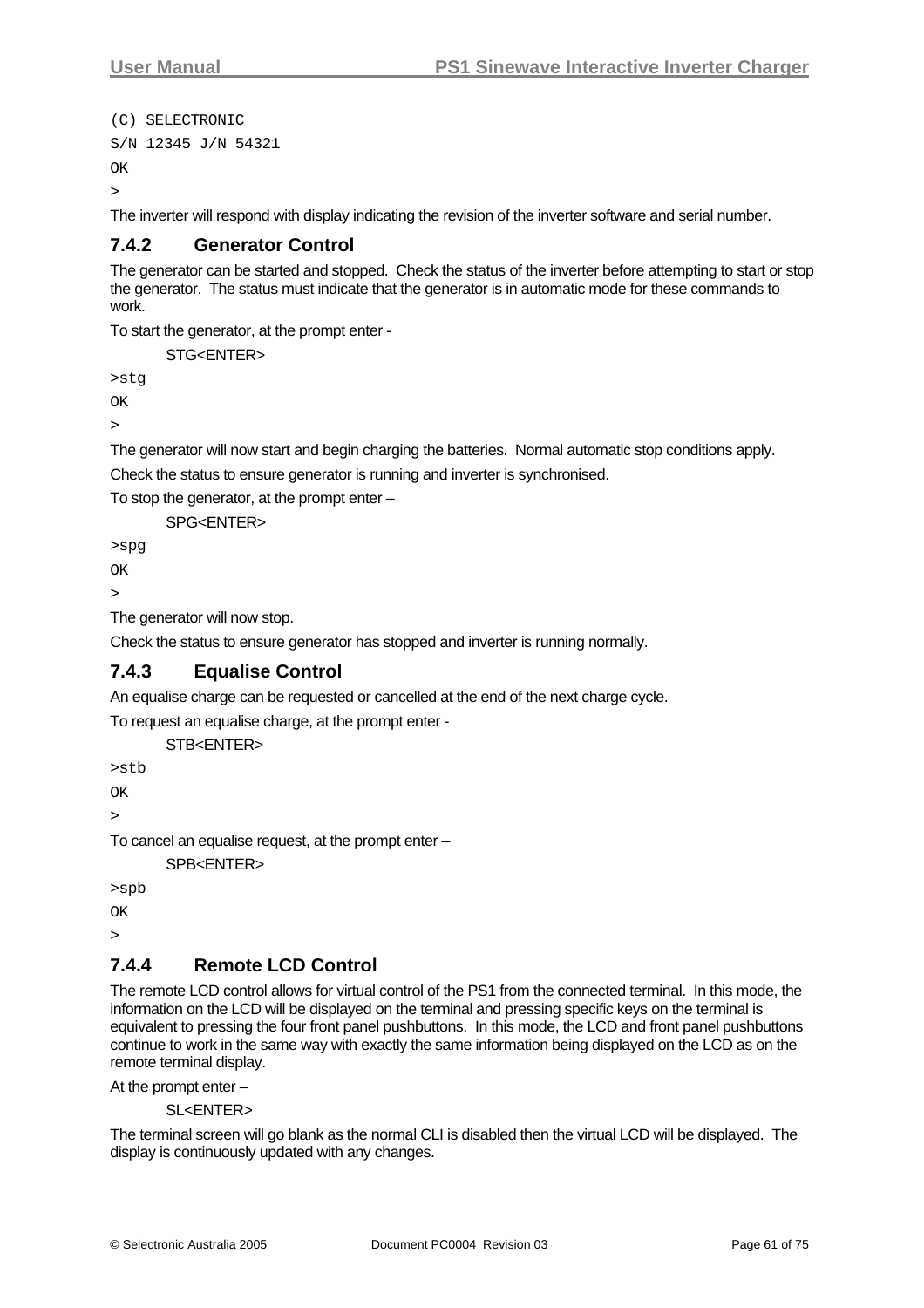```
(C) SELECTRONIC
S/N 12345 J/N 54321
OK
>
```

The inverter will respond with display indicating the revision of the inverter software and serial number.

### 7.4.2 Generator Control

The generator can be started and stopped. Check the status of the inverter before attempting to start or stop the generator. The status must indicate that the generator is in automatic mode for these commands to work.

To start the generator, at the prompt enter -

STG<ENTER>

```
>stg
OK
>
```

The generator will now start and begin charging the batteries. Normal automatic stop conditions apply.

Check the status to ensure generator is running and inverter is synchronised.

To stop the generator, at the prompt enter –

SPG<ENTER>

```
>spg
OK
>
```

The generator will now stop.

Check the status to ensure generator has stopped and inverter is running normally.

### 7.4.3 Equalise Control

An equalise charge can be requested or cancelled at the end of the next charge cycle.

To request an equalise charge, at the prompt enter -

STB<ENTER>

```
>stb
OK
>
```

To cancel an equalise request, at the prompt enter –

SPB<ENTER>

```
>spb
OK
>
```

### 7.4.4 Remote LCD Control

The remote LCD control allows for virtual control of the PS1 from the connected terminal. In this mode, the information on the LCD will be displayed on the terminal and pressing specific keys on the terminal is equivalent to pressing the four front panel pushbuttons. In this mode, the LCD and front panel pushbuttons continue to work in the same way with exactly the same information being displayed on the LCD as on the remote terminal display.

At the prompt enter –

SL<ENTER>

The terminal screen will go blank as the normal CLI is disabled then the virtual LCD will be displayed. The display is continuously updated with any changes.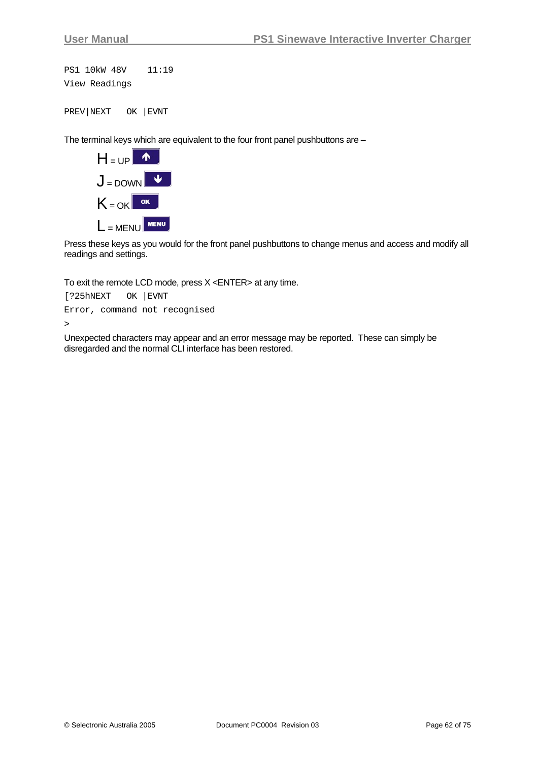```
PS1 10kW 48V    11:19
View Readings

PREV|NEXT   OK |EVNT
```

The terminal keys which are equivalent to the four front panel pushbuttons are –

- H = UP
- J = DOWN
- K = OK
- L = MENU

Press these keys as you would for the front panel pushbuttons to change menus and access and modify all readings and settings.

To exit the remote LCD mode, press X <ENTER> at any time.

```
[?25hNEXT   OK |EVNT
Error, command not recognised
>
```

Unexpected characters may appear and an error message may be reported. These can simply be disregarded and the normal CLI interface has been restored.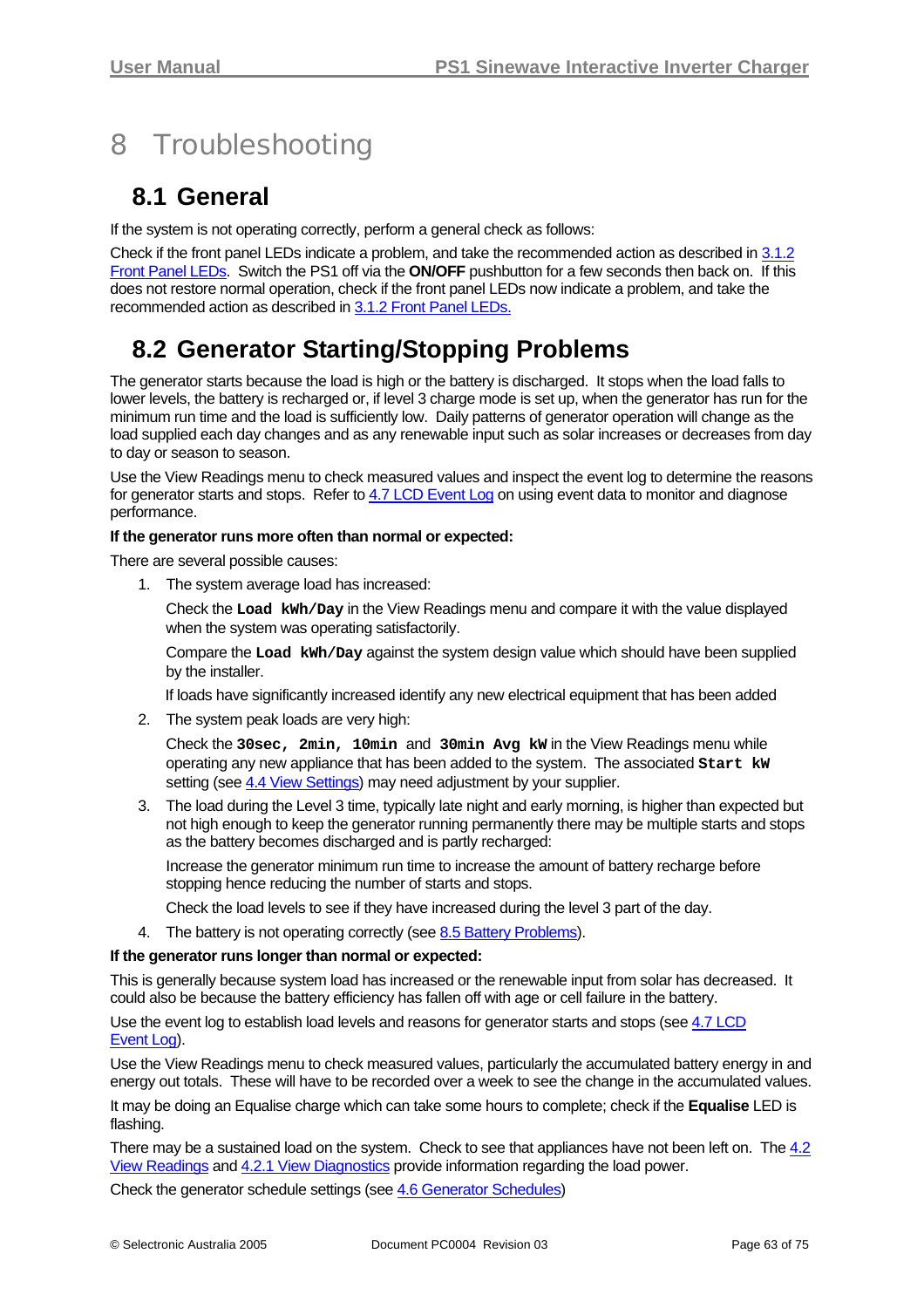# 8 Troubleshooting

## 8.1 General

If the system is not operating correctly, perform a general check as follows:

Check if the front panel LEDs indicate a problem, and take the recommended action as described in 3.1.2 Front Panel LEDs. Switch the PS1 off via the **ON/OFF** pushbutton for a few seconds then back on. If this does not restore normal operation, check if the front panel LEDs now indicate a problem, and take the recommended action as described in 3.1.2 Front Panel LEDs.

## 8.2 Generator Starting/Stopping Problems

The generator starts because the load is high or the battery is discharged. It stops when the load falls to lower levels, the battery is recharged or, if level 3 charge mode is set up, when the generator has run for the minimum run time and the load is sufficiently low. Daily patterns of generator operation will change as the load supplied each day changes and as any renewable input such as solar increases or decreases from day to day or season to season.

Use the View Readings menu to check measured values and inspect the event log to determine the reasons for generator starts and stops. Refer to 4.7 LCD Event Log on using event data to monitor and diagnose performance.

**If the generator runs more often than normal or expected:**

There are several possible causes:

1. The system average load has increased:

   Check the **`Load kWh/Day`** in the View Readings menu and compare it with the value displayed when the system was operating satisfactorily.

   Compare the **`Load kWh/Day`** against the system design value which should have been supplied by the installer.

   If loads have significantly increased identify any new electrical equipment that has been added

2. The system peak loads are very high:

   Check the **`30sec, 2min, 10min`** and **`30min Avg kW`** in the View Readings menu while operating any new appliance that has been added to the system. The associated **`Start kW`** setting (see 4.4 View Settings) may need adjustment by your supplier.

3. The load during the Level 3 time, typically late night and early morning, is higher than expected but not high enough to keep the generator running permanently there may be multiple starts and stops as the battery becomes discharged and is partly recharged:

   Increase the generator minimum run time to increase the amount of battery recharge before stopping hence reducing the number of starts and stops.

   Check the load levels to see if they have increased during the level 3 part of the day.

4. The battery is not operating correctly (see 8.5 Battery Problems).

**If the generator runs longer than normal or expected:**

This is generally because system load has increased or the renewable input from solar has decreased. It could also be because the battery efficiency has fallen off with age or cell failure in the battery.

Use the event log to establish load levels and reasons for generator starts and stops (see 4.7 LCD Event Log).

Use the View Readings menu to check measured values, particularly the accumulated battery energy in and energy out totals. These will have to be recorded over a week to see the change in the accumulated values.

It may be doing an Equalise charge which can take some hours to complete; check if the **Equalise** LED is flashing.

There may be a sustained load on the system. Check to see that appliances have not been left on. The 4.2 View Readings and 4.2.1 View Diagnostics provide information regarding the load power.

Check the generator schedule settings (see 4.6 Generator Schedules)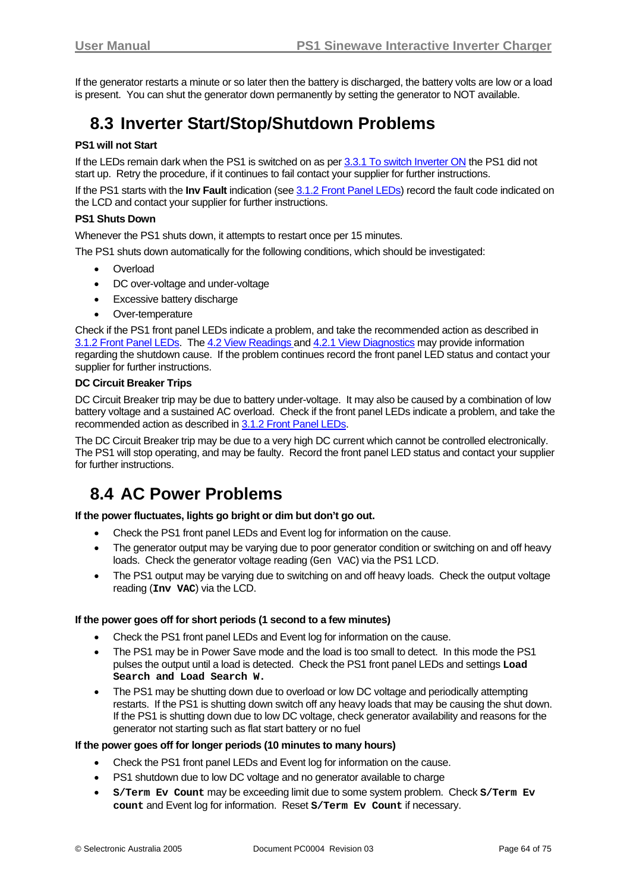If the generator restarts a minute or so later then the battery is discharged, the battery volts are low or a load is present. You can shut the generator down permanently by setting the generator to NOT available.

## 8.3 Inverter Start/Stop/Shutdown Problems

**PS1 will not Start**

If the LEDs remain dark when the PS1 is switched on as per 3.3.1 To switch Inverter ON the PS1 did not start up. Retry the procedure, if it continues to fail contact your supplier for further instructions.

If the PS1 starts with the **Inv Fault** indication (see 3.1.2 Front Panel LEDs) record the fault code indicated on the LCD and contact your supplier for further instructions.

**PS1 Shuts Down**

Whenever the PS1 shuts down, it attempts to restart once per 15 minutes.

The PS1 shuts down automatically for the following conditions, which should be investigated:

- Overload
- DC over-voltage and under-voltage
- Excessive battery discharge
- Over-temperature

Check if the PS1 front panel LEDs indicate a problem, and take the recommended action as described in 3.1.2 Front Panel LEDs. The 4.2 View Readings and 4.2.1 View Diagnostics may provide information regarding the shutdown cause. If the problem continues record the front panel LED status and contact your supplier for further instructions.

**DC Circuit Breaker Trips**

DC Circuit Breaker trip may be due to battery under-voltage. It may also be caused by a combination of low battery voltage and a sustained AC overload. Check if the front panel LEDs indicate a problem, and take the recommended action as described in 3.1.2 Front Panel LEDs.

The DC Circuit Breaker trip may be due to a very high DC current which cannot be controlled electronically. The PS1 will stop operating, and may be faulty. Record the front panel LED status and contact your supplier for further instructions.

## 8.4 AC Power Problems

**If the power fluctuates, lights go bright or dim but don't go out.**

- Check the PS1 front panel LEDs and Event log for information on the cause.
- The generator output may be varying due to poor generator condition or switching on and off heavy loads. Check the generator voltage reading (`Gen VAC`) via the PS1 LCD.
- The PS1 output may be varying due to switching on and off heavy loads. Check the output voltage reading (**`Inv VAC`**) via the LCD.

**If the power goes off for short periods (1 second to a few minutes)**

- Check the PS1 front panel LEDs and Event log for information on the cause.
- The PS1 may be in Power Save mode and the load is too small to detect. In this mode the PS1 pulses the output until a load is detected. Check the PS1 front panel LEDs and settings **`Load Search and Load Search W.`**
- The PS1 may be shutting down due to overload or low DC voltage and periodically attempting restarts. If the PS1 is shutting down switch off any heavy loads that may be causing the shut down. If the PS1 is shutting down due to low DC voltage, check generator availability and reasons for the generator not starting such as flat start battery or no fuel

**If the power goes off for longer periods (10 minutes to many hours)**

- Check the PS1 front panel LEDs and Event log for information on the cause.
- PS1 shutdown due to low DC voltage and no generator available to charge
- **`S/Term Ev Count`** may be exceeding limit due to some system problem. Check **`S/Term Ev count`** and Event log for information. Reset **`S/Term Ev Count`** if necessary.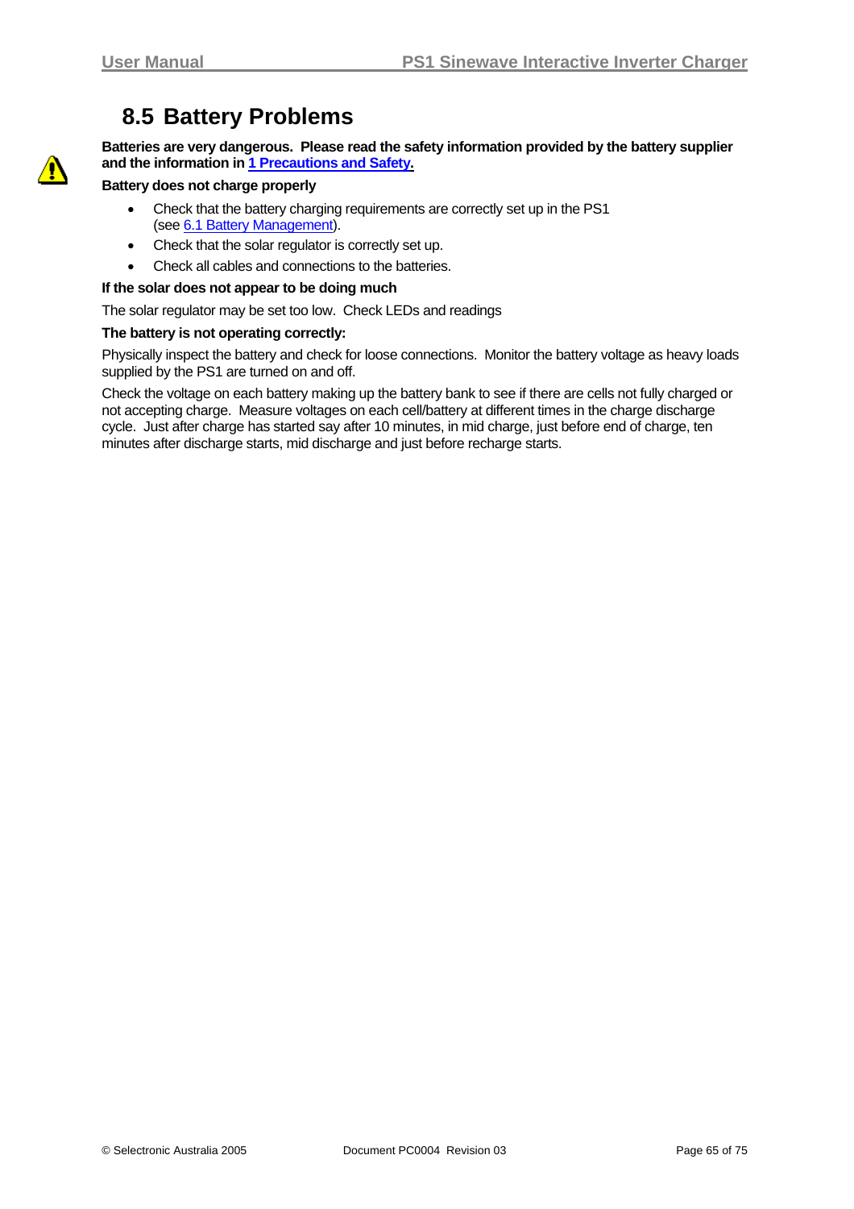## 8.5 Battery Problems

**Batteries are very dangerous. Please read the safety information provided by the battery supplier and the information in 1 Precautions and Safety.**

**Battery does not charge properly**

- Check that the battery charging requirements are correctly set up in the PS1 (see 6.1 Battery Management).
- Check that the solar regulator is correctly set up.
- Check all cables and connections to the batteries.

**If the solar does not appear to be doing much**

The solar regulator may be set too low. Check LEDs and readings

**The battery is not operating correctly:**

Physically inspect the battery and check for loose connections. Monitor the battery voltage as heavy loads supplied by the PS1 are turned on and off.

Check the voltage on each battery making up the battery bank to see if there are cells not fully charged or not accepting charge. Measure voltages on each cell/battery at different times in the charge discharge cycle. Just after charge has started say after 10 minutes, in mid charge, just before end of charge, ten minutes after discharge starts, mid discharge and just before recharge starts.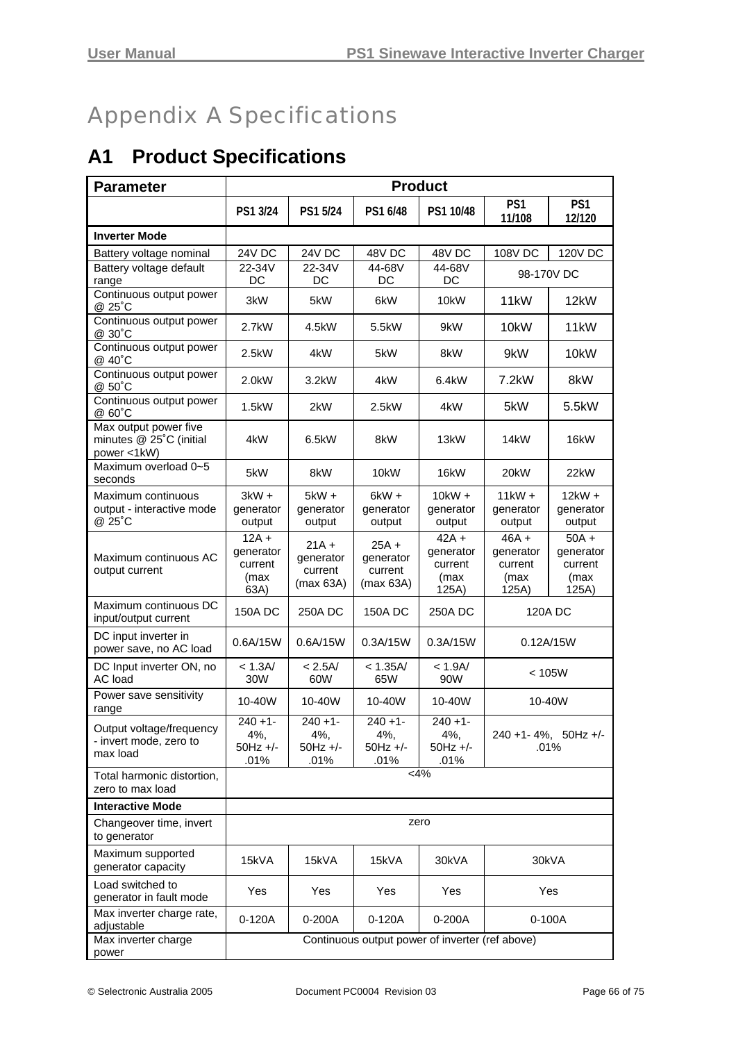# Appendix A Specifications

## A1 Product Specifications

| Parameter | Product | | | | | |
|---|---|---|---|---|---|---|
| | PS1 3/24 | PS1 5/24 | PS1 6/48 | PS1 10/48 | PS1 11/108 | PS1 12/120 |
| **Inverter Mode** | | | | | | |
| Battery voltage nominal | 24V DC | 24V DC | 48V DC | 48V DC | 108V DC | 120V DC |
| Battery voltage default range | 22-34V DC | 22-34V DC | 44-68V DC | 44-68V DC | 98-170V DC | |
| Continuous output power @ 25˚C | 3kW | 5kW | 6kW | 10kW | 11kW | 12kW |
| Continuous output power @ 30˚C | 2.7kW | 4.5kW | 5.5kW | 9kW | 10kW | 11kW |
| Continuous output power @ 40˚C | 2.5kW | 4kW | 5kW | 8kW | 9kW | 10kW |
| Continuous output power @ 50˚C | 2.0kW | 3.2kW | 4kW | 6.4kW | 7.2kW | 8kW |
| Continuous output power @ 60˚C | 1.5kW | 2kW | 2.5kW | 4kW | 5kW | 5.5kW |
| Max output power five minutes @ 25˚C (initial power <1kW) | 4kW | 6.5kW | 8kW | 13kW | 14kW | 16kW |
| Maximum overload 0~5 seconds | 5kW | 8kW | 10kW | 16kW | 20kW | 22kW |
| Maximum continuous output - interactive mode @ 25˚C | 3kW + generator output | 5kW + generator output | 6kW + generator output | 10kW + generator output | 11kW + generator output | 12kW + generator output |
| Maximum continuous AC output current | 12A + generator current (max 63A) | 21A + generator current (max 63A) | 25A + generator current (max 63A) | 42A + generator current (max 125A) | 46A + generator current (max 125A) | 50A + generator current (max 125A) |
| Maximum continuous DC input/output current | 150A DC | 250A DC | 150A DC | 250A DC | 120A DC | |
| DC input inverter in power save, no AC load | 0.6A/15W | 0.6A/15W | 0.3A/15W | 0.3A/15W | 0.12A/15W | |
| DC Input inverter ON, no AC load | < 1.3A/ 30W | < 2.5A/ 60W | < 1.35A/ 65W | < 1.9A/ 90W | < 105W | |
| Power save sensitivity range | 10-40W | 10-40W | 10-40W | 10-40W | 10-40W | |
| Output voltage/frequency - invert mode, zero to max load | 240 +1- 4%, 50Hz +/- .01% | 240 +1- 4%, 50Hz +/- .01% | 240 +1- 4%, 50Hz +/- .01% | 240 +1- 4%, 50Hz +/- .01% | 240 +1- 4%, 50Hz +/- .01% | |
| Total harmonic distortion, zero to max load | <4% | | | | | |
| **Interactive Mode** | | | | | | |
| Changeover time, invert to generator | zero | | | | | |
| Maximum supported generator capacity | 15kVA | 15kVA | 15kVA | 30kVA | 30kVA | |
| Load switched to generator in fault mode | Yes | Yes | Yes | Yes | Yes | |
| Max inverter charge rate, adjustable | 0-120A | 0-200A | 0-120A | 0-200A | 0-100A | |
| Max inverter charge power | Continuous output power of inverter (ref above) | | | | | |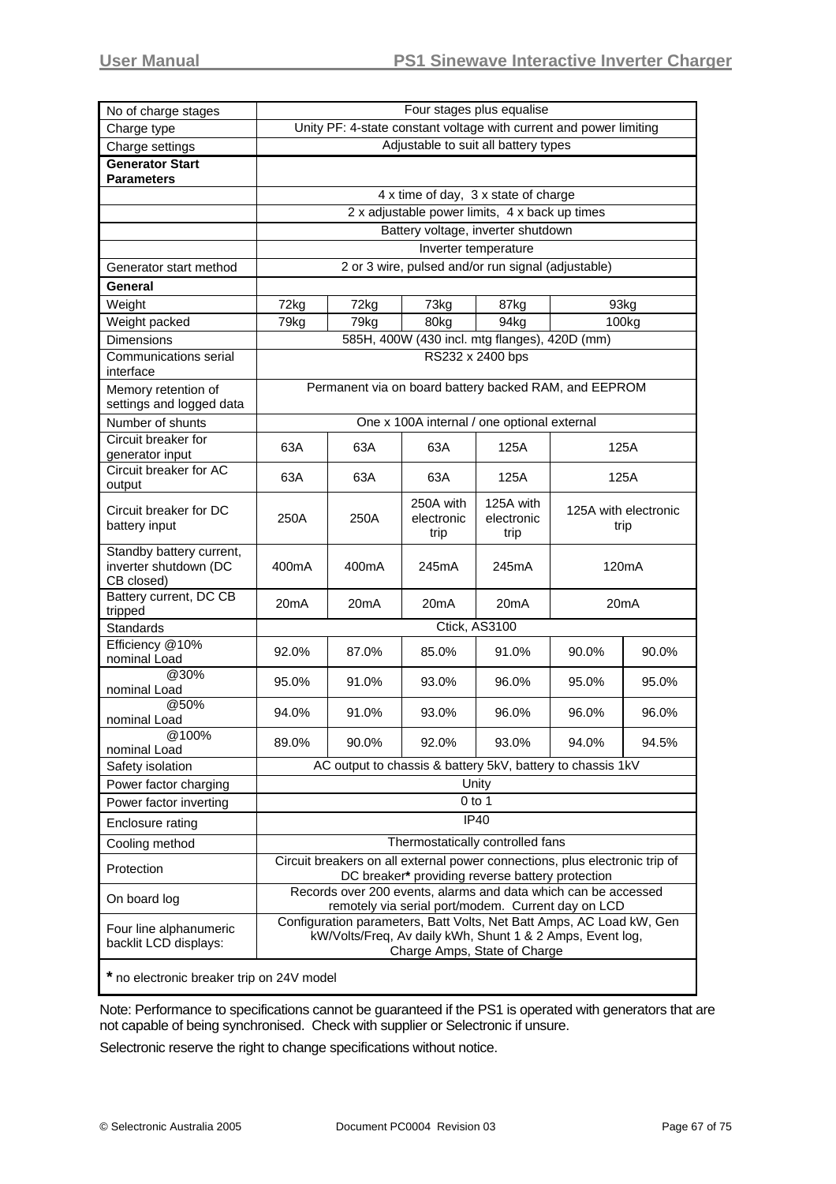| | | | | | | |
|---|---|---|---|---|---|---|
| No of charge stages | Four stages plus equalise | | | | | |
| Charge type | Unity PF: 4-state constant voltage with current and power limiting | | | | | |
| Charge settings | Adjustable to suit all battery types | | | | | |
| **Generator Start Parameters** | | | | | | |
| | 4 x time of day, 3 x state of charge | | | | | |
| | 2 x adjustable power limits, 4 x back up times | | | | | |
| | Battery voltage, inverter shutdown | | | | | |
| | Inverter temperature | | | | | |
| Generator start method | 2 or 3 wire, pulsed and/or run signal (adjustable) | | | | | |
| **General** | | | | | | |
| Weight | 72kg | 72kg | 73kg | 87kg | 93kg | |
| Weight packed | 79kg | 79kg | 80kg | 94kg | 100kg | |
| Dimensions | 585H, 400W (430 incl. mtg flanges), 420D (mm) | | | | | |
| Communications serial interface | RS232 x 2400 bps | | | | | |
| Memory retention of settings and logged data | Permanent via on board battery backed RAM, and EEPROM | | | | | |
| Number of shunts | One x 100A internal / one optional external | | | | | |
| Circuit breaker for generator input | 63A | 63A | 63A | 125A | 125A | |
| Circuit breaker for AC output | 63A | 63A | 63A | 125A | 125A | |
| Circuit breaker for DC battery input | 250A | 250A | 250A with electronic trip | 125A with electronic trip | 125A with electronic trip | |
| Standby battery current, inverter shutdown (DC CB closed) | 400mA | 400mA | 245mA | 245mA | 120mA | |
| Battery current, DC CB tripped | 20mA | 20mA | 20mA | 20mA | 20mA | |
| Standards | Ctick, AS3100 | | | | | |
| Efficiency @10% nominal Load | 92.0% | 87.0% | 85.0% | 91.0% | 90.0% | 90.0% |
| @30% nominal Load | 95.0% | 91.0% | 93.0% | 96.0% | 95.0% | 95.0% |
| @50% nominal Load | 94.0% | 91.0% | 93.0% | 96.0% | 96.0% | 96.0% |
| @100% nominal Load | 89.0% | 90.0% | 92.0% | 93.0% | 94.0% | 94.5% |
| Safety isolation | AC output to chassis & battery 5kV, battery to chassis 1kV | | | | | |
| Power factor charging | Unity | | | | | |
| Power factor inverting | 0 to 1 | | | | | |
| Enclosure rating | IP40 | | | | | |
| Cooling method | Thermostatically controlled fans | | | | | |
| Protection | Circuit breakers on all external power connections, plus electronic trip of DC breaker* providing reverse battery protection | | | | | |
| On board log | Records over 200 events, alarms and data which can be accessed remotely via serial port/modem. Current day on LCD | | | | | |
| Four line alphanumeric backlit LCD displays: | Configuration parameters, Batt Volts, Net Batt Amps, AC Load kW, Gen kW/Volts/Freq, Av daily kWh, Shunt 1 & 2 Amps, Event log, Charge Amps, State of Charge | | | | | |

**\*** no electronic breaker trip on 24V model

Note: Performance to specifications cannot be guaranteed if the PS1 is operated with generators that are not capable of being synchronised. Check with supplier or Selectronic if unsure.

Selectronic reserve the right to change specifications without notice.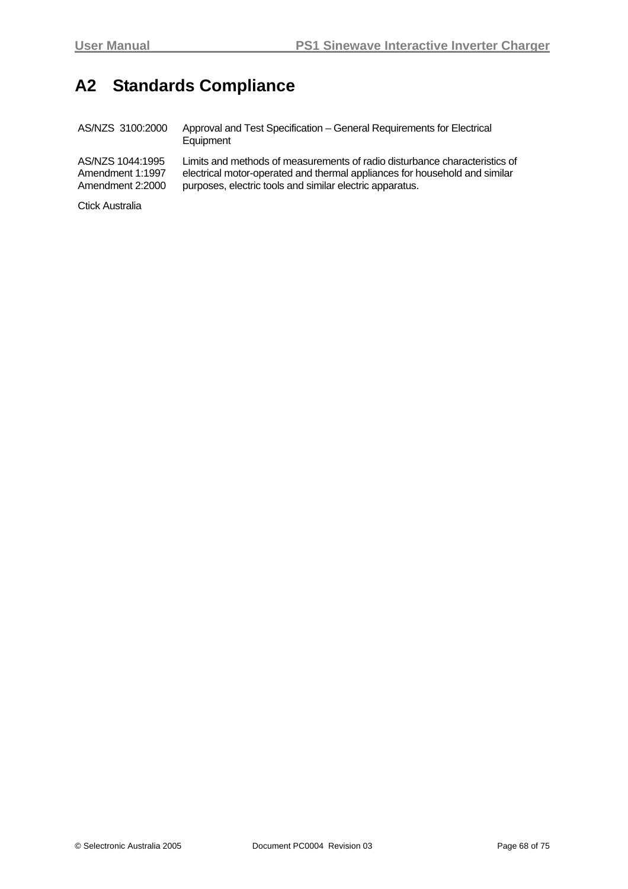# A2 Standards Compliance

| | |
|---|---|
| AS/NZS 3100:2000 | Approval and Test Specification – General Requirements for Electrical Equipment |
| AS/NZS 1044:1995<br>Amendment 1:1997<br>Amendment 2:2000 | Limits and methods of measurements of radio disturbance characteristics of electrical motor-operated and thermal appliances for household and similar purposes, electric tools and similar electric apparatus. |
| Ctick Australia | |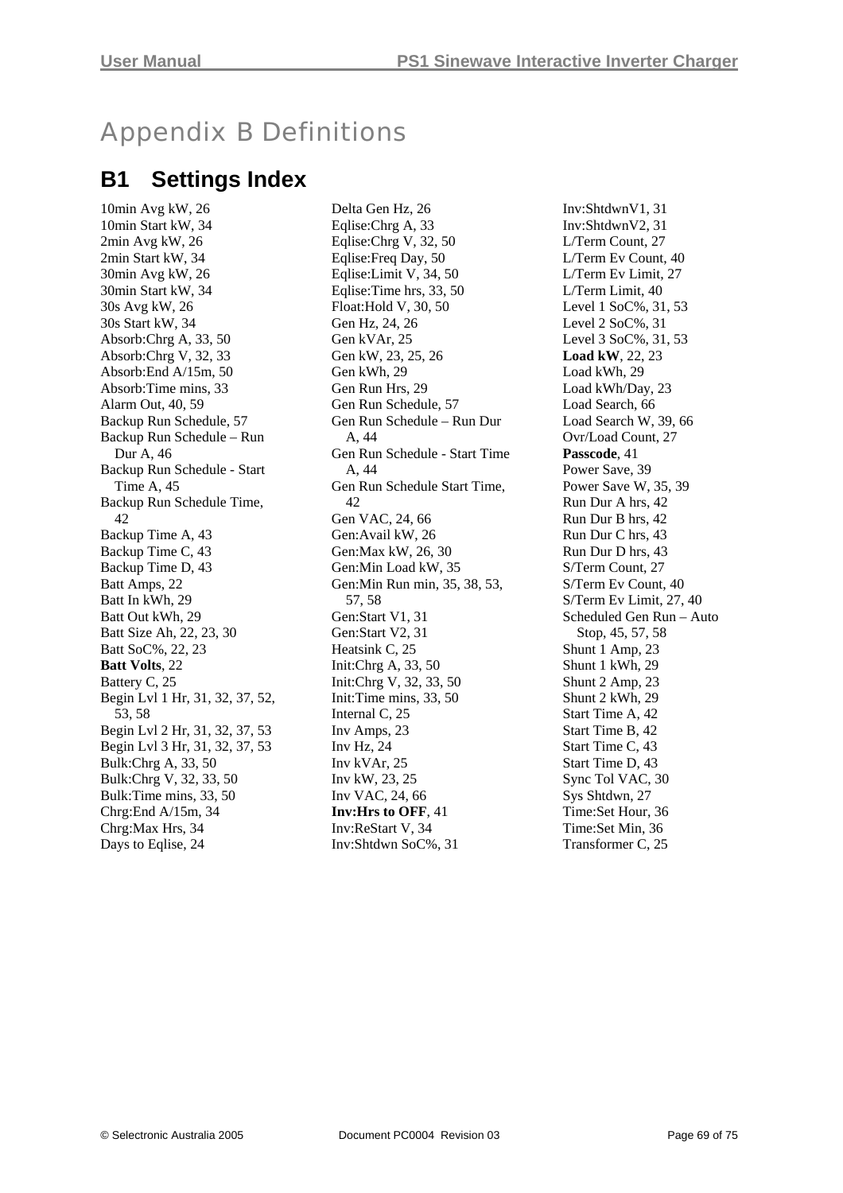# Appendix B Definitions

## B1 Settings Index

10min Avg kW, 26
10min Start kW, 34
2min Avg kW, 26
2min Start kW, 34
30min Avg kW, 26
30min Start kW, 34
30s Avg kW, 26
30s Start kW, 34
Absorb:Chrg A, 33, 50
Absorb:Chrg V, 32, 33
Absorb:End A/15m, 50
Absorb:Time mins, 33
Alarm Out, 40, 59
Backup Run Schedule, 57
Backup Run Schedule – Run Dur A, 46
Backup Run Schedule - Start Time A, 45
Backup Run Schedule Time, 42
Backup Time A, 43
Backup Time C, 43
Backup Time D, 43
Batt Amps, 22
Batt In kWh, 29
Batt Out kWh, 29
Batt Size Ah, 22, 23, 30
Batt SoC%, 22, 23
**Batt Volts**, 22
Battery C, 25
Begin Lvl 1 Hr, 31, 32, 37, 52, 53, 58
Begin Lvl 2 Hr, 31, 32, 37, 53
Begin Lvl 3 Hr, 31, 32, 37, 53
Bulk:Chrg A, 33, 50
Bulk:Chrg V, 32, 33, 50
Bulk:Time mins, 33, 50
Chrg:End A/15m, 34
Chrg:Max Hrs, 34
Days to Eqlise, 24
Delta Gen Hz, 26
Eqlise:Chrg A, 33
Eqlise:Chrg V, 32, 50
Eqlise:Freq Day, 50
Eqlise:Limit V, 34, 50
Eqlise:Time hrs, 33, 50
Float:Hold V, 30, 50
Gen Hz, 24, 26
Gen kVAr, 25
Gen kW, 23, 25, 26
Gen kWh, 29
Gen Run Hrs, 29
Gen Run Schedule, 57
Gen Run Schedule – Run Dur A, 44
Gen Run Schedule - Start Time A, 44
Gen Run Schedule Start Time, 42
Gen VAC, 24, 66
Gen:Avail kW, 26
Gen:Max kW, 26, 30
Gen:Min Load kW, 35
Gen:Min Run min, 35, 38, 53, 57, 58
Gen:Start V1, 31
Gen:Start V2, 31
Heatsink C, 25
Init:Chrg A, 33, 50
Init:Chrg V, 32, 33, 50
Init:Time mins, 33, 50
Internal C, 25
Inv Amps, 23
Inv Hz, 24
Inv kVAr, 25
Inv kW, 23, 25
Inv VAC, 24, 66
**Inv:Hrs to OFF**, 41
Inv:ReStart V, 34
Inv:Shtdwn SoC%, 31
Inv:ShtdwnV1, 31
Inv:ShtdwnV2, 31
L/Term Count, 27
L/Term Ev Count, 40
L/Term Ev Limit, 27
L/Term Limit, 40
Level 1 SoC%, 31, 53
Level 2 SoC%, 31
Level 3 SoC%, 31, 53
**Load kW**, 22, 23
Load kWh, 29
Load kWh/Day, 23
Load Search, 66
Load Search W, 39, 66
Ovr/Load Count, 27
**Passcode**, 41
Power Save, 39
Power Save W, 35, 39
Run Dur A hrs, 42
Run Dur B hrs, 42
Run Dur C hrs, 43
Run Dur D hrs, 43
S/Term Count, 27
S/Term Ev Count, 40
S/Term Ev Limit, 27, 40
Scheduled Gen Run – Auto Stop, 45, 57, 58
Shunt 1 Amp, 23
Shunt 1 kWh, 29
Shunt 2 Amp, 23
Shunt 2 kWh, 29
Start Time A, 42
Start Time B, 42
Start Time C, 43
Start Time D, 43
Sync Tol VAC, 30
Sys Shtdwn, 27
Time:Set Hour, 36
Time:Set Min, 36
Transformer C, 25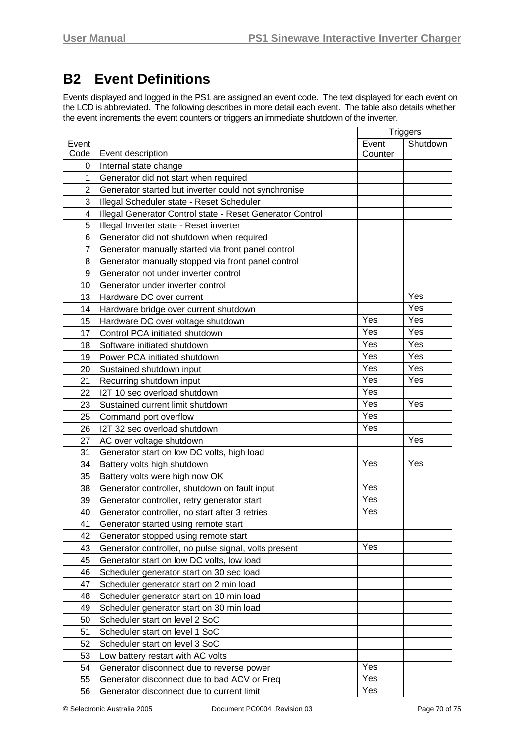## B2 Event Definitions

Events displayed and logged in the PS1 are assigned an event code. The text displayed for each event on the LCD is abbreviated. The following describes in more detail each event. The table also details whether the event increments the event counters or triggers an immediate shutdown of the inverter.

| Event Code | Event description | Triggers | |
|---|---|---|---|
| | | Event Counter | Shutdown |
| 0 | Internal state change | | |
| 1 | Generator did not start when required | | |
| 2 | Generator started but inverter could not synchronise | | |
| 3 | Illegal Scheduler state - Reset Scheduler | | |
| 4 | Illegal Generator Control state - Reset Generator Control | | |
| 5 | Illegal Inverter state - Reset inverter | | |
| 6 | Generator did not shutdown when required | | |
| 7 | Generator manually started via front panel control | | |
| 8 | Generator manually stopped via front panel control | | |
| 9 | Generator not under inverter control | | |
| 10 | Generator under inverter control | | |
| 13 | Hardware DC over current | | Yes |
| 14 | Hardware bridge over current shutdown | | Yes |
| 15 | Hardware DC over voltage shutdown | Yes | Yes |
| 17 | Control PCA initiated shutdown | Yes | Yes |
| 18 | Software initiated shutdown | Yes | Yes |
| 19 | Power PCA initiated shutdown | Yes | Yes |
| 20 | Sustained shutdown input | Yes | Yes |
| 21 | Recurring shutdown input | Yes | Yes |
| 22 | I2T 10 sec overload shutdown | Yes | |
| 23 | Sustained current limit shutdown | Yes | Yes |
| 25 | Command port overflow | Yes | |
| 26 | I2T 32 sec overload shutdown | Yes | |
| 27 | AC over voltage shutdown | | Yes |
| 31 | Generator start on low DC volts, high load | | |
| 34 | Battery volts high shutdown | Yes | Yes |
| 35 | Battery volts were high now OK | | |
| 38 | Generator controller, shutdown on fault input | Yes | |
| 39 | Generator controller, retry generator start | Yes | |
| 40 | Generator controller, no start after 3 retries | Yes | |
| 41 | Generator started using remote start | | |
| 42 | Generator stopped using remote start | | |
| 43 | Generator controller, no pulse signal, volts present | Yes | |
| 45 | Generator start on low DC volts, low load | | |
| 46 | Scheduler generator start on 30 sec load | | |
| 47 | Scheduler generator start on 2 min load | | |
| 48 | Scheduler generator start on 10 min load | | |
| 49 | Scheduler generator start on 30 min load | | |
| 50 | Scheduler start on level 2 SoC | | |
| 51 | Scheduler start on level 1 SoC | | |
| 52 | Scheduler start on level 3 SoC | | |
| 53 | Low battery restart with AC volts | | |
| 54 | Generator disconnect due to reverse power | Yes | |
| 55 | Generator disconnect due to bad ACV or Freq | Yes | |
| 56 | Generator disconnect due to current limit | Yes | |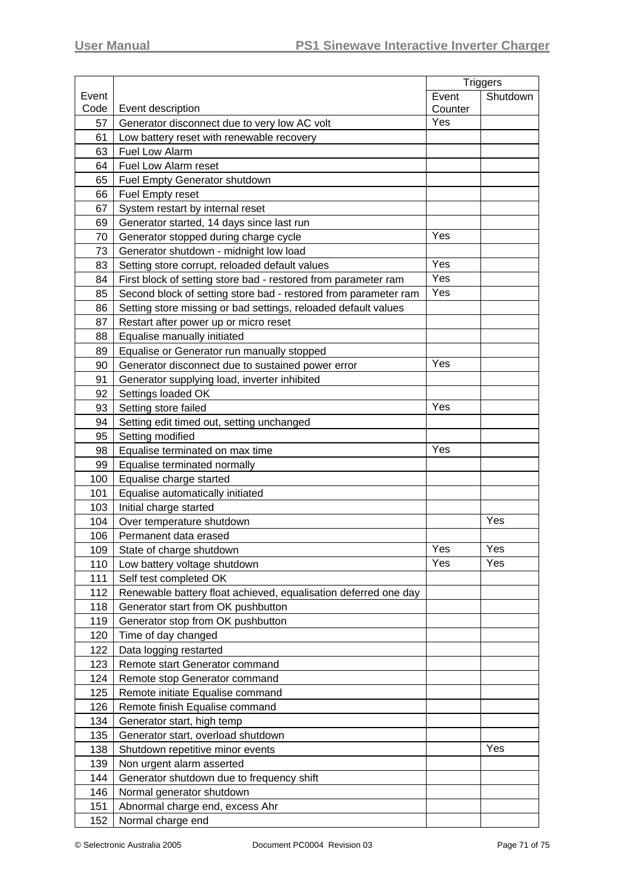| Event Code | Event description | Triggers | |
|---|---|---|---|
| | | Event Counter | Shutdown |
| 57 | Generator disconnect due to very low AC volt | Yes | |
| 61 | Low battery reset with renewable recovery | | |
| 63 | Fuel Low Alarm | | |
| 64 | Fuel Low Alarm reset | | |
| 65 | Fuel Empty Generator shutdown | | |
| 66 | Fuel Empty reset | | |
| 67 | System restart by internal reset | | |
| 69 | Generator started, 14 days since last run | | |
| 70 | Generator stopped during charge cycle | Yes | |
| 73 | Generator shutdown - midnight low load | | |
| 83 | Setting store corrupt, reloaded default values | Yes | |
| 84 | First block of setting store bad - restored from parameter ram | Yes | |
| 85 | Second block of setting store bad - restored from parameter ram | Yes | |
| 86 | Setting store missing or bad settings, reloaded default values | | |
| 87 | Restart after power up or micro reset | | |
| 88 | Equalise manually initiated | | |
| 89 | Equalise or Generator run manually stopped | | |
| 90 | Generator disconnect due to sustained power error | Yes | |
| 91 | Generator supplying load, inverter inhibited | | |
| 92 | Settings loaded OK | | |
| 93 | Setting store failed | Yes | |
| 94 | Setting edit timed out, setting unchanged | | |
| 95 | Setting modified | | |
| 98 | Equalise terminated on max time | Yes | |
| 99 | Equalise terminated normally | | |
| 100 | Equalise charge started | | |
| 101 | Equalise automatically initiated | | |
| 103 | Initial charge started | | |
| 104 | Over temperature shutdown | | Yes |
| 106 | Permanent data erased | | |
| 109 | State of charge shutdown | Yes | Yes |
| 110 | Low battery voltage shutdown | Yes | Yes |
| 111 | Self test completed OK | | |
| 112 | Renewable battery float achieved, equalisation deferred one day | | |
| 118 | Generator start from OK pushbutton | | |
| 119 | Generator stop from OK pushbutton | | |
| 120 | Time of day changed | | |
| 122 | Data logging restarted | | |
| 123 | Remote start Generator command | | |
| 124 | Remote stop Generator command | | |
| 125 | Remote initiate Equalise command | | |
| 126 | Remote finish Equalise command | | |
| 134 | Generator start, high temp | | |
| 135 | Generator start, overload shutdown | | |
| 138 | Shutdown repetitive minor events | | Yes |
| 139 | Non urgent alarm asserted | | |
| 144 | Generator shutdown due to frequency shift | | |
| 146 | Normal generator shutdown | | |
| 151 | Abnormal charge end, excess Ahr | | |
| 152 | Normal charge end | | |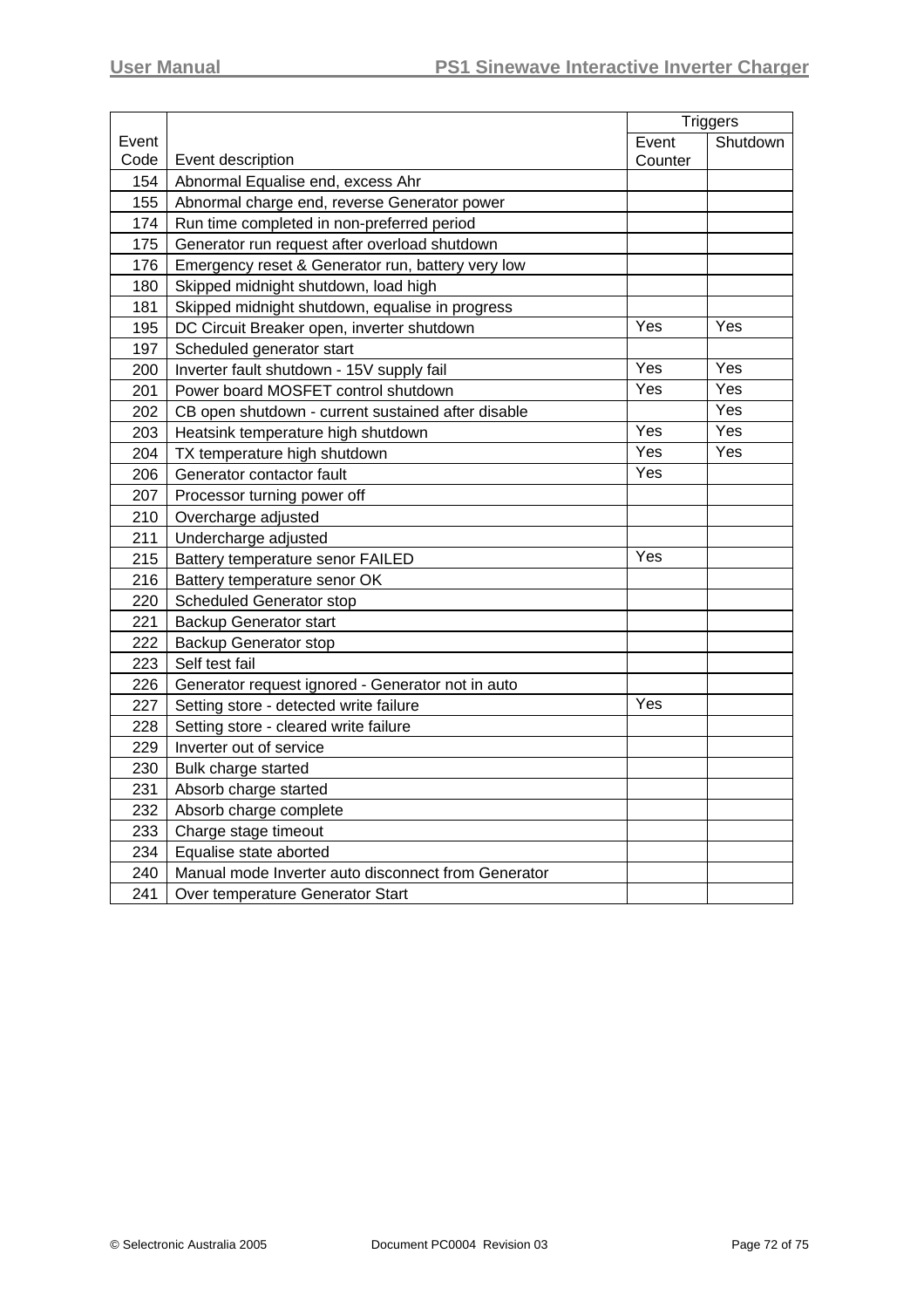| Event Code | Event description | Triggers | |
|---|---|---|---|
| | | Event Counter | Shutdown |
| 154 | Abnormal Equalise end, excess Ahr | | |
| 155 | Abnormal charge end, reverse Generator power | | |
| 174 | Run time completed in non-preferred period | | |
| 175 | Generator run request after overload shutdown | | |
| 176 | Emergency reset & Generator run, battery very low | | |
| 180 | Skipped midnight shutdown, load high | | |
| 181 | Skipped midnight shutdown, equalise in progress | | |
| 195 | DC Circuit Breaker open, inverter shutdown | Yes | Yes |
| 197 | Scheduled generator start | | |
| 200 | Inverter fault shutdown - 15V supply fail | Yes | Yes |
| 201 | Power board MOSFET control shutdown | Yes | Yes |
| 202 | CB open shutdown - current sustained after disable | | Yes |
| 203 | Heatsink temperature high shutdown | Yes | Yes |
| 204 | TX temperature high shutdown | Yes | Yes |
| 206 | Generator contactor fault | Yes | |
| 207 | Processor turning power off | | |
| 210 | Overcharge adjusted | | |
| 211 | Undercharge adjusted | | |
| 215 | Battery temperature senor FAILED | Yes | |
| 216 | Battery temperature senor OK | | |
| 220 | Scheduled Generator stop | | |
| 221 | Backup Generator start | | |
| 222 | Backup Generator stop | | |
| 223 | Self test fail | | |
| 226 | Generator request ignored - Generator not in auto | | |
| 227 | Setting store - detected write failure | Yes | |
| 228 | Setting store - cleared write failure | | |
| 229 | Inverter out of service | | |
| 230 | Bulk charge started | | |
| 231 | Absorb charge started | | |
| 232 | Absorb charge complete | | |
| 233 | Charge stage timeout | | |
| 234 | Equalise state aborted | | |
| 240 | Manual mode Inverter auto disconnect from Generator | | |
| 241 | Over temperature Generator Start | | |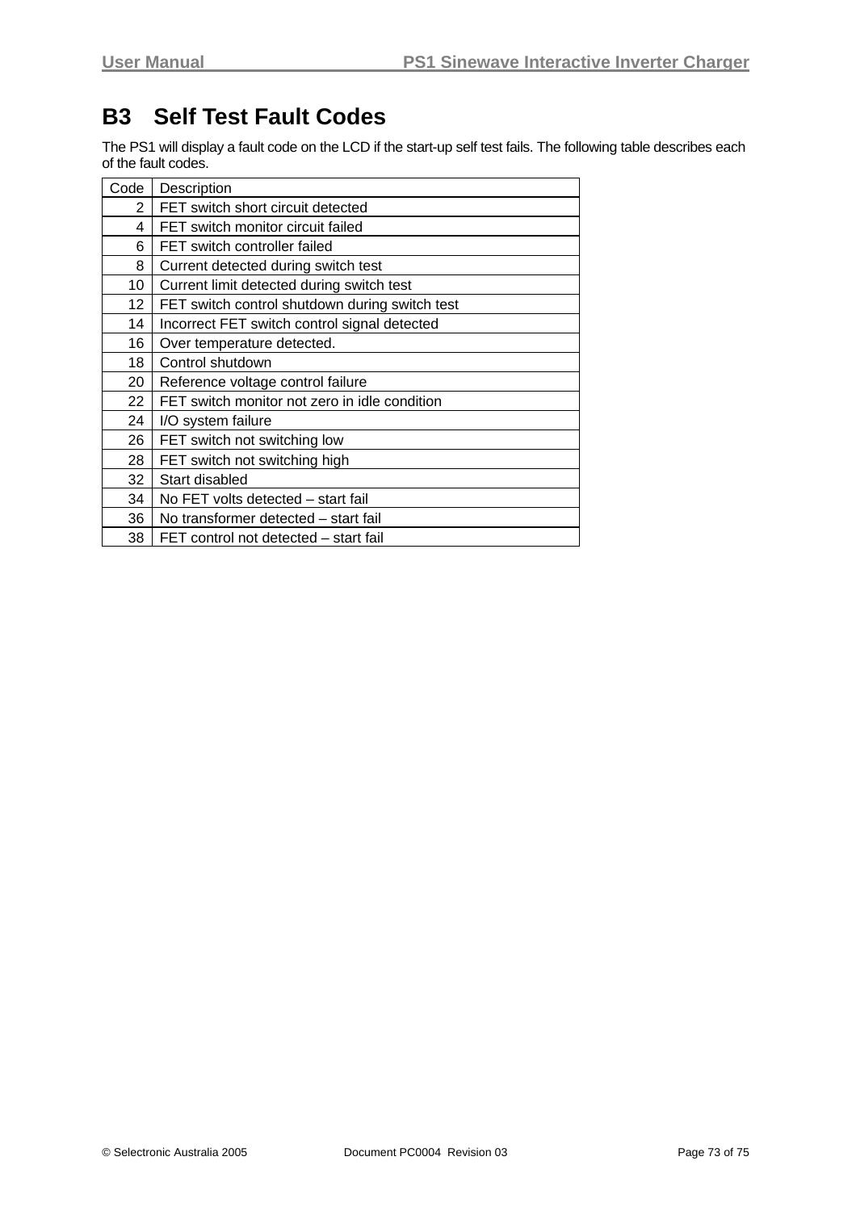## B3 Self Test Fault Codes

The PS1 will display a fault code on the LCD if the start-up self test fails. The following table describes each of the fault codes.

| Code | Description |
|---:|---|
| 2 | FET switch short circuit detected |
| 4 | FET switch monitor circuit failed |
| 6 | FET switch controller failed |
| 8 | Current detected during switch test |
| 10 | Current limit detected during switch test |
| 12 | FET switch control shutdown during switch test |
| 14 | Incorrect FET switch control signal detected |
| 16 | Over temperature detected. |
| 18 | Control shutdown |
| 20 | Reference voltage control failure |
| 22 | FET switch monitor not zero in idle condition |
| 24 | I/O system failure |
| 26 | FET switch not switching low |
| 28 | FET switch not switching high |
| 32 | Start disabled |
| 34 | No FET volts detected – start fail |
| 36 | No transformer detected – start fail |
| 38 | FET control not detected – start fail |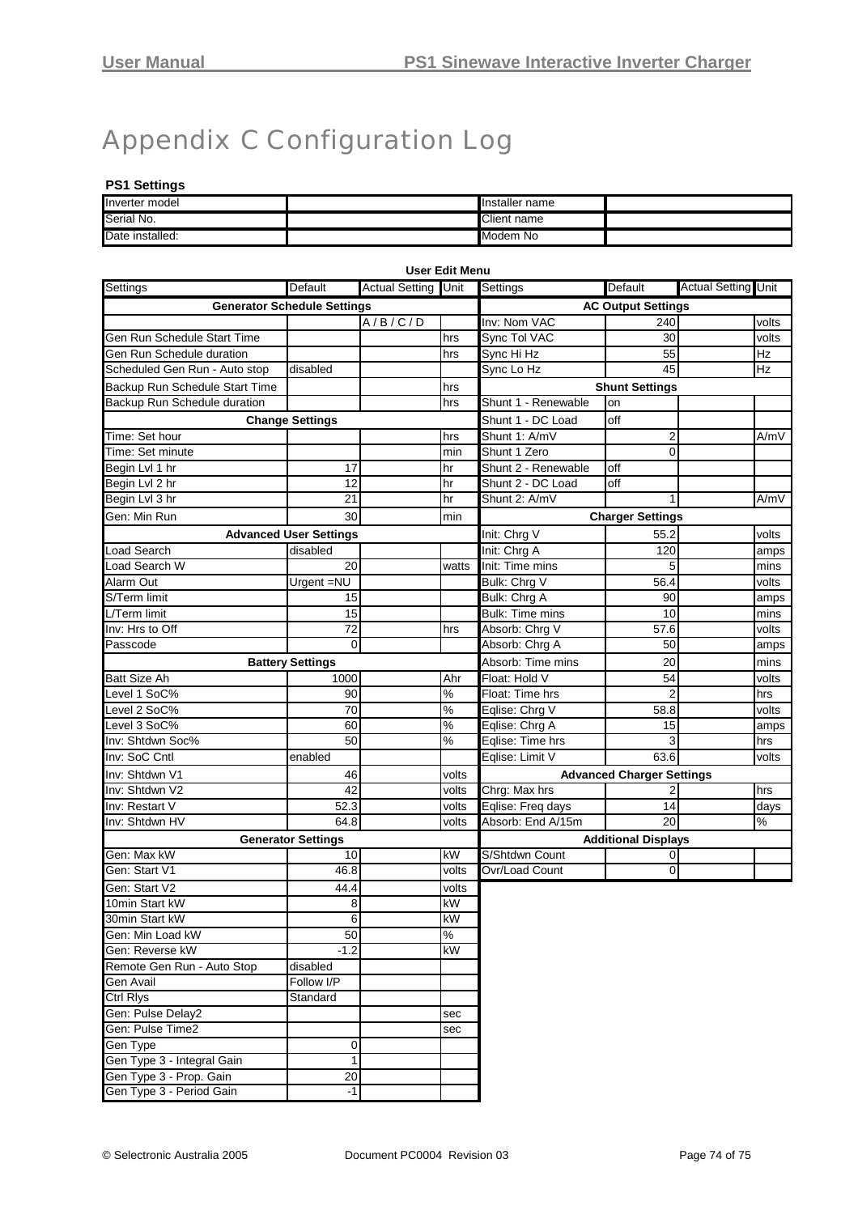# Appendix C Configuration Log

**PS1 Settings**

| | | | |
|---|---|---|---|
| Inverter model | | Installer name | |
| Serial No. | | Client name | |
| Date installed: | | Modem No | |

**User Edit Menu**

| Settings | Default | Actual Setting | Unit |
|---|---|---|---|
| **Generator Schedule Settings** | | | |
| | | A / B / C / D | |
| Gen Run Schedule Start Time | | | hrs |
| Gen Run Schedule duration | | | hrs |
| Scheduled Gen Run - Auto stop | disabled | | |
| Backup Run Schedule Start Time | | | hrs |
| Backup Run Schedule duration | | | hrs |
| **Change Settings** | | | |
| Time: Set hour | | | hrs |
| Time: Set minute | | | min |
| Begin Lvl 1 hr | 17 | | hr |
| Begin Lvl 2 hr | 12 | | hr |
| Begin Lvl 3 hr | 21 | | hr |
| Gen: Min Run | 30 | | min |
| **Advanced User Settings** | | | |
| Load Search | disabled | | |
| Load Search W | 20 | | watts |
| Alarm Out | Urgent =NU | | |
| S/Term limit | 15 | | |
| L/Term limit | 15 | | |
| Inv: Hrs to Off | 72 | | hrs |
| Passcode | 0 | | |
| **Battery Settings** | | | |
| Batt Size Ah | 1000 | | Ahr |
| Level 1 SoC% | 90 | | % |
| Level 2 SoC% | 70 | | % |
| Level 3 SoC% | 60 | | % |
| Inv: Shtdwn Soc% | 50 | | % |
| Inv: SoC Cntl | enabled | | |
| Inv: Shtdwn V1 | 46 | | volts |
| Inv: Shtdwn V2 | 42 | | volts |
| Inv: Restart V | 52.3 | | volts |
| Inv: Shtdwn HV | 64.8 | | volts |
| **Generator Settings** | | | |
| Gen: Max kW | 10 | | kW |
| Gen: Start V1 | 46.8 | | volts |
| Gen: Start V2 | 44.4 | | volts |
| 10min Start kW | 8 | | kW |
| 30min Start kW | 6 | | kW |
| Gen: Min Load kW | 50 | | % |
| Gen: Reverse kW | -1.2 | | kW |
| Remote Gen Run - Auto Stop | disabled | | |
| Gen Avail | Follow I/P | | |
| Ctrl Rlys | Standard | | |
| Gen: Pulse Delay2 | | | sec |
| Gen: Pulse Time2 | | | sec |
| Gen Type | 0 | | |
| Gen Type 3 - Integral Gain | 1 | | |
| Gen Type 3 - Prop. Gain | 20 | | |
| Gen Type 3 - Period Gain | -1 | | |

| Settings | Default | Actual Setting | Unit |
|---|---|---|---|
| **AC Output Settings** | | | |
| Inv: Nom VAC | 240 | | volts |
| Sync Tol VAC | 30 | | volts |
| Sync Hi Hz | 55 | | Hz |
| Sync Lo Hz | 45 | | Hz |
| **Shunt Settings** | | | |
| Shunt 1 - Renewable | on | | |
| Shunt 1 - DC Load | off | | |
| Shunt 1: A/mV | 2 | | A/mV |
| Shunt 1 Zero | 0 | | |
| Shunt 2 - Renewable | off | | |
| Shunt 2 - DC Load | off | | |
| Shunt 2: A/mV | 1 | | A/mV |
| **Charger Settings** | | | |
| Init: Chrg V | 55.2 | | volts |
| Init: Chrg A | 120 | | amps |
| Init: Time mins | 5 | | mins |
| Bulk: Chrg V | 56.4 | | volts |
| Bulk: Chrg A | 90 | | amps |
| Bulk: Time mins | 10 | | mins |
| Absorb: Chrg V | 57.6 | | volts |
| Absorb: Chrg A | 50 | | amps |
| Absorb: Time mins | 20 | | mins |
| Float: Hold V | 54 | | volts |
| Float: Time hrs | 2 | | hrs |
| Eqlise: Chrg V | 58.8 | | volts |
| Eqlise: Chrg A | 15 | | amps |
| Eqlise: Time hrs | 3 | | hrs |
| Eqlise: Limit V | 63.6 | | volts |
| **Advanced Charger Settings** | | | |
| Chrg: Max hrs | 2 | | hrs |
| Eqlise: Freq days | 14 | | days |
| Absorb: End A/15m | 20 | | % |
| **Additional Displays** | | | |
| S/Shtdwn Count | 0 | | |
| Ovr/Load Count | 0 | | |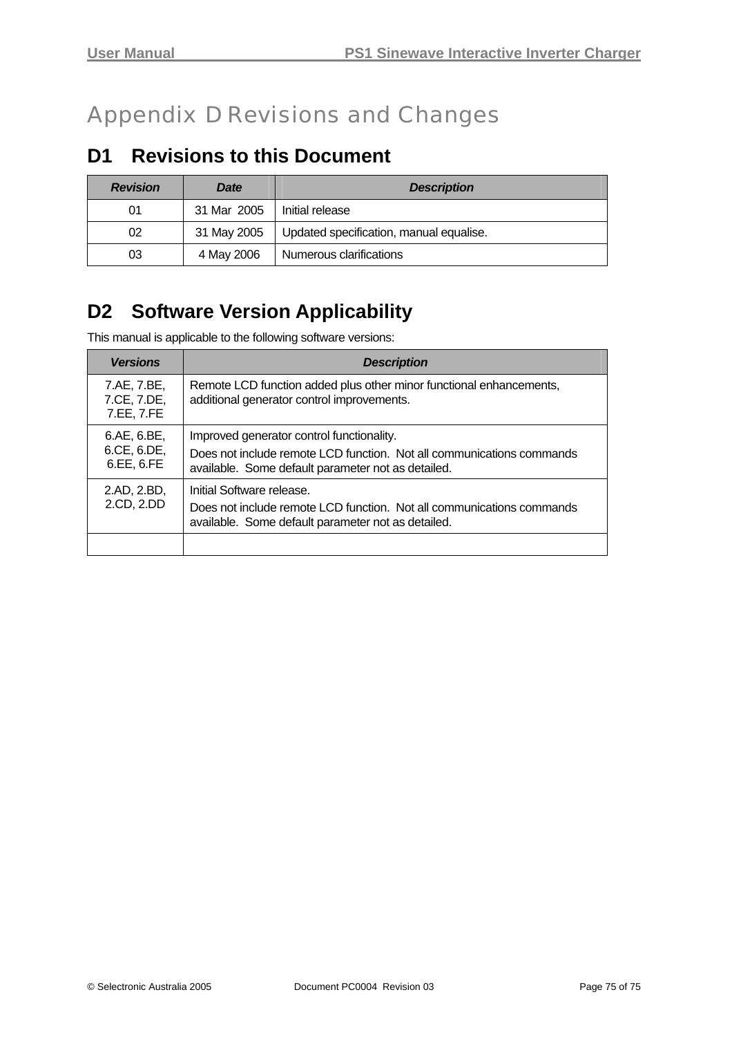# Appendix D Revisions and Changes

## D1 Revisions to this Document

| Revision | Date | Description |
|---|---|---|
| 01 | 31 Mar 2005 | Initial release |
| 02 | 31 May 2005 | Updated specification, manual equalise. |
| 03 | 4 May 2006 | Numerous clarifications |

## D2 Software Version Applicability

This manual is applicable to the following software versions:

| Versions | Description |
|---|---|
| 7.AE, 7.BE, 7.CE, 7.DE, 7.EE, 7.FE | Remote LCD function added plus other minor functional enhancements, additional generator control improvements. |
| 6.AE, 6.BE, 6.CE, 6.DE, 6.EE, 6.FE | Improved generator control functionality.<br>Does not include remote LCD function. Not all communications commands available. Some default parameter not as detailed. |
| 2.AD, 2.BD, 2.CD, 2.DD | Initial Software release.<br>Does not include remote LCD function. Not all communications commands available. Some default parameter not as detailed. |
| | |